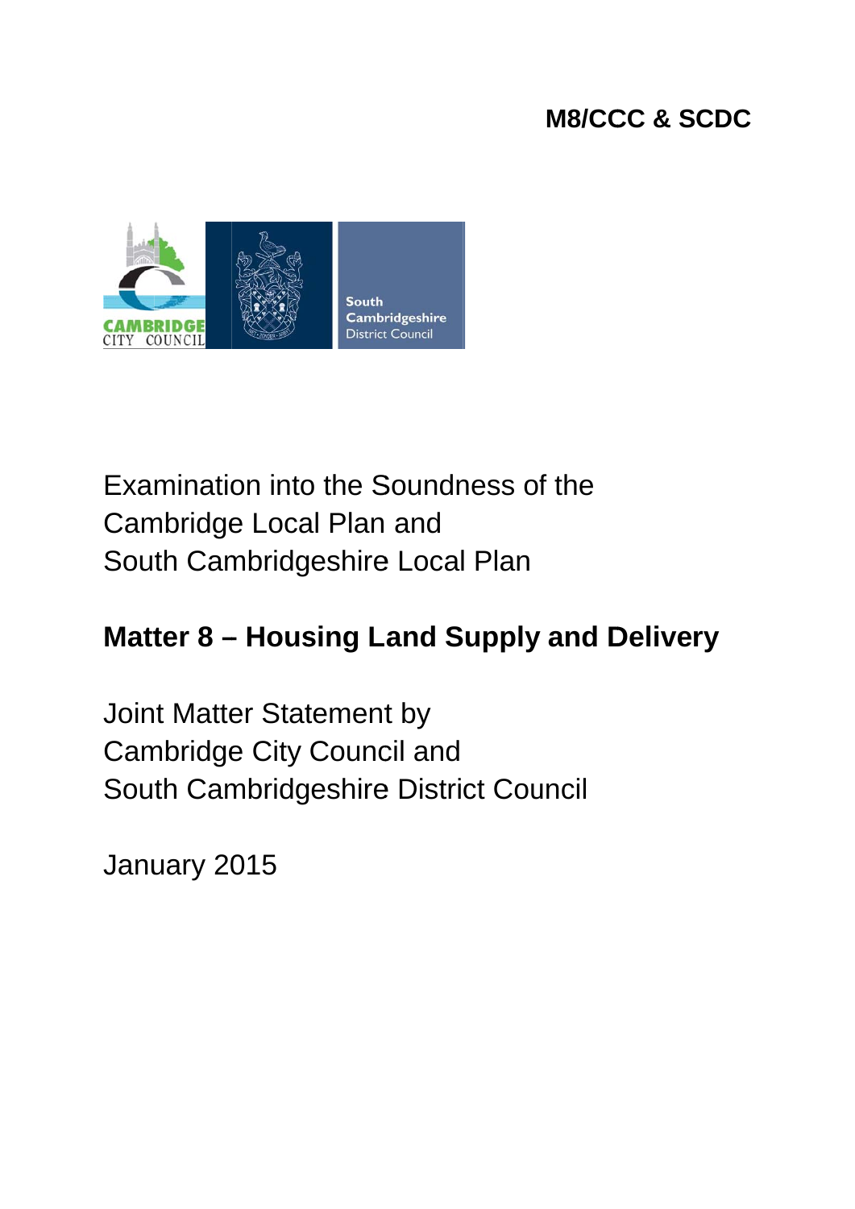**M8/CCC & SCDC**

Examination into the Soundness of the
Cambridge Local Plan and
South Cambridgeshire Local Plan

# Matter 8 – Housing Land Supply and Delivery

Joint Matter Statement by
Cambridge City Council and
South Cambridgeshire District Council

January 2015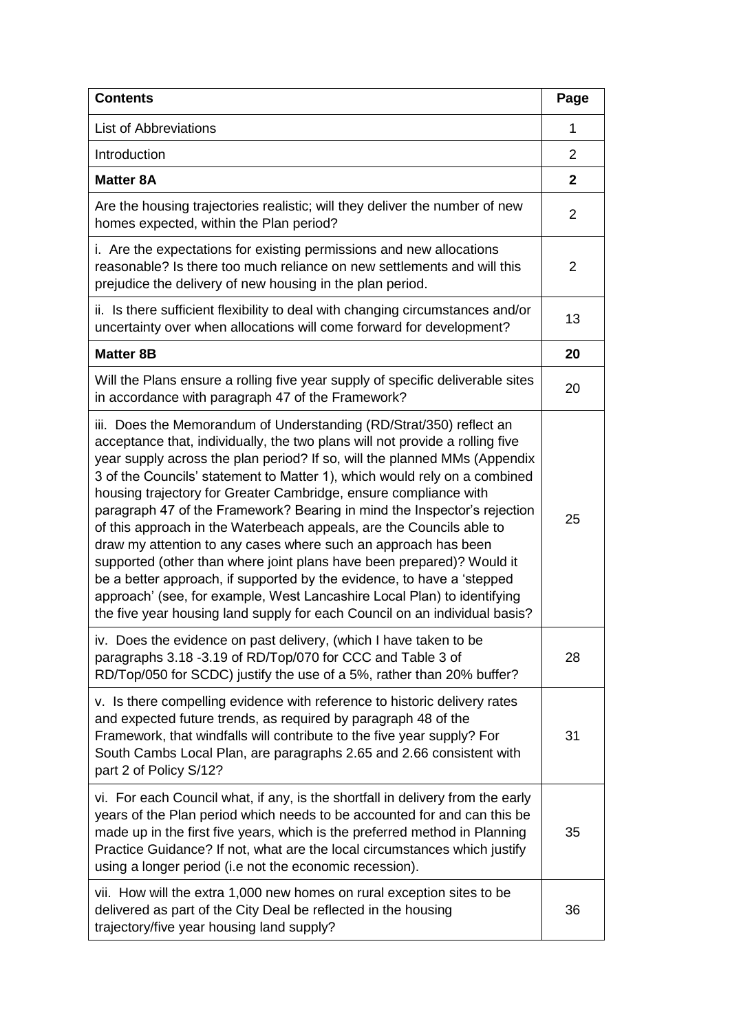| **Contents** | **Page** |
| --- | --- |
| List of Abbreviations | 1 |
| Introduction | 2 |
| **Matter 8A** | **2** |
| Are the housing trajectories realistic; will they deliver the number of new homes expected, within the Plan period? | 2 |
| i. Are the expectations for existing permissions and new allocations reasonable? Is there too much reliance on new settlements and will this prejudice the delivery of new housing in the plan period. | 2 |
| ii. Is there sufficient flexibility to deal with changing circumstances and/or uncertainty over when allocations will come forward for development? | 13 |
| **Matter 8B** | **20** |
| Will the Plans ensure a rolling five year supply of specific deliverable sites in accordance with paragraph 47 of the Framework? | 20 |
| iii. Does the Memorandum of Understanding (RD/Strat/350) reflect an acceptance that, individually, the two plans will not provide a rolling five year supply across the plan period? If so, will the planned MMs (Appendix 3 of the Councils' statement to Matter 1), which would rely on a combined housing trajectory for Greater Cambridge, ensure compliance with paragraph 47 of the Framework? Bearing in mind the Inspector's rejection of this approach in the Waterbeach appeals, are the Councils able to draw my attention to any cases where such an approach has been supported (other than where joint plans have been prepared)? Would it be a better approach, if supported by the evidence, to have a 'stepped approach' (see, for example, West Lancashire Local Plan) to identifying the five year housing land supply for each Council on an individual basis? | 25 |
| iv. Does the evidence on past delivery, (which I have taken to be paragraphs 3.18 -3.19 of RD/Top/070 for CCC and Table 3 of RD/Top/050 for SCDC) justify the use of a 5%, rather than 20% buffer? | 28 |
| v. Is there compelling evidence with reference to historic delivery rates and expected future trends, as required by paragraph 48 of the Framework, that windfalls will contribute to the five year supply? For South Cambs Local Plan, are paragraphs 2.65 and 2.66 consistent with part 2 of Policy S/12? | 31 |
| vi. For each Council what, if any, is the shortfall in delivery from the early years of the Plan period which needs to be accounted for and can this be made up in the first five years, which is the preferred method in Planning Practice Guidance? If not, what are the local circumstances which justify using a longer period (i.e not the economic recession). | 35 |
| vii. How will the extra 1,000 new homes on rural exception sites to be delivered as part of the City Deal be reflected in the housing trajectory/five year housing land supply? | 36 |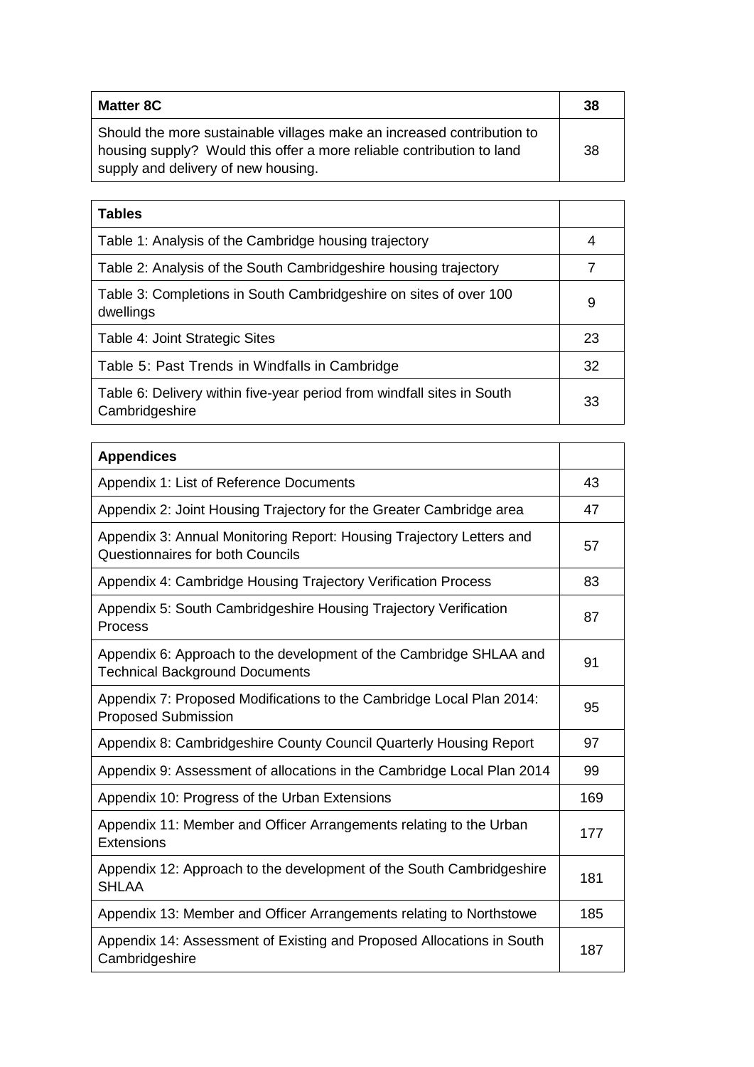| Matter 8C | 38 |
| --- | --- |
| Should the more sustainable villages make an increased contribution to housing supply? Would this offer a more reliable contribution to land supply and delivery of new housing. | 38 |

| Tables | |
| --- | --- |
| Table 1: Analysis of the Cambridge housing trajectory | 4 |
| Table 2: Analysis of the South Cambridgeshire housing trajectory | 7 |
| Table 3: Completions in South Cambridgeshire on sites of over 100 dwellings | 9 |
| Table 4: Joint Strategic Sites | 23 |
| Table 5: Past Trends in Windfalls in Cambridge | 32 |
| Table 6: Delivery within five-year period from windfall sites in South Cambridgeshire | 33 |

| Appendices | |
| --- | --- |
| Appendix 1: List of Reference Documents | 43 |
| Appendix 2: Joint Housing Trajectory for the Greater Cambridge area | 47 |
| Appendix 3: Annual Monitoring Report: Housing Trajectory Letters and Questionnaires for both Councils | 57 |
| Appendix 4: Cambridge Housing Trajectory Verification Process | 83 |
| Appendix 5: South Cambridgeshire Housing Trajectory Verification Process | 87 |
| Appendix 6: Approach to the development of the Cambridge SHLAA and Technical Background Documents | 91 |
| Appendix 7: Proposed Modifications to the Cambridge Local Plan 2014: Proposed Submission | 95 |
| Appendix 8: Cambridgeshire County Council Quarterly Housing Report | 97 |
| Appendix 9: Assessment of allocations in the Cambridge Local Plan 2014 | 99 |
| Appendix 10: Progress of the Urban Extensions | 169 |
| Appendix 11: Member and Officer Arrangements relating to the Urban Extensions | 177 |
| Appendix 12: Approach to the development of the South Cambridgeshire SHLAA | 181 |
| Appendix 13: Member and Officer Arrangements relating to Northstowe | 185 |
| Appendix 14: Assessment of Existing and Proposed Allocations in South Cambridgeshire | 187 |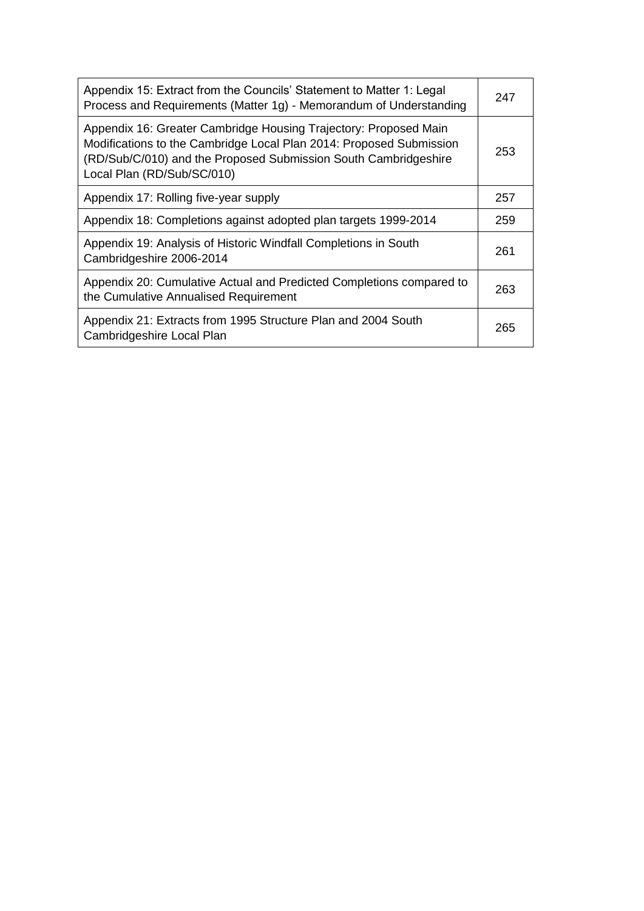| | |
|---|---|
| Appendix 15: Extract from the Councils' Statement to Matter 1: Legal Process and Requirements (Matter 1g) - Memorandum of Understanding | 247 |
| Appendix 16: Greater Cambridge Housing Trajectory: Proposed Main Modifications to the Cambridge Local Plan 2014: Proposed Submission (RD/Sub/C/010) and the Proposed Submission South Cambridgeshire Local Plan (RD/Sub/SC/010) | 253 |
| Appendix 17: Rolling five-year supply | 257 |
| Appendix 18: Completions against adopted plan targets 1999-2014 | 259 |
| Appendix 19: Analysis of Historic Windfall Completions in South Cambridgeshire 2006-2014 | 261 |
| Appendix 20: Cumulative Actual and Predicted Completions compared to the Cumulative Annualised Requirement | 263 |
| Appendix 21: Extracts from 1995 Structure Plan and 2004 South Cambridgeshire Local Plan | 265 |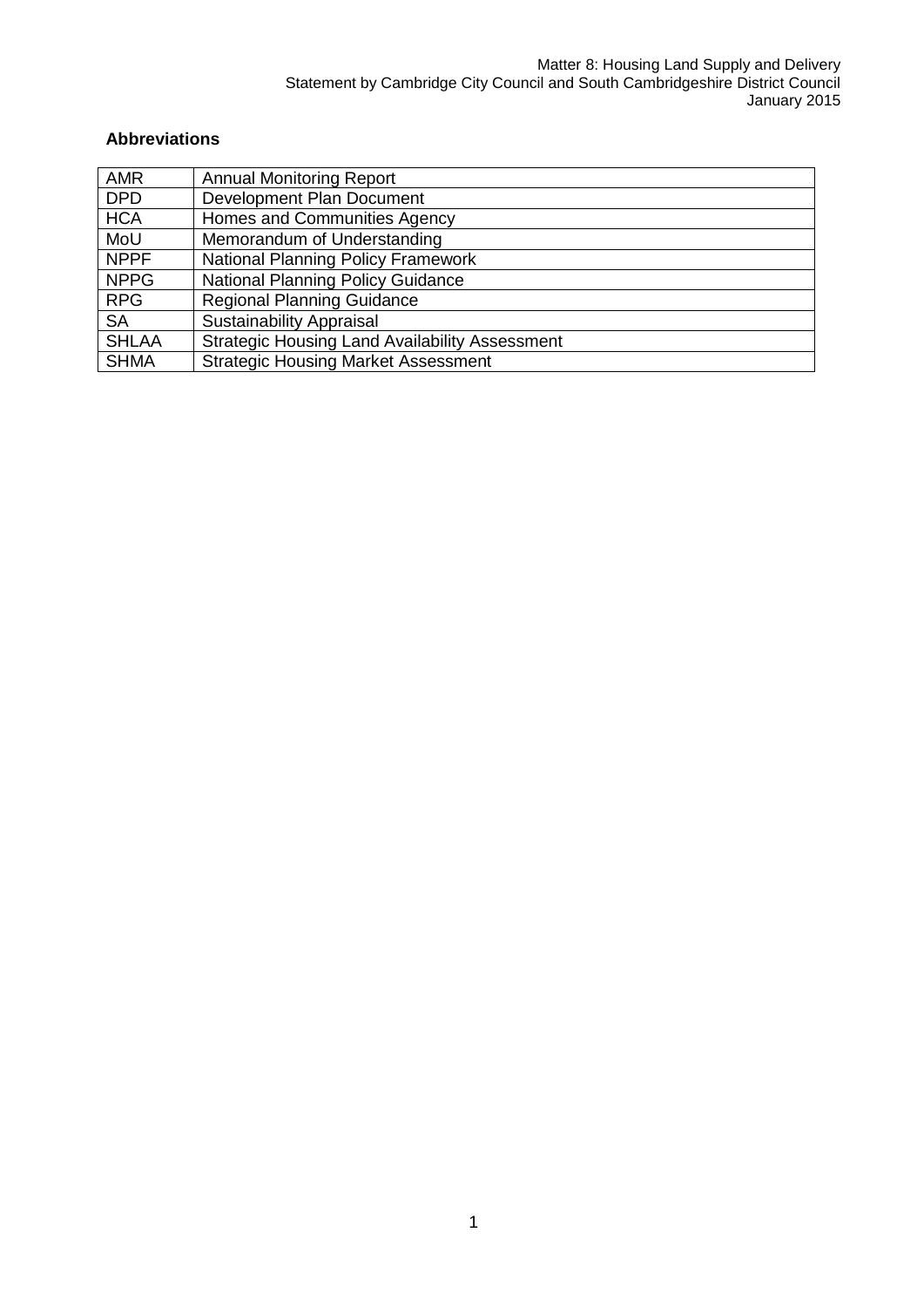**Abbreviations**

| | |
|---|---|
| AMR | Annual Monitoring Report |
| DPD | Development Plan Document |
| HCA | Homes and Communities Agency |
| MoU | Memorandum of Understanding |
| NPPF | National Planning Policy Framework |
| NPPG | National Planning Policy Guidance |
| RPG | Regional Planning Guidance |
| SA | Sustainability Appraisal |
| SHLAA | Strategic Housing Land Availability Assessment |
| SHMA | Strategic Housing Market Assessment |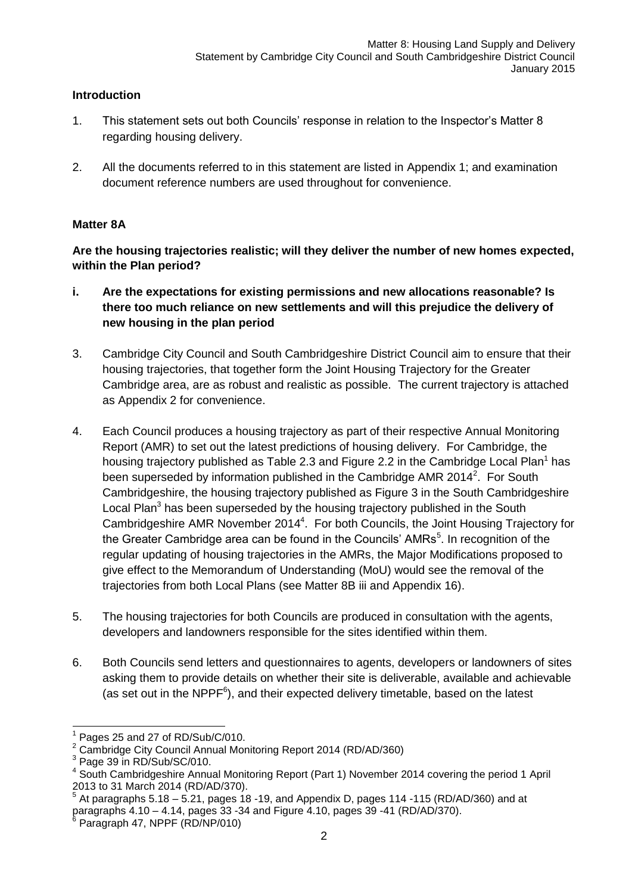## Introduction

1. This statement sets out both Councils' response in relation to the Inspector's Matter 8 regarding housing delivery.

2. All the documents referred to in this statement are listed in Appendix 1; and examination document reference numbers are used throughout for convenience.

## Matter 8A

**Are the housing trajectories realistic; will they deliver the number of new homes expected, within the Plan period?**

**i. Are the expectations for existing permissions and new allocations reasonable? Is there too much reliance on new settlements and will this prejudice the delivery of new housing in the plan period**

3. Cambridge City Council and South Cambridgeshire District Council aim to ensure that their housing trajectories, that together form the Joint Housing Trajectory for the Greater Cambridge area, are as robust and realistic as possible. The current trajectory is attached as Appendix 2 for convenience.

4. Each Council produces a housing trajectory as part of their respective Annual Monitoring Report (AMR) to set out the latest predictions of housing delivery. For Cambridge, the housing trajectory published as Table 2.3 and Figure 2.2 in the Cambridge Local Plan[1] has been superseded by information published in the Cambridge AMR 2014[2]. For South Cambridgeshire, the housing trajectory published as Figure 3 in the South Cambridgeshire Local Plan[3] has been superseded by the housing trajectory published in the South Cambridgeshire AMR November 2014[4]. For both Councils, the Joint Housing Trajectory for the Greater Cambridge area can be found in the Councils' AMRs[5]. In recognition of the regular updating of housing trajectories in the AMRs, the Major Modifications proposed to give effect to the Memorandum of Understanding (MoU) would see the removal of the trajectories from both Local Plans (see Matter 8B iii and Appendix 16).

5. The housing trajectories for both Councils are produced in consultation with the agents, developers and landowners responsible for the sites identified within them.

6. Both Councils send letters and questionnaires to agents, developers or landowners of sites asking them to provide details on whether their site is deliverable, available and achievable (as set out in the NPPF[6]), and their expected delivery timetable, based on the latest

---

[1] Pages 25 and 27 of RD/Sub/C/010.

[2] Cambridge City Council Annual Monitoring Report 2014 (RD/AD/360)

[3] Page 39 in RD/Sub/SC/010.

[4] South Cambridgeshire Annual Monitoring Report (Part 1) November 2014 covering the period 1 April 2013 to 31 March 2014 (RD/AD/370).

[5] At paragraphs 5.18 – 5.21, pages 18 -19, and Appendix D, pages 114 -115 (RD/AD/360) and at paragraphs 4.10 – 4.14, pages 33 -34 and Figure 4.10, pages 39 -41 (RD/AD/370).

[6] Paragraph 47, NPPF (RD/NP/010)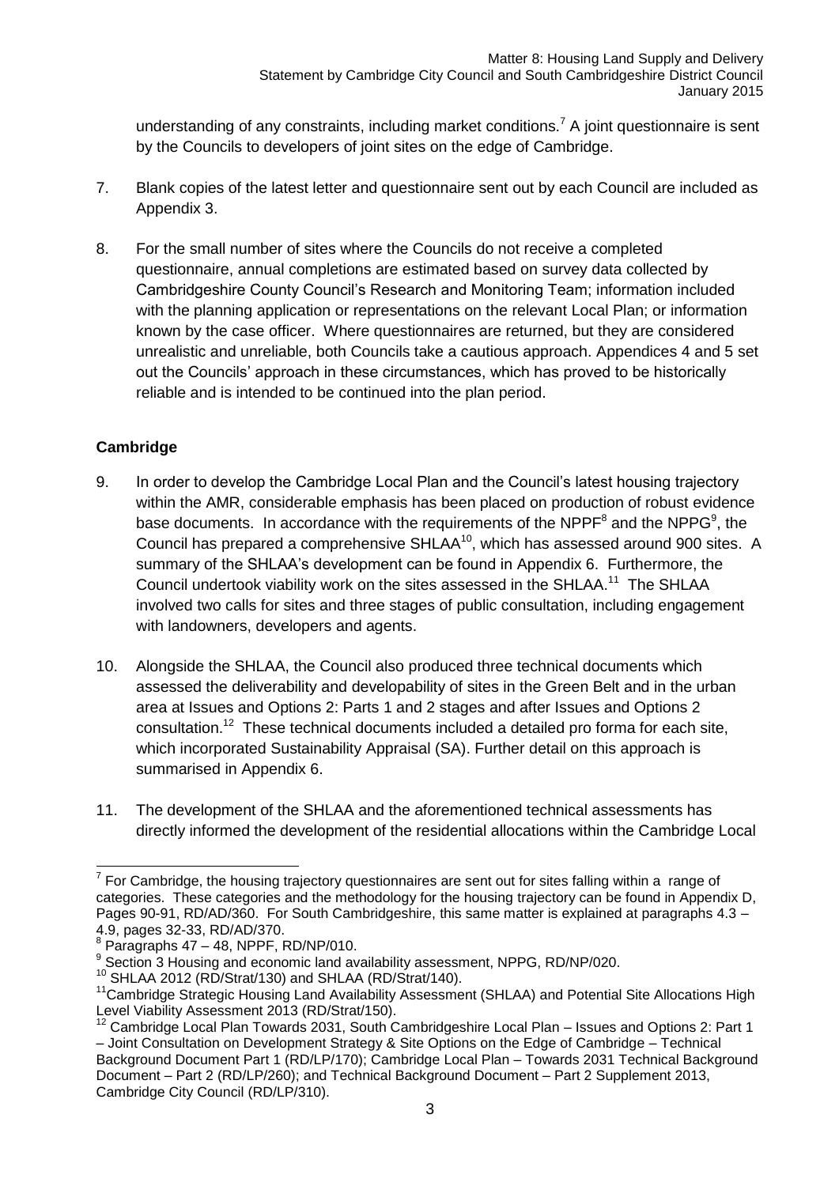understanding of any constraints, including market conditions.[7] A joint questionnaire is sent by the Councils to developers of joint sites on the edge of Cambridge.

7. Blank copies of the latest letter and questionnaire sent out by each Council are included as Appendix 3.

8. For the small number of sites where the Councils do not receive a completed questionnaire, annual completions are estimated based on survey data collected by Cambridgeshire County Council's Research and Monitoring Team; information included with the planning application or representations on the relevant Local Plan; or information known by the case officer. Where questionnaires are returned, but they are considered unrealistic and unreliable, both Councils take a cautious approach. Appendices 4 and 5 set out the Councils' approach in these circumstances, which has proved to be historically reliable and is intended to be continued into the plan period.

**Cambridge**

9. In order to develop the Cambridge Local Plan and the Council's latest housing trajectory within the AMR, considerable emphasis has been placed on production of robust evidence base documents. In accordance with the requirements of the NPPF[8] and the NPPG[9], the Council has prepared a comprehensive SHLAA[10], which has assessed around 900 sites. A summary of the SHLAA's development can be found in Appendix 6. Furthermore, the Council undertook viability work on the sites assessed in the SHLAA.[11] The SHLAA involved two calls for sites and three stages of public consultation, including engagement with landowners, developers and agents.

10. Alongside the SHLAA, the Council also produced three technical documents which assessed the deliverability and developability of sites in the Green Belt and in the urban area at Issues and Options 2: Parts 1 and 2 stages and after Issues and Options 2 consultation.[12] These technical documents included a detailed pro forma for each site, which incorporated Sustainability Appraisal (SA). Further detail on this approach is summarised in Appendix 6.

11. The development of the SHLAA and the aforementioned technical assessments has directly informed the development of the residential allocations within the Cambridge Local

---

[7] For Cambridge, the housing trajectory questionnaires are sent out for sites falling within a range of categories. These categories and the methodology for the housing trajectory can be found in Appendix D, Pages 90-91, RD/AD/360. For South Cambridgeshire, this same matter is explained at paragraphs 4.3 – 4.9, pages 32-33, RD/AD/370.

[8] Paragraphs 47 – 48, NPPF, RD/NP/010.

[9] Section 3 Housing and economic land availability assessment, NPPG, RD/NP/020.

[10] SHLAA 2012 (RD/Strat/130) and SHLAA (RD/Strat/140).

[11] Cambridge Strategic Housing Land Availability Assessment (SHLAA) and Potential Site Allocations High Level Viability Assessment 2013 (RD/Strat/150).

[12] Cambridge Local Plan Towards 2031, South Cambridgeshire Local Plan – Issues and Options 2: Part 1 – Joint Consultation on Development Strategy & Site Options on the Edge of Cambridge – Technical Background Document Part 1 (RD/LP/170); Cambridge Local Plan – Towards 2031 Technical Background Document – Part 2 (RD/LP/260); and Technical Background Document – Part 2 Supplement 2013, Cambridge City Council (RD/LP/310).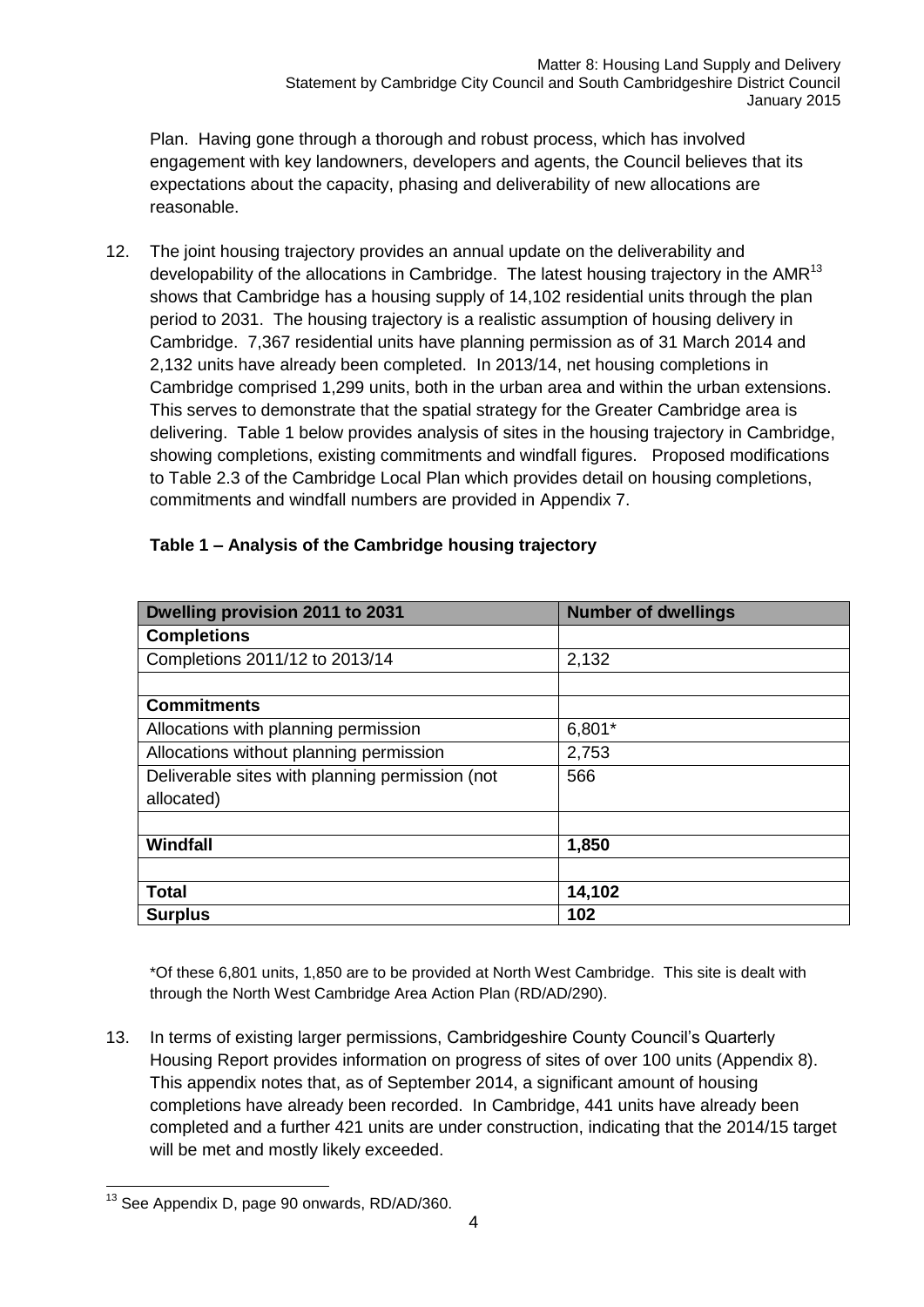Plan. Having gone through a thorough and robust process, which has involved engagement with key landowners, developers and agents, the Council believes that its expectations about the capacity, phasing and deliverability of new allocations are reasonable.

12. The joint housing trajectory provides an annual update on the deliverability and developability of the allocations in Cambridge. The latest housing trajectory in the AMR[13] shows that Cambridge has a housing supply of 14,102 residential units through the plan period to 2031. The housing trajectory is a realistic assumption of housing delivery in Cambridge. 7,367 residential units have planning permission as of 31 March 2014 and 2,132 units have already been completed. In 2013/14, net housing completions in Cambridge comprised 1,299 units, both in the urban area and within the urban extensions. This serves to demonstrate that the spatial strategy for the Greater Cambridge area is delivering. Table 1 below provides analysis of sites in the housing trajectory in Cambridge, showing completions, existing commitments and windfall figures. Proposed modifications to Table 2.3 of the Cambridge Local Plan which provides detail on housing completions, commitments and windfall numbers are provided in Appendix 7.

**Table 1 – Analysis of the Cambridge housing trajectory**

| Dwelling provision 2011 to 2031 | Number of dwellings |
|---|---|
| **Completions** | |
| Completions 2011/12 to 2013/14 | 2,132 |
| | |
| **Commitments** | |
| Allocations with planning permission | 6,801* |
| Allocations without planning permission | 2,753 |
| Deliverable sites with planning permission (not allocated) | 566 |
| | |
| **Windfall** | **1,850** |
| | |
| **Total** | **14,102** |
| **Surplus** | **102** |

*Of these 6,801 units, 1,850 are to be provided at North West Cambridge. This site is dealt with through the North West Cambridge Area Action Plan (RD/AD/290).

13. In terms of existing larger permissions, Cambridgeshire County Council's Quarterly Housing Report provides information on progress of sites of over 100 units (Appendix 8). This appendix notes that, as of September 2014, a significant amount of housing completions have already been recorded. In Cambridge, 441 units have already been completed and a further 421 units are under construction, indicating that the 2014/15 target will be met and mostly likely exceeded.

[13] See Appendix D, page 90 onwards, RD/AD/360.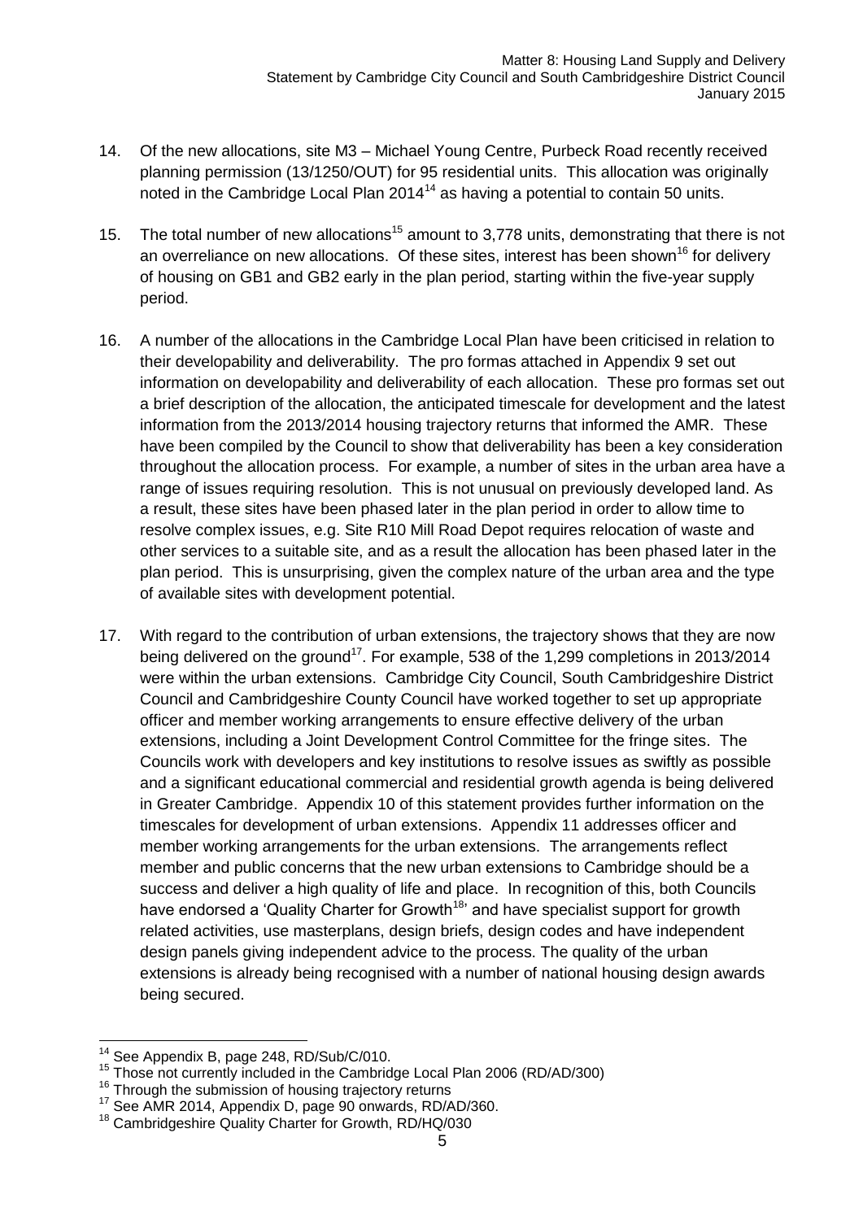14. Of the new allocations, site M3 – Michael Young Centre, Purbeck Road recently received planning permission (13/1250/OUT) for 95 residential units. This allocation was originally noted in the Cambridge Local Plan 2014[14] as having a potential to contain 50 units.

15. The total number of new allocations[15] amount to 3,778 units, demonstrating that there is not an overreliance on new allocations. Of these sites, interest has been shown[16] for delivery of housing on GB1 and GB2 early in the plan period, starting within the five-year supply period.

16. A number of the allocations in the Cambridge Local Plan have been criticised in relation to their developability and deliverability. The pro formas attached in Appendix 9 set out information on developability and deliverability of each allocation. These pro formas set out a brief description of the allocation, the anticipated timescale for development and the latest information from the 2013/2014 housing trajectory returns that informed the AMR. These have been compiled by the Council to show that deliverability has been a key consideration throughout the allocation process. For example, a number of sites in the urban area have a range of issues requiring resolution. This is not unusual on previously developed land. As a result, these sites have been phased later in the plan period in order to allow time to resolve complex issues, e.g. Site R10 Mill Road Depot requires relocation of waste and other services to a suitable site, and as a result the allocation has been phased later in the plan period. This is unsurprising, given the complex nature of the urban area and the type of available sites with development potential.

17. With regard to the contribution of urban extensions, the trajectory shows that they are now being delivered on the ground[17]. For example, 538 of the 1,299 completions in 2013/2014 were within the urban extensions. Cambridge City Council, South Cambridgeshire District Council and Cambridgeshire County Council have worked together to set up appropriate officer and member working arrangements to ensure effective delivery of the urban extensions, including a Joint Development Control Committee for the fringe sites. The Councils work with developers and key institutions to resolve issues as swiftly as possible and a significant educational commercial and residential growth agenda is being delivered in Greater Cambridge. Appendix 10 of this statement provides further information on the timescales for development of urban extensions. Appendix 11 addresses officer and member working arrangements for the urban extensions. The arrangements reflect member and public concerns that the new urban extensions to Cambridge should be a success and deliver a high quality of life and place. In recognition of this, both Councils have endorsed a 'Quality Charter for Growth[18]' and have specialist support for growth related activities, use masterplans, design briefs, design codes and have independent design panels giving independent advice to the process. The quality of the urban extensions is already being recognised with a number of national housing design awards being secured.

---

[14] See Appendix B, page 248, RD/Sub/C/010.

[15] Those not currently included in the Cambridge Local Plan 2006 (RD/AD/300)

[16] Through the submission of housing trajectory returns

[17] See AMR 2014, Appendix D, page 90 onwards, RD/AD/360.

[18] Cambridgeshire Quality Charter for Growth, RD/HQ/030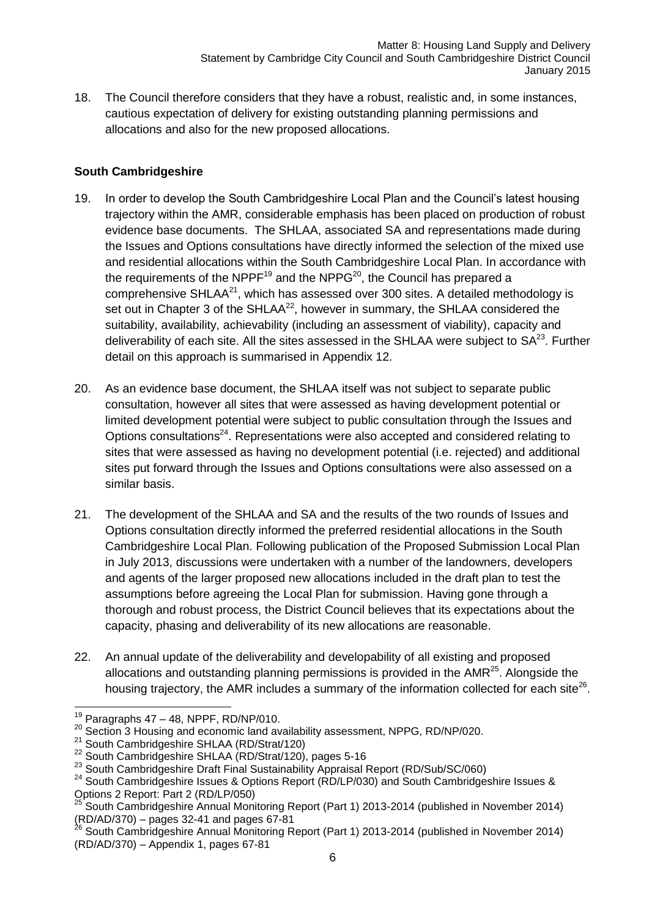18. The Council therefore considers that they have a robust, realistic and, in some instances, cautious expectation of delivery for existing outstanding planning permissions and allocations and also for the new proposed allocations.

**South Cambridgeshire**

19. In order to develop the South Cambridgeshire Local Plan and the Council's latest housing trajectory within the AMR, considerable emphasis has been placed on production of robust evidence base documents. The SHLAA, associated SA and representations made during the Issues and Options consultations have directly informed the selection of the mixed use and residential allocations within the South Cambridgeshire Local Plan. In accordance with the requirements of the NPPF[19] and the NPPG[20], the Council has prepared a comprehensive SHLAA[21], which has assessed over 300 sites. A detailed methodology is set out in Chapter 3 of the SHLAA[22], however in summary, the SHLAA considered the suitability, availability, achievability (including an assessment of viability), capacity and deliverability of each site. All the sites assessed in the SHLAA were subject to SA[23]. Further detail on this approach is summarised in Appendix 12.

20. As an evidence base document, the SHLAA itself was not subject to separate public consultation, however all sites that were assessed as having development potential or limited development potential were subject to public consultation through the Issues and Options consultations[24]. Representations were also accepted and considered relating to sites that were assessed as having no development potential (i.e. rejected) and additional sites put forward through the Issues and Options consultations were also assessed on a similar basis.

21. The development of the SHLAA and SA and the results of the two rounds of Issues and Options consultation directly informed the preferred residential allocations in the South Cambridgeshire Local Plan. Following publication of the Proposed Submission Local Plan in July 2013, discussions were undertaken with a number of the landowners, developers and agents of the larger proposed new allocations included in the draft plan to test the assumptions before agreeing the Local Plan for submission. Having gone through a thorough and robust process, the District Council believes that its expectations about the capacity, phasing and deliverability of its new allocations are reasonable.

22. An annual update of the deliverability and developability of all existing and proposed allocations and outstanding planning permissions is provided in the AMR[25]. Alongside the housing trajectory, the AMR includes a summary of the information collected for each site[26].

---

[19] Paragraphs 47 – 48, NPPF, RD/NP/010.

[20] Section 3 Housing and economic land availability assessment, NPPG, RD/NP/020.

[21] South Cambridgeshire SHLAA (RD/Strat/120)

[22] South Cambridgeshire SHLAA (RD/Strat/120), pages 5-16

[23] South Cambridgeshire Draft Final Sustainability Appraisal Report (RD/Sub/SC/060)

[24] South Cambridgeshire Issues & Options Report (RD/LP/030) and South Cambridgeshire Issues & Options 2 Report: Part 2 (RD/LP/050)

[25] South Cambridgeshire Annual Monitoring Report (Part 1) 2013-2014 (published in November 2014) (RD/AD/370) – pages 32-41 and pages 67-81

[26] South Cambridgeshire Annual Monitoring Report (Part 1) 2013-2014 (published in November 2014) (RD/AD/370) – Appendix 1, pages 67-81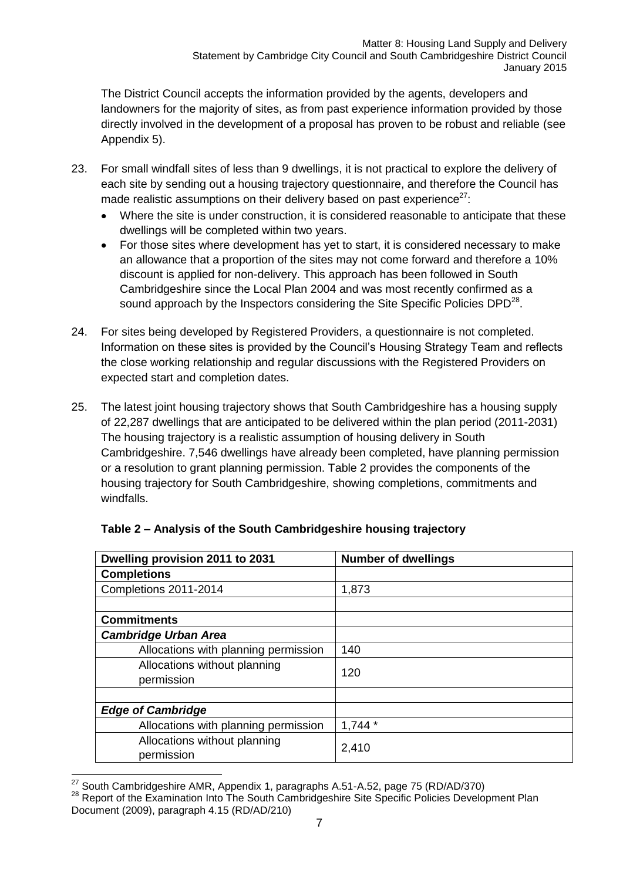The District Council accepts the information provided by the agents, developers and landowners for the majority of sites, as from past experience information provided by those directly involved in the development of a proposal has proven to be robust and reliable (see Appendix 5).

23. For small windfall sites of less than 9 dwellings, it is not practical to explore the delivery of each site by sending out a housing trajectory questionnaire, and therefore the Council has made realistic assumptions on their delivery based on past experience[27]:
    - Where the site is under construction, it is considered reasonable to anticipate that these dwellings will be completed within two years.
    - For those sites where development has yet to start, it is considered necessary to make an allowance that a proportion of the sites may not come forward and therefore a 10% discount is applied for non-delivery. This approach has been followed in South Cambridgeshire since the Local Plan 2004 and was most recently confirmed as a sound approach by the Inspectors considering the Site Specific Policies DPD[28].

24. For sites being developed by Registered Providers, a questionnaire is not completed. Information on these sites is provided by the Council's Housing Strategy Team and reflects the close working relationship and regular discussions with the Registered Providers on expected start and completion dates.

25. The latest joint housing trajectory shows that South Cambridgeshire has a housing supply of 22,287 dwellings that are anticipated to be delivered within the plan period (2011-2031) The housing trajectory is a realistic assumption of housing delivery in South Cambridgeshire. 7,546 dwellings have already been completed, have planning permission or a resolution to grant planning permission. Table 2 provides the components of the housing trajectory for South Cambridgeshire, showing completions, commitments and windfalls.

**Table 2 – Analysis of the South Cambridgeshire housing trajectory**

| Dwelling provision 2011 to 2031 | Number of dwellings |
|---|---|
| **Completions** | |
| Completions 2011-2014 | 1,873 |
| | |
| **Commitments** | |
| ***Cambridge Urban Area*** | |
| Allocations with planning permission | 140 |
| Allocations without planning permission | 120 |
| | |
| ***Edge of Cambridge*** | |
| Allocations with planning permission | 1,744 * |
| Allocations without planning permission | 2,410 |

[27] South Cambridgeshire AMR, Appendix 1, paragraphs A.51-A.52, page 75 (RD/AD/370)

[28] Report of the Examination Into The South Cambridgeshire Site Specific Policies Development Plan Document (2009), paragraph 4.15 (RD/AD/210)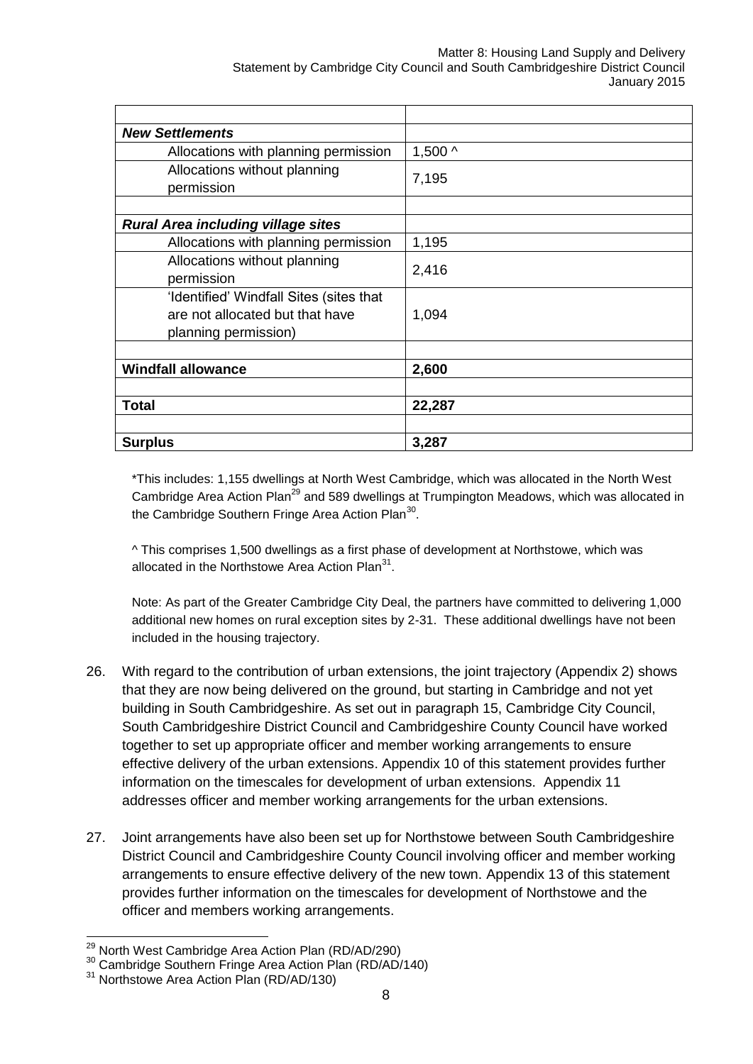| | |
|---|---|
| ***New Settlements*** | |
| Allocations with planning permission | 1,500 ^ |
| Allocations without planning permission | 7,195 |
| | |
| ***Rural Area including village sites*** | |
| Allocations with planning permission | 1,195 |
| Allocations without planning permission | 2,416 |
| 'Identified' Windfall Sites (sites that are not allocated but that have planning permission) | 1,094 |
| | |
| **Windfall allowance** | **2,600** |
| | |
| **Total** | **22,287** |
| | |
| **Surplus** | **3,287** |

*This includes: 1,155 dwellings at North West Cambridge, which was allocated in the North West Cambridge Area Action Plan[29] and 589 dwellings at Trumpington Meadows, which was allocated in the Cambridge Southern Fringe Area Action Plan[30].

^ This comprises 1,500 dwellings as a first phase of development at Northstowe, which was allocated in the Northstowe Area Action Plan[31].

Note: As part of the Greater Cambridge City Deal, the partners have committed to delivering 1,000 additional new homes on rural exception sites by 2-31. These additional dwellings have not been included in the housing trajectory.

26. With regard to the contribution of urban extensions, the joint trajectory (Appendix 2) shows that they are now being delivered on the ground, but starting in Cambridge and not yet building in South Cambridgeshire. As set out in paragraph 15, Cambridge City Council, South Cambridgeshire District Council and Cambridgeshire County Council have worked together to set up appropriate officer and member working arrangements to ensure effective delivery of the urban extensions. Appendix 10 of this statement provides further information on the timescales for development of urban extensions. Appendix 11 addresses officer and member working arrangements for the urban extensions.

27. Joint arrangements have also been set up for Northstowe between South Cambridgeshire District Council and Cambridgeshire County Council involving officer and member working arrangements to ensure effective delivery of the new town. Appendix 13 of this statement provides further information on the timescales for development of Northstowe and the officer and members working arrangements.

[29] North West Cambridge Area Action Plan (RD/AD/290)

[30] Cambridge Southern Fringe Area Action Plan (RD/AD/140)

[31] Northstowe Area Action Plan (RD/AD/130)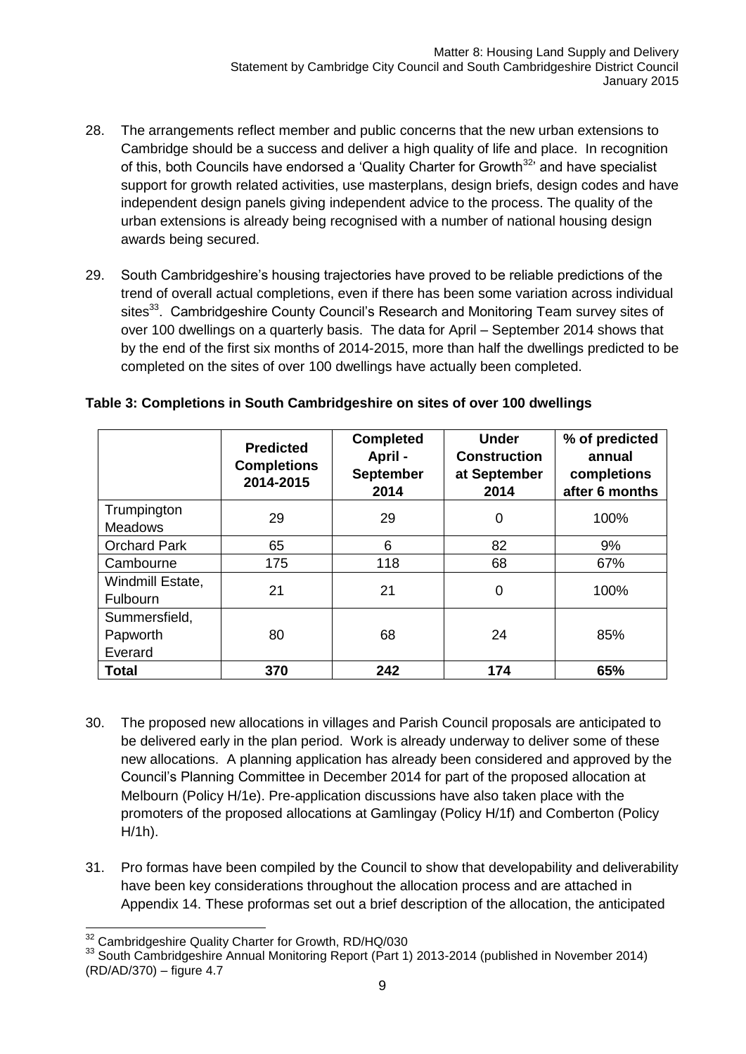28. The arrangements reflect member and public concerns that the new urban extensions to Cambridge should be a success and deliver a high quality of life and place. In recognition of this, both Councils have endorsed a 'Quality Charter for Growth[32]' and have specialist support for growth related activities, use masterplans, design briefs, design codes and have independent design panels giving independent advice to the process. The quality of the urban extensions is already being recognised with a number of national housing design awards being secured.

29. South Cambridgeshire's housing trajectories have proved to be reliable predictions of the trend of overall actual completions, even if there has been some variation across individual sites[33]. Cambridgeshire County Council's Research and Monitoring Team survey sites of over 100 dwellings on a quarterly basis. The data for April – September 2014 shows that by the end of the first six months of 2014-2015, more than half the dwellings predicted to be completed on the sites of over 100 dwellings have actually been completed.

**Table 3: Completions in South Cambridgeshire on sites of over 100 dwellings**

| | Predicted Completions 2014-2015 | Completed April - September 2014 | Under Construction at September 2014 | % of predicted annual completions after 6 months |
|---|---|---|---|---|
| Trumpington Meadows | 29 | 29 | 0 | 100% |
| Orchard Park | 65 | 6 | 82 | 9% |
| Cambourne | 175 | 118 | 68 | 67% |
| Windmill Estate, Fulbourn | 21 | 21 | 0 | 100% |
| Summersfield, Papworth Everard | 80 | 68 | 24 | 85% |
| **Total** | **370** | **242** | **174** | **65%** |

30. The proposed new allocations in villages and Parish Council proposals are anticipated to be delivered early in the plan period. Work is already underway to deliver some of these new allocations. A planning application has already been considered and approved by the Council's Planning Committee in December 2014 for part of the proposed allocation at Melbourn (Policy H/1e). Pre-application discussions have also taken place with the promoters of the proposed allocations at Gamlingay (Policy H/1f) and Comberton (Policy H/1h).

31. Pro formas have been compiled by the Council to show that developability and deliverability have been key considerations throughout the allocation process and are attached in Appendix 14. These proformas set out a brief description of the allocation, the anticipated

[32] Cambridgeshire Quality Charter for Growth, RD/HQ/030

[33] South Cambridgeshire Annual Monitoring Report (Part 1) 2013-2014 (published in November 2014) (RD/AD/370) – figure 4.7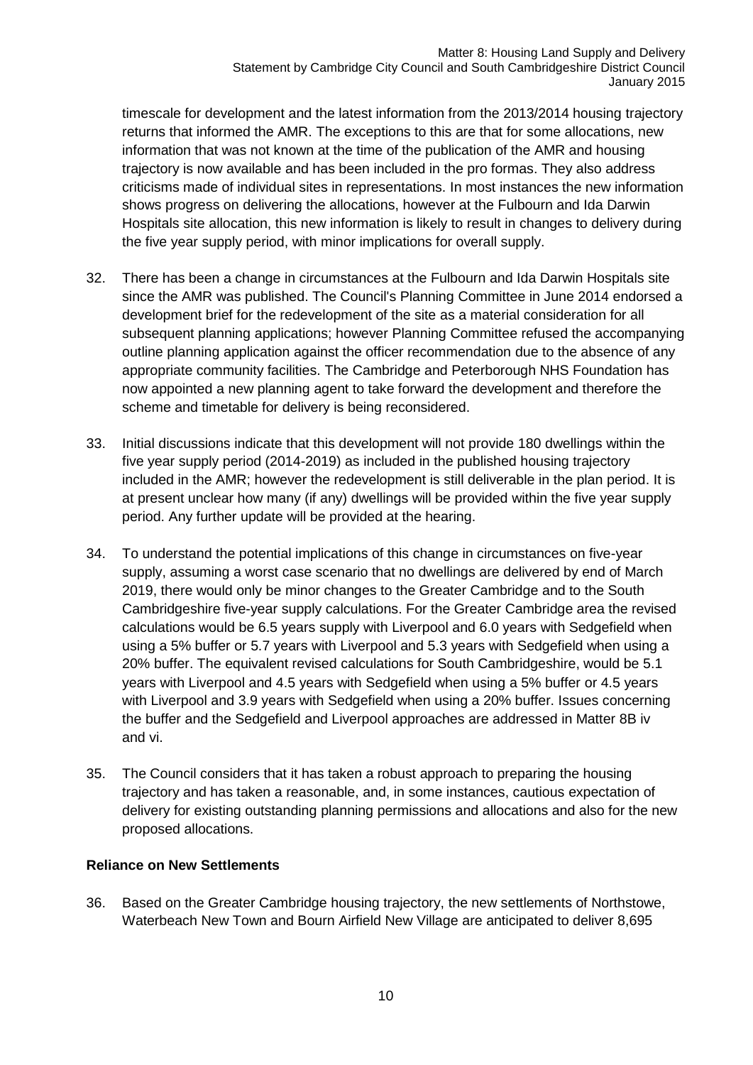timescale for development and the latest information from the 2013/2014 housing trajectory returns that informed the AMR. The exceptions to this are that for some allocations, new information that was not known at the time of the publication of the AMR and housing trajectory is now available and has been included in the pro formas. They also address criticisms made of individual sites in representations. In most instances the new information shows progress on delivering the allocations, however at the Fulbourn and Ida Darwin Hospitals site allocation, this new information is likely to result in changes to delivery during the five year supply period, with minor implications for overall supply.

32. There has been a change in circumstances at the Fulbourn and Ida Darwin Hospitals site since the AMR was published. The Council's Planning Committee in June 2014 endorsed a development brief for the redevelopment of the site as a material consideration for all subsequent planning applications; however Planning Committee refused the accompanying outline planning application against the officer recommendation due to the absence of any appropriate community facilities. The Cambridge and Peterborough NHS Foundation has now appointed a new planning agent to take forward the development and therefore the scheme and timetable for delivery is being reconsidered.

33. Initial discussions indicate that this development will not provide 180 dwellings within the five year supply period (2014-2019) as included in the published housing trajectory included in the AMR; however the redevelopment is still deliverable in the plan period. It is at present unclear how many (if any) dwellings will be provided within the five year supply period. Any further update will be provided at the hearing.

34. To understand the potential implications of this change in circumstances on five-year supply, assuming a worst case scenario that no dwellings are delivered by end of March 2019, there would only be minor changes to the Greater Cambridge and to the South Cambridgeshire five-year supply calculations. For the Greater Cambridge area the revised calculations would be 6.5 years supply with Liverpool and 6.0 years with Sedgefield when using a 5% buffer or 5.7 years with Liverpool and 5.3 years with Sedgefield when using a 20% buffer. The equivalent revised calculations for South Cambridgeshire, would be 5.1 years with Liverpool and 4.5 years with Sedgefield when using a 5% buffer or 4.5 years with Liverpool and 3.9 years with Sedgefield when using a 20% buffer. Issues concerning the buffer and the Sedgefield and Liverpool approaches are addressed in Matter 8B iv and vi.

35. The Council considers that it has taken a robust approach to preparing the housing trajectory and has taken a reasonable, and, in some instances, cautious expectation of delivery for existing outstanding planning permissions and allocations and also for the new proposed allocations.

**Reliance on New Settlements**

36. Based on the Greater Cambridge housing trajectory, the new settlements of Northstowe, Waterbeach New Town and Bourn Airfield New Village are anticipated to deliver 8,695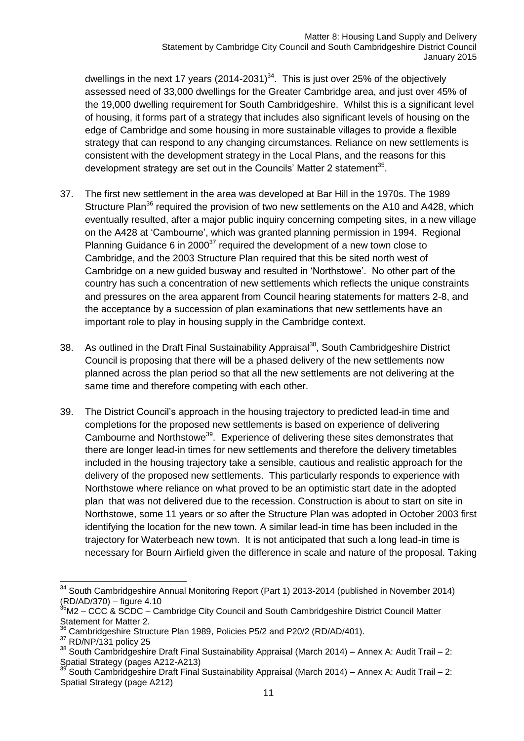dwellings in the next 17 years (2014-2031)[34]. This is just over 25% of the objectively assessed need of 33,000 dwellings for the Greater Cambridge area, and just over 45% of the 19,000 dwelling requirement for South Cambridgeshire. Whilst this is a significant level of housing, it forms part of a strategy that includes also significant levels of housing on the edge of Cambridge and some housing in more sustainable villages to provide a flexible strategy that can respond to any changing circumstances. Reliance on new settlements is consistent with the development strategy in the Local Plans, and the reasons for this development strategy are set out in the Councils' Matter 2 statement[35].

37. The first new settlement in the area was developed at Bar Hill in the 1970s. The 1989 Structure Plan[36] required the provision of two new settlements on the A10 and A428, which eventually resulted, after a major public inquiry concerning competing sites, in a new village on the A428 at 'Cambourne', which was granted planning permission in 1994. Regional Planning Guidance 6 in 2000[37] required the development of a new town close to Cambridge, and the 2003 Structure Plan required that this be sited north west of Cambridge on a new guided busway and resulted in 'Northstowe'. No other part of the country has such a concentration of new settlements which reflects the unique constraints and pressures on the area apparent from Council hearing statements for matters 2-8, and the acceptance by a succession of plan examinations that new settlements have an important role to play in housing supply in the Cambridge context.

38. As outlined in the Draft Final Sustainability Appraisal[38], South Cambridgeshire District Council is proposing that there will be a phased delivery of the new settlements now planned across the plan period so that all the new settlements are not delivering at the same time and therefore competing with each other.

39. The District Council's approach in the housing trajectory to predicted lead-in time and completions for the proposed new settlements is based on experience of delivering Cambourne and Northstowe[39]. Experience of delivering these sites demonstrates that there are longer lead-in times for new settlements and therefore the delivery timetables included in the housing trajectory take a sensible, cautious and realistic approach for the delivery of the proposed new settlements. This particularly responds to experience with Northstowe where reliance on what proved to be an optimistic start date in the adopted plan that was not delivered due to the recession. Construction is about to start on site in Northstowe, some 11 years or so after the Structure Plan was adopted in October 2003 first identifying the location for the new town. A similar lead-in time has been included in the trajectory for Waterbeach new town. It is not anticipated that such a long lead-in time is necessary for Bourn Airfield given the difference in scale and nature of the proposal. Taking

---

[34] South Cambridgeshire Annual Monitoring Report (Part 1) 2013-2014 (published in November 2014) (RD/AD/370) – figure 4.10

[35] M2 – CCC & SCDC – Cambridge City Council and South Cambridgeshire District Council Matter Statement for Matter 2.

[36] Cambridgeshire Structure Plan 1989, Policies P5/2 and P20/2 (RD/AD/401).

[37] RD/NP/131 policy 25

[38] South Cambridgeshire Draft Final Sustainability Appraisal (March 2014) – Annex A: Audit Trail – 2: Spatial Strategy (pages A212-A213)

[39] South Cambridgeshire Draft Final Sustainability Appraisal (March 2014) – Annex A: Audit Trail – 2: Spatial Strategy (page A212)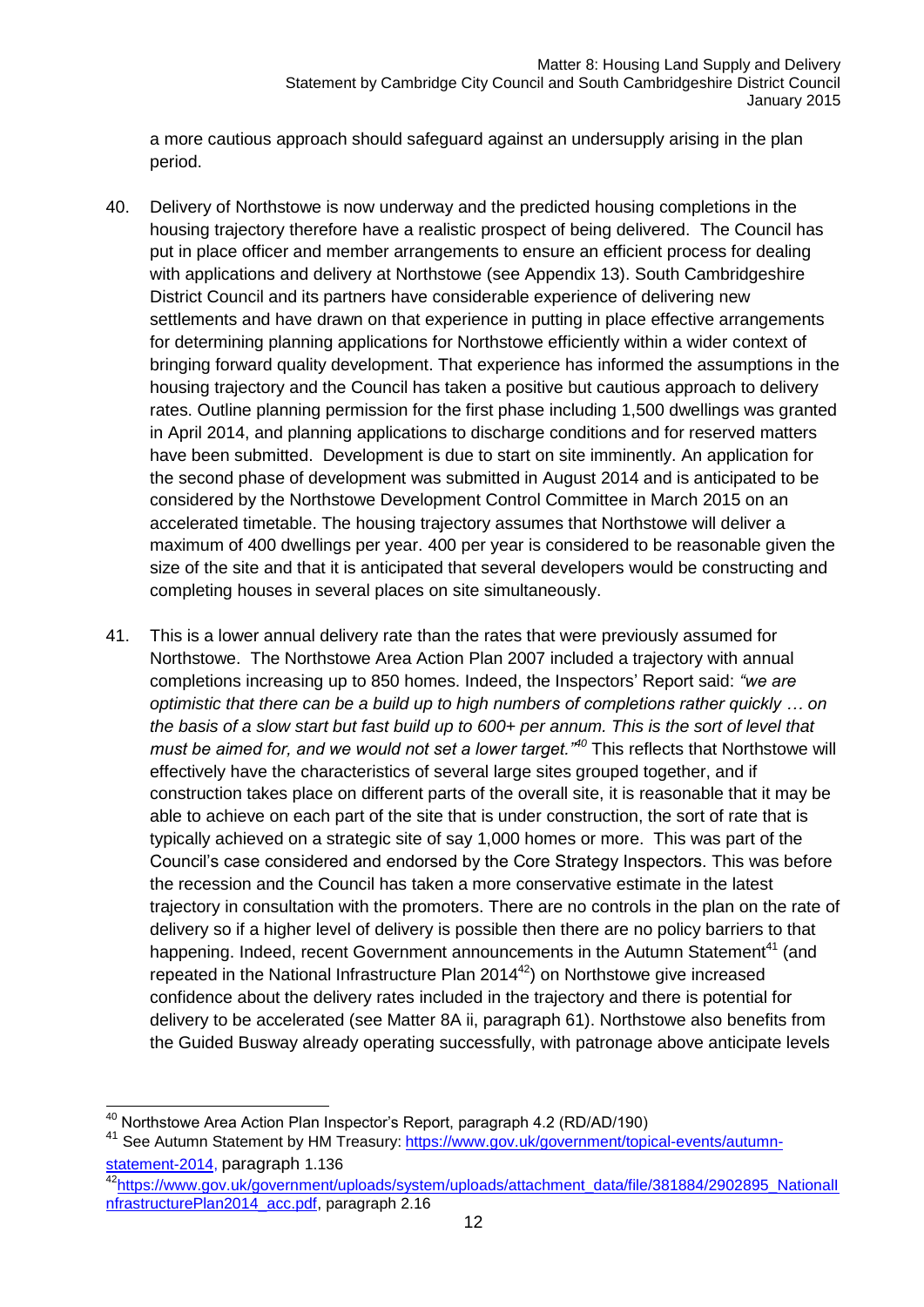a more cautious approach should safeguard against an undersupply arising in the plan period.

40. Delivery of Northstowe is now underway and the predicted housing completions in the housing trajectory therefore have a realistic prospect of being delivered. The Council has put in place officer and member arrangements to ensure an efficient process for dealing with applications and delivery at Northstowe (see Appendix 13). South Cambridgeshire District Council and its partners have considerable experience of delivering new settlements and have drawn on that experience in putting in place effective arrangements for determining planning applications for Northstowe efficiently within a wider context of bringing forward quality development. That experience has informed the assumptions in the housing trajectory and the Council has taken a positive but cautious approach to delivery rates. Outline planning permission for the first phase including 1,500 dwellings was granted in April 2014, and planning applications to discharge conditions and for reserved matters have been submitted. Development is due to start on site imminently. An application for the second phase of development was submitted in August 2014 and is anticipated to be considered by the Northstowe Development Control Committee in March 2015 on an accelerated timetable. The housing trajectory assumes that Northstowe will deliver a maximum of 400 dwellings per year. 400 per year is considered to be reasonable given the size of the site and that it is anticipated that several developers would be constructing and completing houses in several places on site simultaneously.

41. This is a lower annual delivery rate than the rates that were previously assumed for Northstowe. The Northstowe Area Action Plan 2007 included a trajectory with annual completions increasing up to 850 homes. Indeed, the Inspectors' Report said: *"we are optimistic that there can be a build up to high numbers of completions rather quickly … on the basis of a slow start but fast build up to 600+ per annum. This is the sort of level that must be aimed for, and we would not set a lower target."*[40] This reflects that Northstowe will effectively have the characteristics of several large sites grouped together, and if construction takes place on different parts of the overall site, it is reasonable that it may be able to achieve on each part of the site that is under construction, the sort of rate that is typically achieved on a strategic site of say 1,000 homes or more. This was part of the Council's case considered and endorsed by the Core Strategy Inspectors. This was before the recession and the Council has taken a more conservative estimate in the latest trajectory in consultation with the promoters. There are no controls in the plan on the rate of delivery so if a higher level of delivery is possible then there are no policy barriers to that happening. Indeed, recent Government announcements in the Autumn Statement[41] (and repeated in the National Infrastructure Plan 2014[42]) on Northstowe give increased confidence about the delivery rates included in the trajectory and there is potential for delivery to be accelerated (see Matter 8A ii, paragraph 61). Northstowe also benefits from the Guided Busway already operating successfully, with patronage above anticipate levels

---

[40] Northstowe Area Action Plan Inspector's Report, paragraph 4.2 (RD/AD/190)

[41] See Autumn Statement by HM Treasury: https://www.gov.uk/government/topical-events/autumn-statement-2014, paragraph 1.136

[42] https://www.gov.uk/government/uploads/system/uploads/attachment_data/file/381884/2902895_NationalInfrastructurePlan2014_acc.pdf, paragraph 2.16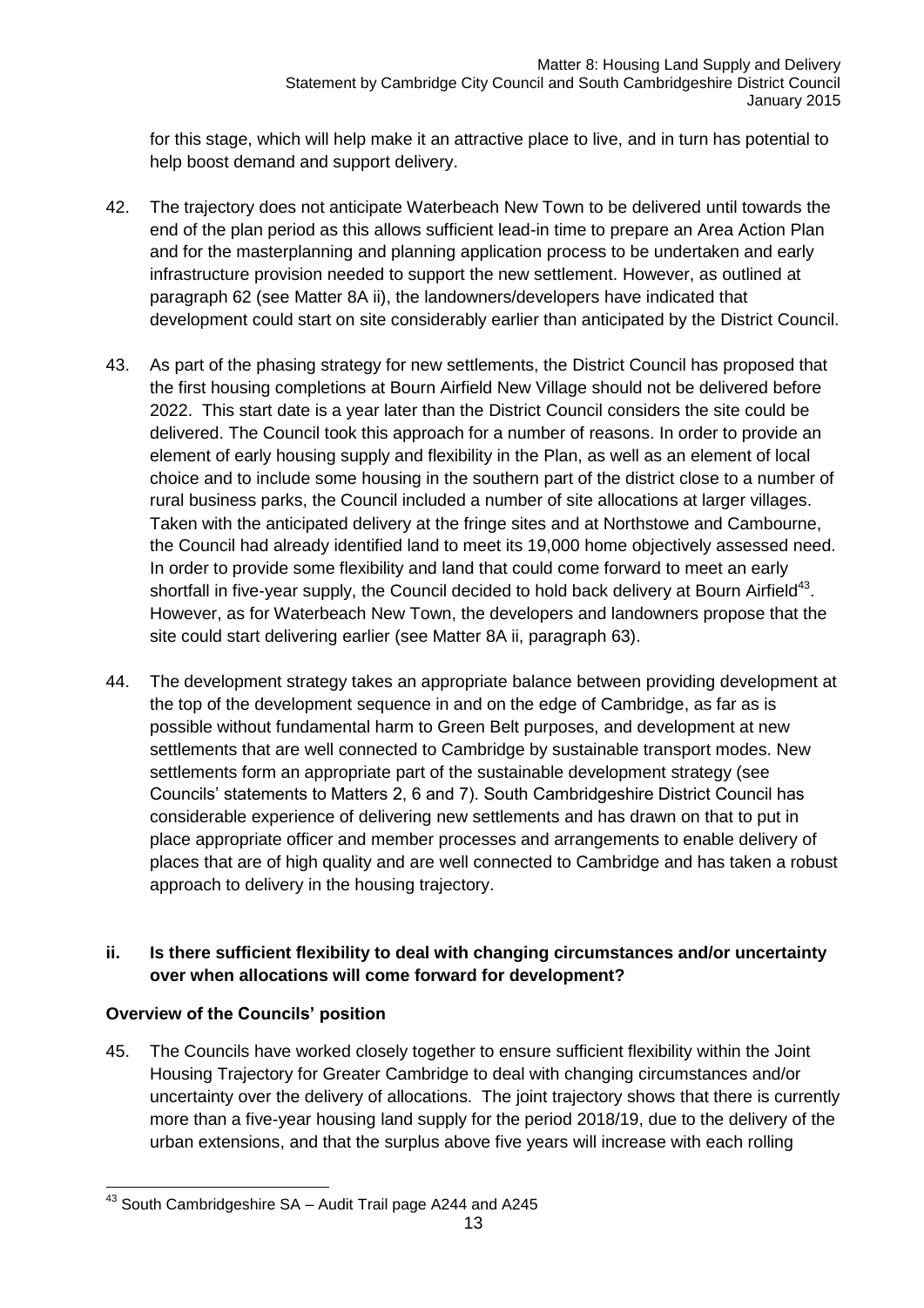for this stage, which will help make it an attractive place to live, and in turn has potential to help boost demand and support delivery.

42. The trajectory does not anticipate Waterbeach New Town to be delivered until towards the end of the plan period as this allows sufficient lead-in time to prepare an Area Action Plan and for the masterplanning and planning application process to be undertaken and early infrastructure provision needed to support the new settlement. However, as outlined at paragraph 62 (see Matter 8A ii), the landowners/developers have indicated that development could start on site considerably earlier than anticipated by the District Council.

43. As part of the phasing strategy for new settlements, the District Council has proposed that the first housing completions at Bourn Airfield New Village should not be delivered before 2022. This start date is a year later than the District Council considers the site could be delivered. The Council took this approach for a number of reasons. In order to provide an element of early housing supply and flexibility in the Plan, as well as an element of local choice and to include some housing in the southern part of the district close to a number of rural business parks, the Council included a number of site allocations at larger villages. Taken with the anticipated delivery at the fringe sites and at Northstowe and Cambourne, the Council had already identified land to meet its 19,000 home objectively assessed need. In order to provide some flexibility and land that could come forward to meet an early shortfall in five-year supply, the Council decided to hold back delivery at Bourn Airfield[43]. However, as for Waterbeach New Town, the developers and landowners propose that the site could start delivering earlier (see Matter 8A ii, paragraph 63).

44. The development strategy takes an appropriate balance between providing development at the top of the development sequence in and on the edge of Cambridge, as far as is possible without fundamental harm to Green Belt purposes, and development at new settlements that are well connected to Cambridge by sustainable transport modes. New settlements form an appropriate part of the sustainable development strategy (see Councils' statements to Matters 2, 6 and 7). South Cambridgeshire District Council has considerable experience of delivering new settlements and has drawn on that to put in place appropriate officer and member processes and arrangements to enable delivery of places that are of high quality and are well connected to Cambridge and has taken a robust approach to delivery in the housing trajectory.

### ii. Is there sufficient flexibility to deal with changing circumstances and/or uncertainty over when allocations will come forward for development?

#### Overview of the Councils' position

45. The Councils have worked closely together to ensure sufficient flexibility within the Joint Housing Trajectory for Greater Cambridge to deal with changing circumstances and/or uncertainty over the delivery of allocations. The joint trajectory shows that there is currently more than a five-year housing land supply for the period 2018/19, due to the delivery of the urban extensions, and that the surplus above five years will increase with each rolling

[43] South Cambridgeshire SA – Audit Trail page A244 and A245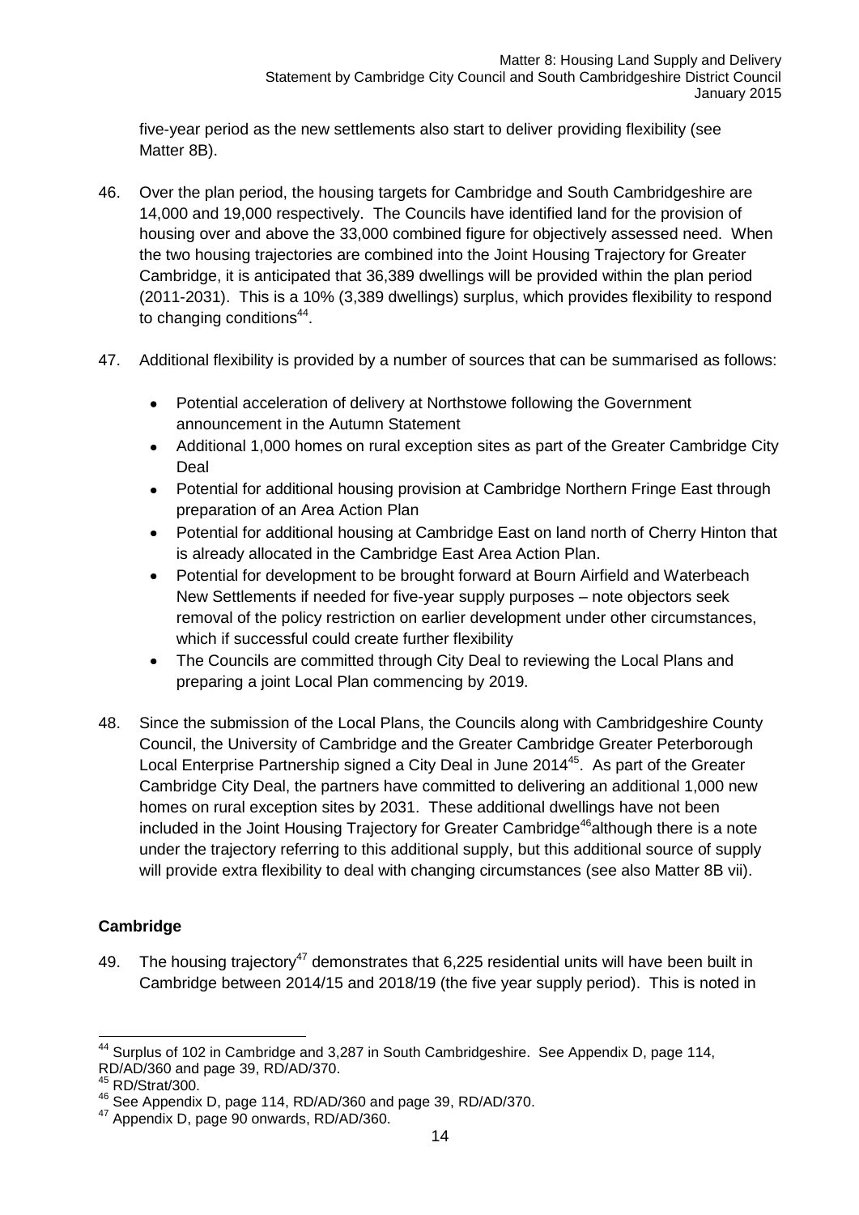five-year period as the new settlements also start to deliver providing flexibility (see Matter 8B).

46. Over the plan period, the housing targets for Cambridge and South Cambridgeshire are 14,000 and 19,000 respectively. The Councils have identified land for the provision of housing over and above the 33,000 combined figure for objectively assessed need. When the two housing trajectories are combined into the Joint Housing Trajectory for Greater Cambridge, it is anticipated that 36,389 dwellings will be provided within the plan period (2011-2031). This is a 10% (3,389 dwellings) surplus, which provides flexibility to respond to changing conditions[44].

47. Additional flexibility is provided by a number of sources that can be summarised as follows:

    - Potential acceleration of delivery at Northstowe following the Government announcement in the Autumn Statement
    - Additional 1,000 homes on rural exception sites as part of the Greater Cambridge City Deal
    - Potential for additional housing provision at Cambridge Northern Fringe East through preparation of an Area Action Plan
    - Potential for additional housing at Cambridge East on land north of Cherry Hinton that is already allocated in the Cambridge East Area Action Plan.
    - Potential for development to be brought forward at Bourn Airfield and Waterbeach New Settlements if needed for five-year supply purposes – note objectors seek removal of the policy restriction on earlier development under other circumstances, which if successful could create further flexibility
    - The Councils are committed through City Deal to reviewing the Local Plans and preparing a joint Local Plan commencing by 2019.

48. Since the submission of the Local Plans, the Councils along with Cambridgeshire County Council, the University of Cambridge and the Greater Cambridge Greater Peterborough Local Enterprise Partnership signed a City Deal in June 2014[45]. As part of the Greater Cambridge City Deal, the partners have committed to delivering an additional 1,000 new homes on rural exception sites by 2031. These additional dwellings have not been included in the Joint Housing Trajectory for Greater Cambridge[46]although there is a note under the trajectory referring to this additional supply, but this additional source of supply will provide extra flexibility to deal with changing circumstances (see also Matter 8B vii).

**Cambridge**

49. The housing trajectory[47] demonstrates that 6,225 residential units will have been built in Cambridge between 2014/15 and 2018/19 (the five year supply period). This is noted in

[44] Surplus of 102 in Cambridge and 3,287 in South Cambridgeshire. See Appendix D, page 114, RD/AD/360 and page 39, RD/AD/370.

[45] RD/Strat/300.

[46] See Appendix D, page 114, RD/AD/360 and page 39, RD/AD/370.

[47] Appendix D, page 90 onwards, RD/AD/360.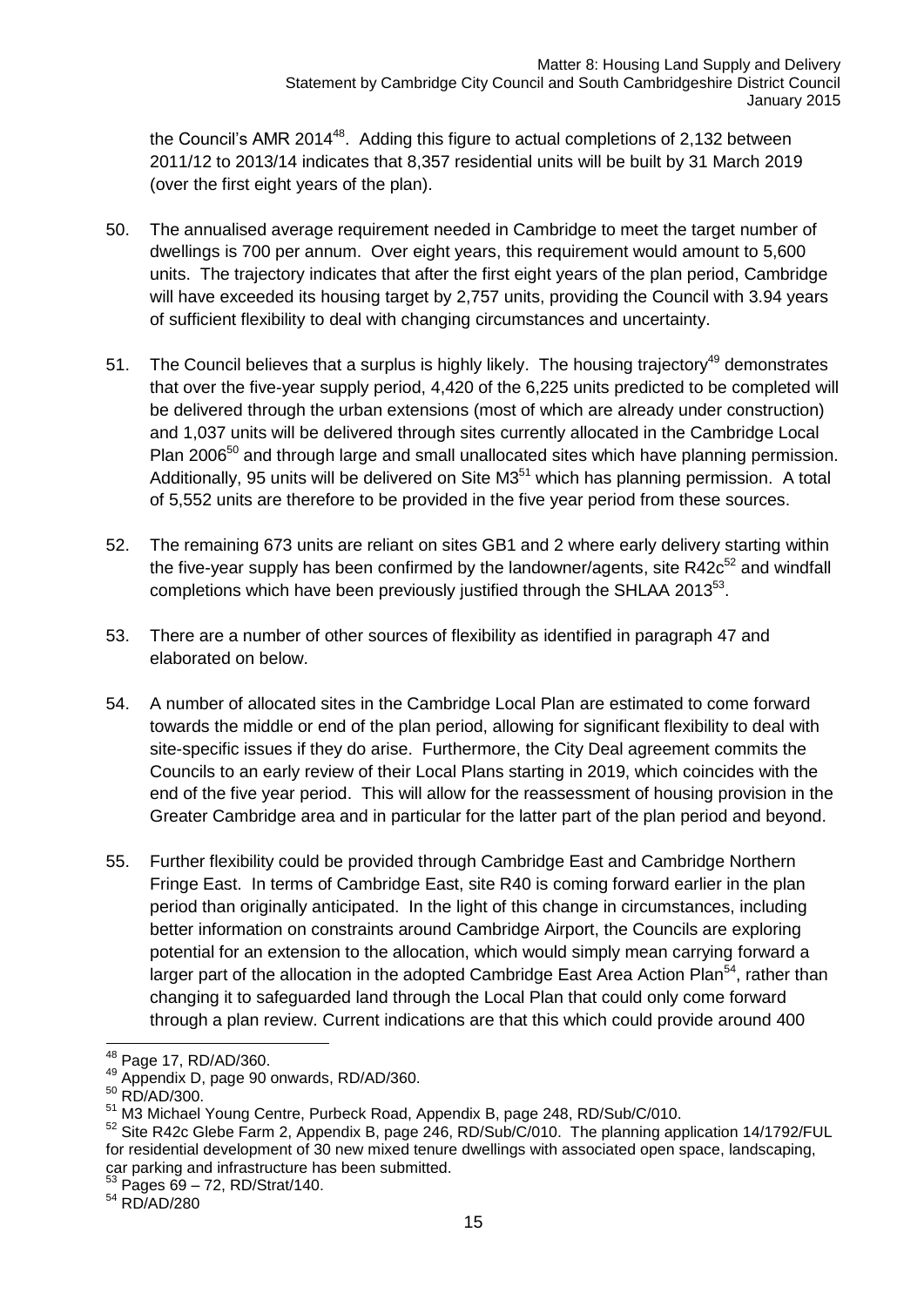the Council's AMR 2014[48]. Adding this figure to actual completions of 2,132 between 2011/12 to 2013/14 indicates that 8,357 residential units will be built by 31 March 2019 (over the first eight years of the plan).

50. The annualised average requirement needed in Cambridge to meet the target number of dwellings is 700 per annum. Over eight years, this requirement would amount to 5,600 units. The trajectory indicates that after the first eight years of the plan period, Cambridge will have exceeded its housing target by 2,757 units, providing the Council with 3.94 years of sufficient flexibility to deal with changing circumstances and uncertainty.

51. The Council believes that a surplus is highly likely. The housing trajectory[49] demonstrates that over the five-year supply period, 4,420 of the 6,225 units predicted to be completed will be delivered through the urban extensions (most of which are already under construction) and 1,037 units will be delivered through sites currently allocated in the Cambridge Local Plan 2006[50] and through large and small unallocated sites which have planning permission. Additionally, 95 units will be delivered on Site M3[51] which has planning permission. A total of 5,552 units are therefore to be provided in the five year period from these sources.

52. The remaining 673 units are reliant on sites GB1 and 2 where early delivery starting within the five-year supply has been confirmed by the landowner/agents, site R42c[52] and windfall completions which have been previously justified through the SHLAA 2013[53].

53. There are a number of other sources of flexibility as identified in paragraph 47 and elaborated on below.

54. A number of allocated sites in the Cambridge Local Plan are estimated to come forward towards the middle or end of the plan period, allowing for significant flexibility to deal with site-specific issues if they do arise. Furthermore, the City Deal agreement commits the Councils to an early review of their Local Plans starting in 2019, which coincides with the end of the five year period. This will allow for the reassessment of housing provision in the Greater Cambridge area and in particular for the latter part of the plan period and beyond.

55. Further flexibility could be provided through Cambridge East and Cambridge Northern Fringe East. In terms of Cambridge East, site R40 is coming forward earlier in the plan period than originally anticipated. In the light of this change in circumstances, including better information on constraints around Cambridge Airport, the Councils are exploring potential for an extension to the allocation, which would simply mean carrying forward a larger part of the allocation in the adopted Cambridge East Area Action Plan[54], rather than changing it to safeguarded land through the Local Plan that could only come forward through a plan review. Current indications are that this which could provide around 400

---

[48] Page 17, RD/AD/360.

[49] Appendix D, page 90 onwards, RD/AD/360.

[50] RD/AD/300.

[51] M3 Michael Young Centre, Purbeck Road, Appendix B, page 248, RD/Sub/C/010.

[52] Site R42c Glebe Farm 2, Appendix B, page 246, RD/Sub/C/010. The planning application 14/1792/FUL for residential development of 30 new mixed tenure dwellings with associated open space, landscaping, car parking and infrastructure has been submitted.

[53] Pages 69 – 72, RD/Strat/140.

[54] RD/AD/280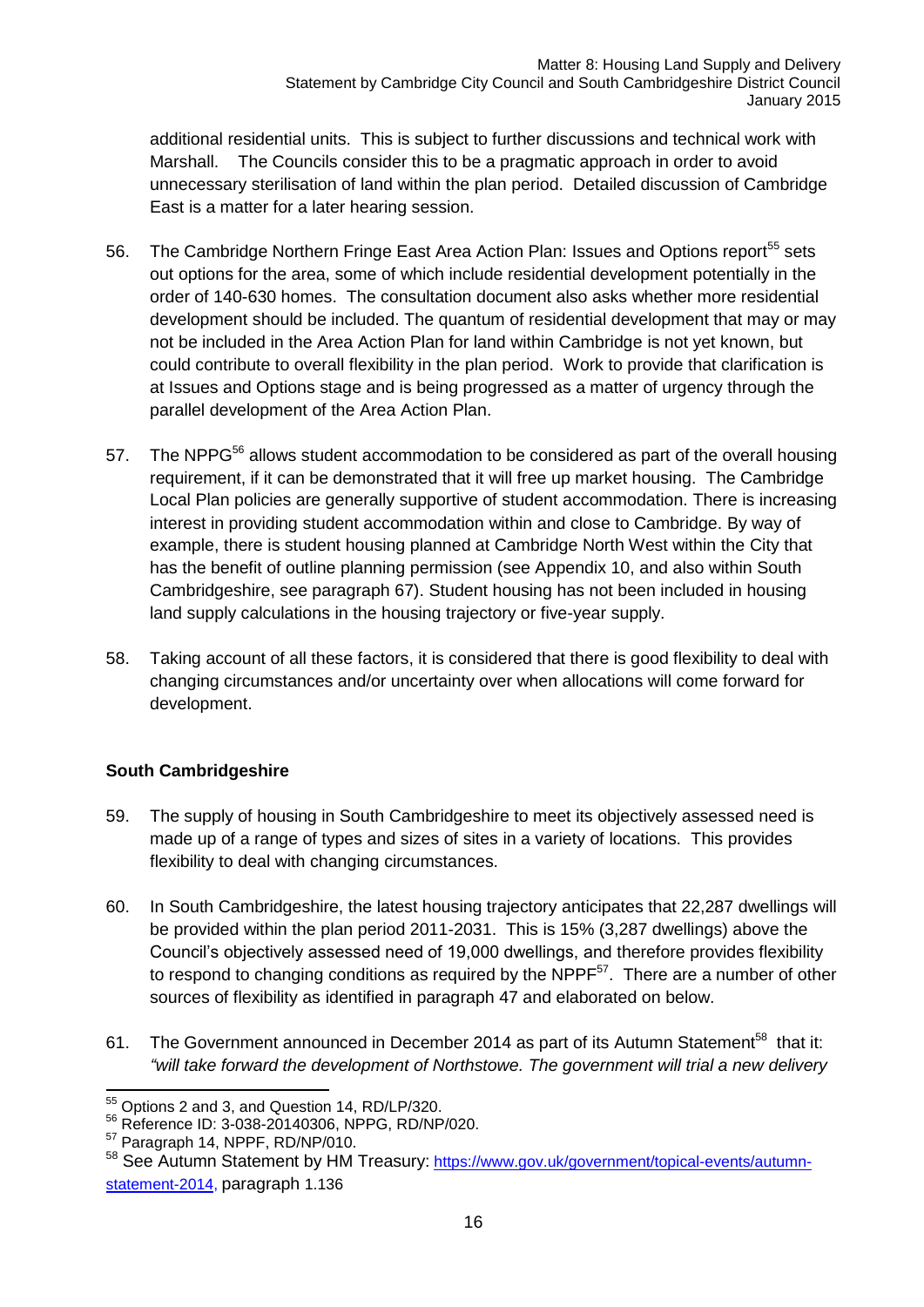additional residential units. This is subject to further discussions and technical work with Marshall. The Councils consider this to be a pragmatic approach in order to avoid unnecessary sterilisation of land within the plan period. Detailed discussion of Cambridge East is a matter for a later hearing session.

56. The Cambridge Northern Fringe East Area Action Plan: Issues and Options report[55] sets out options for the area, some of which include residential development potentially in the order of 140-630 homes. The consultation document also asks whether more residential development should be included. The quantum of residential development that may or may not be included in the Area Action Plan for land within Cambridge is not yet known, but could contribute to overall flexibility in the plan period. Work to provide that clarification is at Issues and Options stage and is being progressed as a matter of urgency through the parallel development of the Area Action Plan.

57. The NPPG[56] allows student accommodation to be considered as part of the overall housing requirement, if it can be demonstrated that it will free up market housing. The Cambridge Local Plan policies are generally supportive of student accommodation. There is increasing interest in providing student accommodation within and close to Cambridge. By way of example, there is student housing planned at Cambridge North West within the City that has the benefit of outline planning permission (see Appendix 10, and also within South Cambridgeshire, see paragraph 67). Student housing has not been included in housing land supply calculations in the housing trajectory or five-year supply.

58. Taking account of all these factors, it is considered that there is good flexibility to deal with changing circumstances and/or uncertainty over when allocations will come forward for development.

**South Cambridgeshire**

59. The supply of housing in South Cambridgeshire to meet its objectively assessed need is made up of a range of types and sizes of sites in a variety of locations. This provides flexibility to deal with changing circumstances.

60. In South Cambridgeshire, the latest housing trajectory anticipates that 22,287 dwellings will be provided within the plan period 2011-2031. This is 15% (3,287 dwellings) above the Council's objectively assessed need of 19,000 dwellings, and therefore provides flexibility to respond to changing conditions as required by the NPPF[57]. There are a number of other sources of flexibility as identified in paragraph 47 and elaborated on below.

61. The Government announced in December 2014 as part of its Autumn Statement[58] that it: *"will take forward the development of Northstowe. The government will trial a new delivery*

---

[55] Options 2 and 3, and Question 14, RD/LP/320.

[56] Reference ID: 3-038-20140306, NPPG, RD/NP/020.

[57] Paragraph 14, NPPF, RD/NP/010.

[58] See Autumn Statement by HM Treasury: https://www.gov.uk/government/topical-events/autumn-statement-2014, paragraph 1.136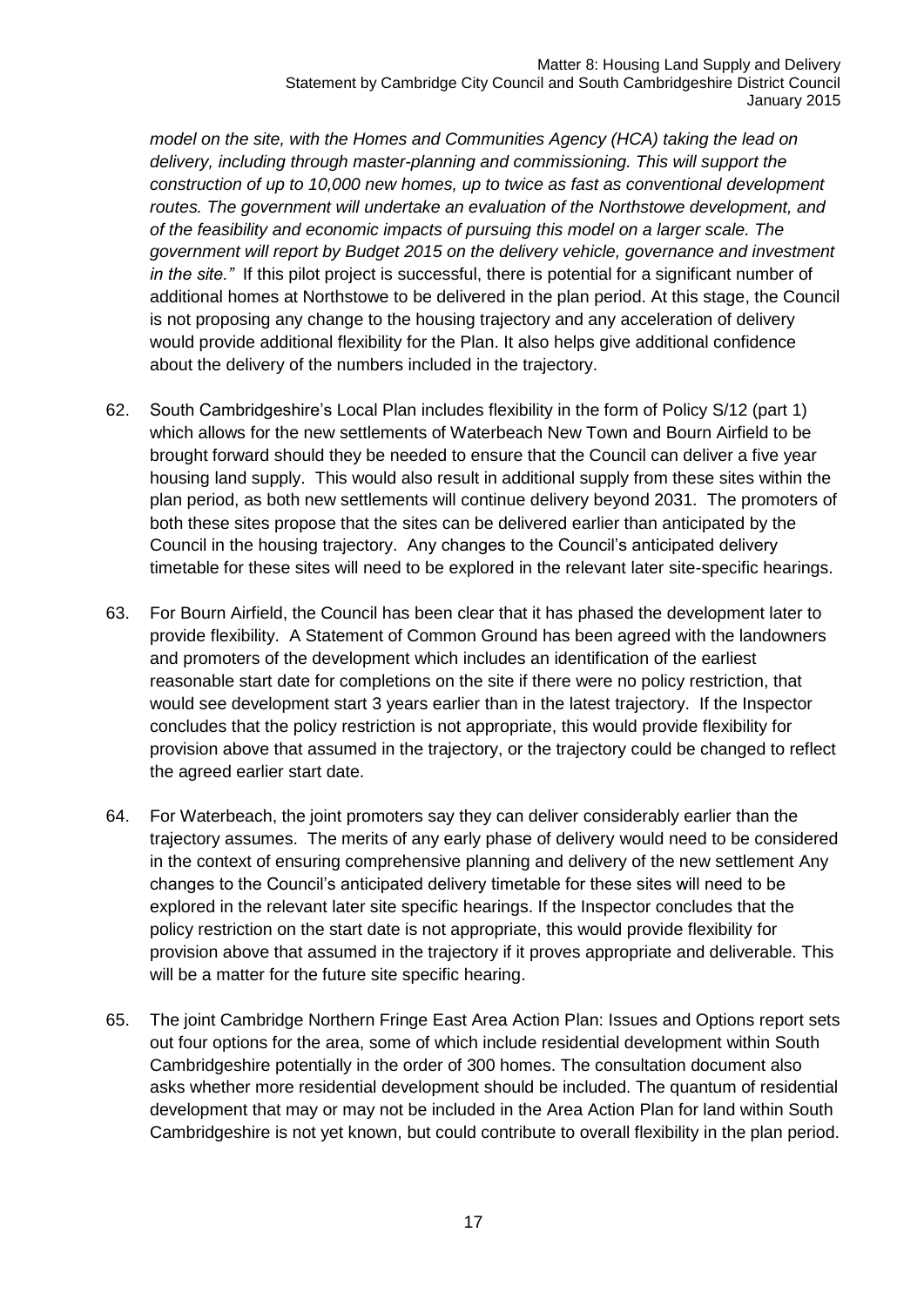*model on the site, with the Homes and Communities Agency (HCA) taking the lead on delivery, including through master-planning and commissioning. This will support the construction of up to 10,000 new homes, up to twice as fast as conventional development routes. The government will undertake an evaluation of the Northstowe development, and of the feasibility and economic impacts of pursuing this model on a larger scale. The government will report by Budget 2015 on the delivery vehicle, governance and investment in the site."* If this pilot project is successful, there is potential for a significant number of additional homes at Northstowe to be delivered in the plan period. At this stage, the Council is not proposing any change to the housing trajectory and any acceleration of delivery would provide additional flexibility for the Plan. It also helps give additional confidence about the delivery of the numbers included in the trajectory.

62. South Cambridgeshire's Local Plan includes flexibility in the form of Policy S/12 (part 1) which allows for the new settlements of Waterbeach New Town and Bourn Airfield to be brought forward should they be needed to ensure that the Council can deliver a five year housing land supply. This would also result in additional supply from these sites within the plan period, as both new settlements will continue delivery beyond 2031. The promoters of both these sites propose that the sites can be delivered earlier than anticipated by the Council in the housing trajectory. Any changes to the Council's anticipated delivery timetable for these sites will need to be explored in the relevant later site-specific hearings.

63. For Bourn Airfield, the Council has been clear that it has phased the development later to provide flexibility. A Statement of Common Ground has been agreed with the landowners and promoters of the development which includes an identification of the earliest reasonable start date for completions on the site if there were no policy restriction, that would see development start 3 years earlier than in the latest trajectory. If the Inspector concludes that the policy restriction is not appropriate, this would provide flexibility for provision above that assumed in the trajectory, or the trajectory could be changed to reflect the agreed earlier start date.

64. For Waterbeach, the joint promoters say they can deliver considerably earlier than the trajectory assumes. The merits of any early phase of delivery would need to be considered in the context of ensuring comprehensive planning and delivery of the new settlement Any changes to the Council's anticipated delivery timetable for these sites will need to be explored in the relevant later site specific hearings. If the Inspector concludes that the policy restriction on the start date is not appropriate, this would provide flexibility for provision above that assumed in the trajectory if it proves appropriate and deliverable. This will be a matter for the future site specific hearing.

65. The joint Cambridge Northern Fringe East Area Action Plan: Issues and Options report sets out four options for the area, some of which include residential development within South Cambridgeshire potentially in the order of 300 homes. The consultation document also asks whether more residential development should be included. The quantum of residential development that may or may not be included in the Area Action Plan for land within South Cambridgeshire is not yet known, but could contribute to overall flexibility in the plan period.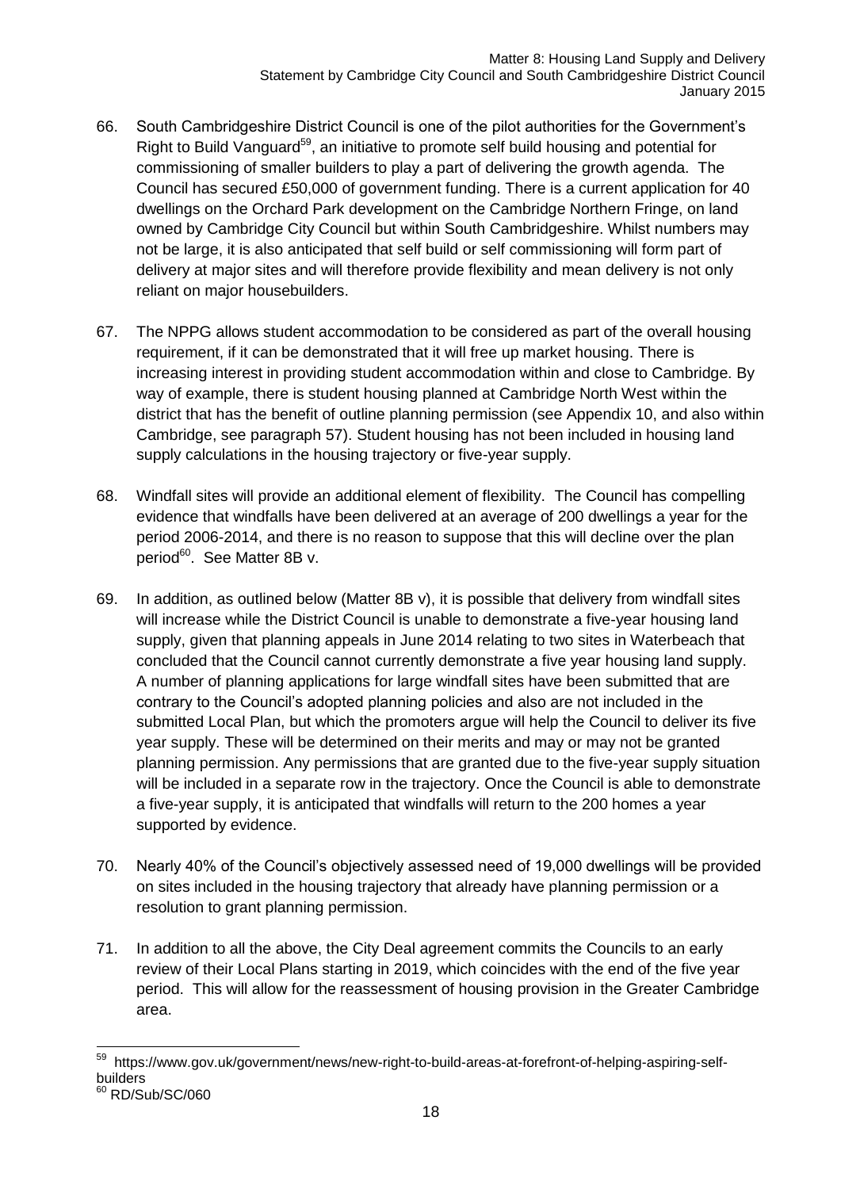66. South Cambridgeshire District Council is one of the pilot authorities for the Government's Right to Build Vanguard[59], an initiative to promote self build housing and potential for commissioning of smaller builders to play a part of delivering the growth agenda. The Council has secured £50,000 of government funding. There is a current application for 40 dwellings on the Orchard Park development on the Cambridge Northern Fringe, on land owned by Cambridge City Council but within South Cambridgeshire. Whilst numbers may not be large, it is also anticipated that self build or self commissioning will form part of delivery at major sites and will therefore provide flexibility and mean delivery is not only reliant on major housebuilders.

67. The NPPG allows student accommodation to be considered as part of the overall housing requirement, if it can be demonstrated that it will free up market housing. There is increasing interest in providing student accommodation within and close to Cambridge. By way of example, there is student housing planned at Cambridge North West within the district that has the benefit of outline planning permission (see Appendix 10, and also within Cambridge, see paragraph 57). Student housing has not been included in housing land supply calculations in the housing trajectory or five-year supply.

68. Windfall sites will provide an additional element of flexibility. The Council has compelling evidence that windfalls have been delivered at an average of 200 dwellings a year for the period 2006-2014, and there is no reason to suppose that this will decline over the plan period[60]. See Matter 8B v.

69. In addition, as outlined below (Matter 8B v), it is possible that delivery from windfall sites will increase while the District Council is unable to demonstrate a five-year housing land supply, given that planning appeals in June 2014 relating to two sites in Waterbeach that concluded that the Council cannot currently demonstrate a five year housing land supply. A number of planning applications for large windfall sites have been submitted that are contrary to the Council's adopted planning policies and also are not included in the submitted Local Plan, but which the promoters argue will help the Council to deliver its five year supply. These will be determined on their merits and may or may not be granted planning permission. Any permissions that are granted due to the five-year supply situation will be included in a separate row in the trajectory. Once the Council is able to demonstrate a five-year supply, it is anticipated that windfalls will return to the 200 homes a year supported by evidence.

70. Nearly 40% of the Council's objectively assessed need of 19,000 dwellings will be provided on sites included in the housing trajectory that already have planning permission or a resolution to grant planning permission.

71. In addition to all the above, the City Deal agreement commits the Councils to an early review of their Local Plans starting in 2019, which coincides with the end of the five year period. This will allow for the reassessment of housing provision in the Greater Cambridge area.

---

[59] https://www.gov.uk/government/news/new-right-to-build-areas-at-forefront-of-helping-aspiring-self-builders

[60] RD/Sub/SC/060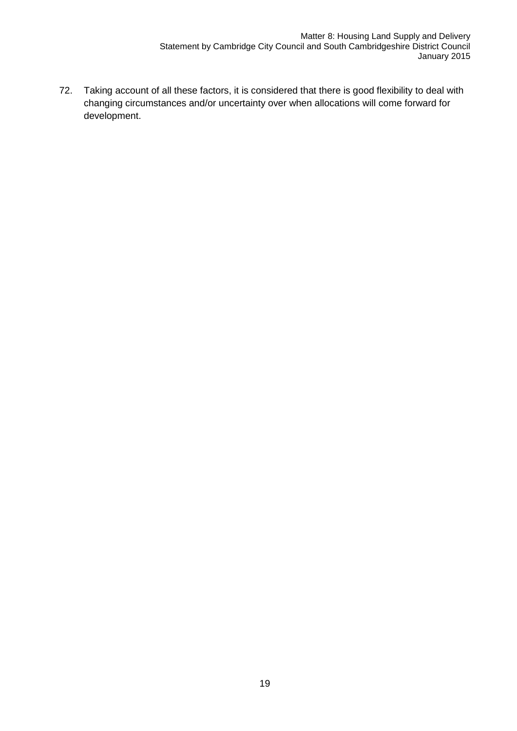72. Taking account of all these factors, it is considered that there is good flexibility to deal with changing circumstances and/or uncertainty over when allocations will come forward for development.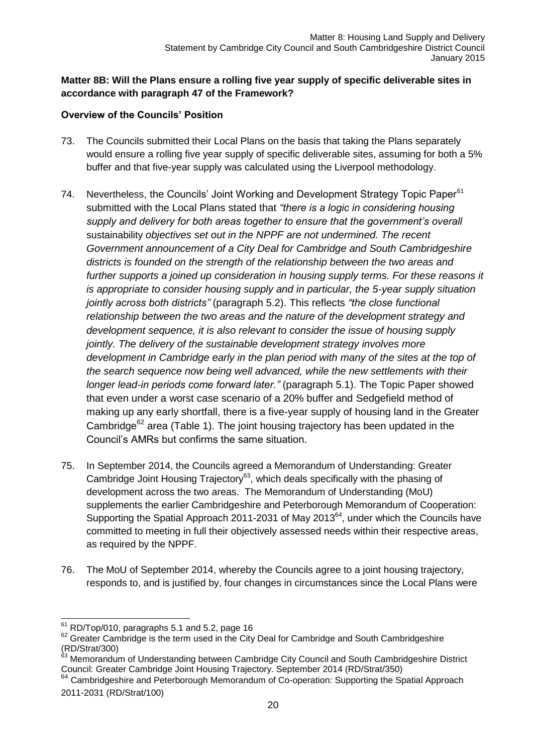**Matter 8B: Will the Plans ensure a rolling five year supply of specific deliverable sites in accordance with paragraph 47 of the Framework?**

**Overview of the Councils' Position**

73. The Councils submitted their Local Plans on the basis that taking the Plans separately would ensure a rolling five year supply of specific deliverable sites, assuming for both a 5% buffer and that five-year supply was calculated using the Liverpool methodology.

74. Nevertheless, the Councils' Joint Working and Development Strategy Topic Paper[61] submitted with the Local Plans stated that *"there is a logic in considering housing supply and delivery for both areas together to ensure that the government's overall* sustainability *objectives set out in the NPPF are not undermined. The recent Government announcement of a City Deal for Cambridge and South Cambridgeshire districts is founded on the strength of the relationship between the two areas and further supports a joined up consideration in housing supply terms. For these reasons it is appropriate to consider housing supply and in particular, the 5-year supply situation jointly across both districts"* (paragraph 5.2). This reflects *"the close functional relationship between the two areas and the nature of the development strategy and development sequence, it is also relevant to consider the issue of housing supply jointly. The delivery of the sustainable development strategy involves more development in Cambridge early in the plan period with many of the sites at the top of the search sequence now being well advanced, while the new settlements with their longer lead-in periods come forward later."* (paragraph 5.1). The Topic Paper showed that even under a worst case scenario of a 20% buffer and Sedgefield method of making up any early shortfall, there is a five-year supply of housing land in the Greater Cambridge[62] area (Table 1). The joint housing trajectory has been updated in the Council's AMRs but confirms the same situation.

75. In September 2014, the Councils agreed a Memorandum of Understanding: Greater Cambridge Joint Housing Trajectory[63], which deals specifically with the phasing of development across the two areas. The Memorandum of Understanding (MoU) supplements the earlier Cambridgeshire and Peterborough Memorandum of Cooperation: Supporting the Spatial Approach 2011-2031 of May 2013[64], under which the Councils have committed to meeting in full their objectively assessed needs within their respective areas, as required by the NPPF.

76. The MoU of September 2014, whereby the Councils agree to a joint housing trajectory, responds to, and is justified by, four changes in circumstances since the Local Plans were

---

[61] RD/Top/010, paragraphs 5.1 and 5.2, page 16

[62] Greater Cambridge is the term used in the City Deal for Cambridge and South Cambridgeshire (RD/Strat/300)

[63] Memorandum of Understanding between Cambridge City Council and South Cambridgeshire District Council: Greater Cambridge Joint Housing Trajectory. September 2014 (RD/Strat/350)

[64] Cambridgeshire and Peterborough Memorandum of Co-operation: Supporting the Spatial Approach 2011-2031 (RD/Strat/100)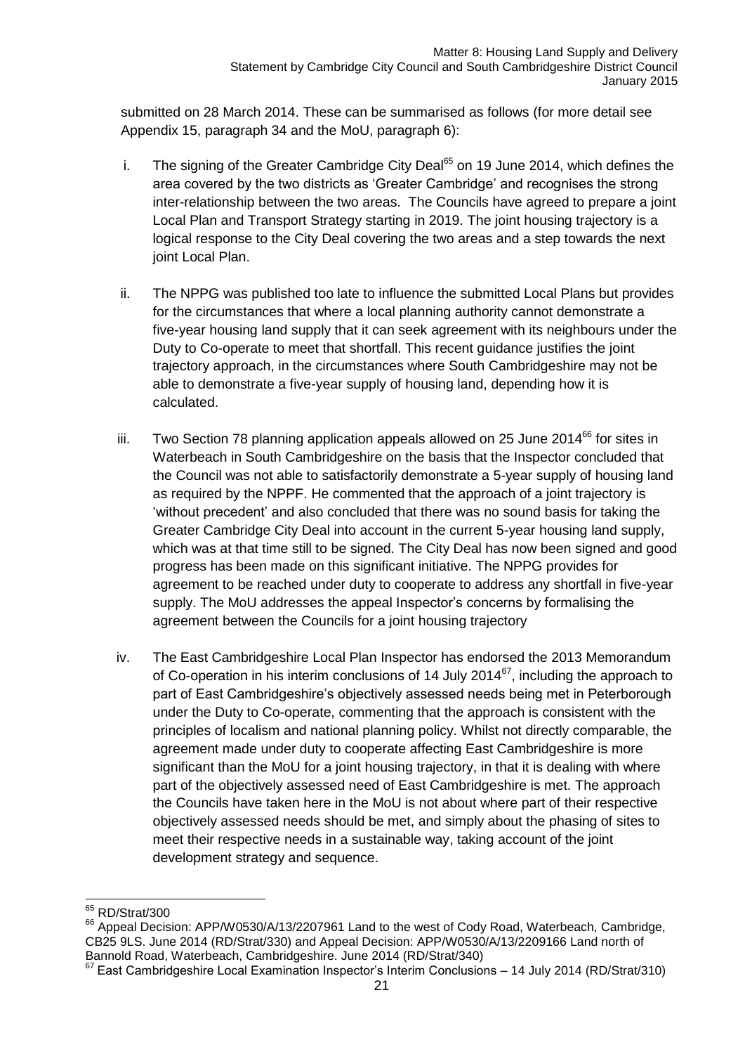submitted on 28 March 2014. These can be summarised as follows (for more detail see Appendix 15, paragraph 34 and the MoU, paragraph 6):

i. The signing of the Greater Cambridge City Deal[65] on 19 June 2014, which defines the area covered by the two districts as 'Greater Cambridge' and recognises the strong inter-relationship between the two areas. The Councils have agreed to prepare a joint Local Plan and Transport Strategy starting in 2019. The joint housing trajectory is a logical response to the City Deal covering the two areas and a step towards the next joint Local Plan.

ii. The NPPG was published too late to influence the submitted Local Plans but provides for the circumstances that where a local planning authority cannot demonstrate a five-year housing land supply that it can seek agreement with its neighbours under the Duty to Co-operate to meet that shortfall. This recent guidance justifies the joint trajectory approach, in the circumstances where South Cambridgeshire may not be able to demonstrate a five-year supply of housing land, depending how it is calculated.

iii. Two Section 78 planning application appeals allowed on 25 June 2014[66] for sites in Waterbeach in South Cambridgeshire on the basis that the Inspector concluded that the Council was not able to satisfactorily demonstrate a 5-year supply of housing land as required by the NPPF. He commented that the approach of a joint trajectory is 'without precedent' and also concluded that there was no sound basis for taking the Greater Cambridge City Deal into account in the current 5-year housing land supply, which was at that time still to be signed. The City Deal has now been signed and good progress has been made on this significant initiative. The NPPG provides for agreement to be reached under duty to cooperate to address any shortfall in five-year supply. The MoU addresses the appeal Inspector's concerns by formalising the agreement between the Councils for a joint housing trajectory

iv. The East Cambridgeshire Local Plan Inspector has endorsed the 2013 Memorandum of Co-operation in his interim conclusions of 14 July 2014[67], including the approach to part of East Cambridgeshire's objectively assessed needs being met in Peterborough under the Duty to Co-operate, commenting that the approach is consistent with the principles of localism and national planning policy. Whilst not directly comparable, the agreement made under duty to cooperate affecting East Cambridgeshire is more significant than the MoU for a joint housing trajectory, in that it is dealing with where part of the objectively assessed need of East Cambridgeshire is met. The approach the Councils have taken here in the MoU is not about where part of their respective objectively assessed needs should be met, and simply about the phasing of sites to meet their respective needs in a sustainable way, taking account of the joint development strategy and sequence.

---

[65] RD/Strat/300

[66] Appeal Decision: APP/W0530/A/13/2207961 Land to the west of Cody Road, Waterbeach, Cambridge, CB25 9LS. June 2014 (RD/Strat/330) and Appeal Decision: APP/W0530/A/13/2209166 Land north of Bannold Road, Waterbeach, Cambridgeshire. June 2014 (RD/Strat/340)

[67] East Cambridgeshire Local Examination Inspector's Interim Conclusions – 14 July 2014 (RD/Strat/310)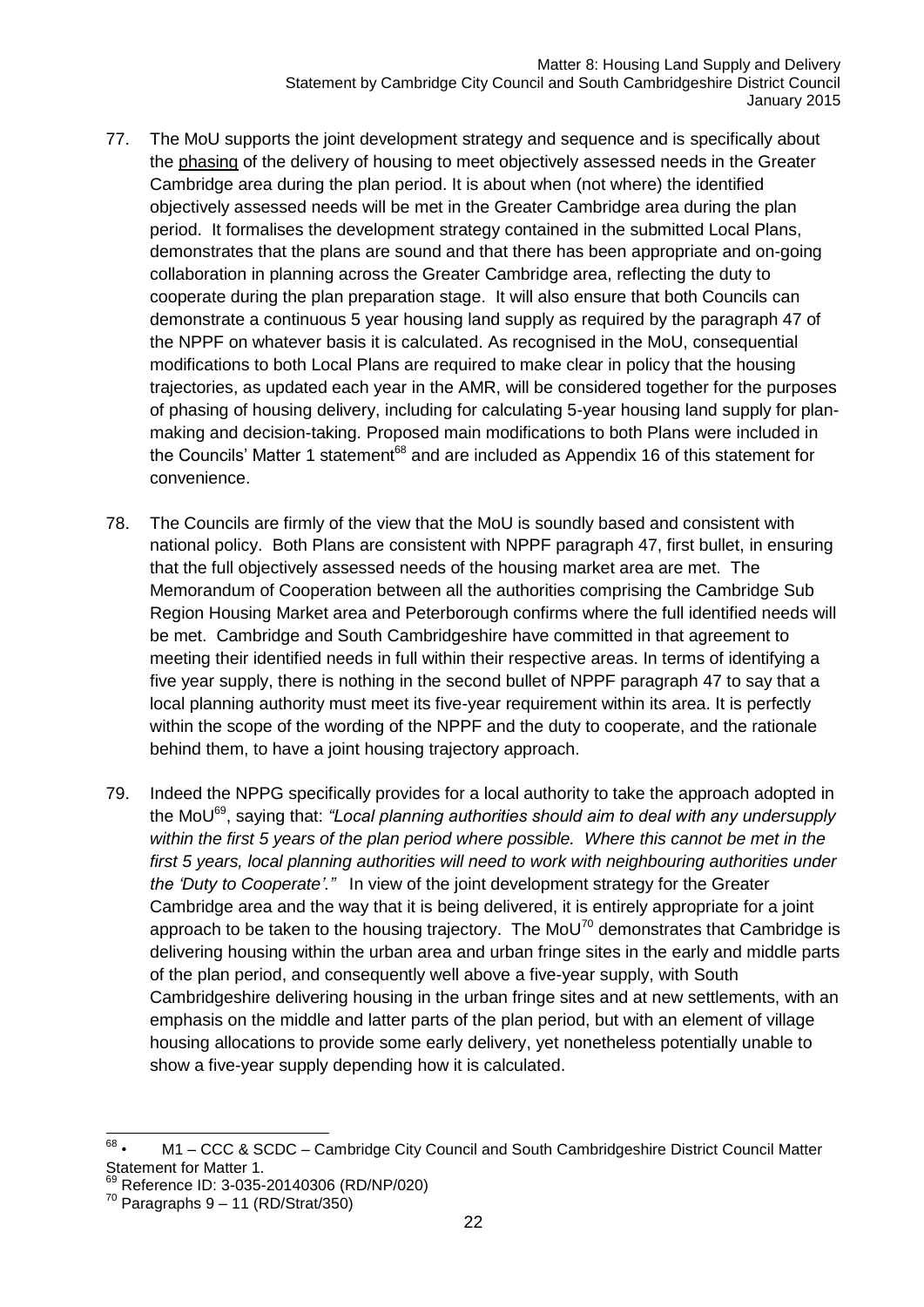77. The MoU supports the joint development strategy and sequence and is specifically about the phasing of the delivery of housing to meet objectively assessed needs in the Greater Cambridge area during the plan period. It is about when (not where) the identified objectively assessed needs will be met in the Greater Cambridge area during the plan period. It formalises the development strategy contained in the submitted Local Plans, demonstrates that the plans are sound and that there has been appropriate and on-going collaboration in planning across the Greater Cambridge area, reflecting the duty to cooperate during the plan preparation stage. It will also ensure that both Councils can demonstrate a continuous 5 year housing land supply as required by the paragraph 47 of the NPPF on whatever basis it is calculated. As recognised in the MoU, consequential modifications to both Local Plans are required to make clear in policy that the housing trajectories, as updated each year in the AMR, will be considered together for the purposes of phasing of housing delivery, including for calculating 5-year housing land supply for plan-making and decision-taking. Proposed main modifications to both Plans were included in the Councils' Matter 1 statement[68] and are included as Appendix 16 of this statement for convenience.

78. The Councils are firmly of the view that the MoU is soundly based and consistent with national policy. Both Plans are consistent with NPPF paragraph 47, first bullet, in ensuring that the full objectively assessed needs of the housing market area are met. The Memorandum of Cooperation between all the authorities comprising the Cambridge Sub Region Housing Market area and Peterborough confirms where the full identified needs will be met. Cambridge and South Cambridgeshire have committed in that agreement to meeting their identified needs in full within their respective areas. In terms of identifying a five year supply, there is nothing in the second bullet of NPPF paragraph 47 to say that a local planning authority must meet its five-year requirement within its area. It is perfectly within the scope of the wording of the NPPF and the duty to cooperate, and the rationale behind them, to have a joint housing trajectory approach.

79. Indeed the NPPG specifically provides for a local authority to take the approach adopted in the MoU[69], saying that: *"Local planning authorities should aim to deal with any undersupply within the first 5 years of the plan period where possible. Where this cannot be met in the first 5 years, local planning authorities will need to work with neighbouring authorities under the 'Duty to Cooperate'."* In view of the joint development strategy for the Greater Cambridge area and the way that it is being delivered, it is entirely appropriate for a joint approach to be taken to the housing trajectory. The MoU[70] demonstrates that Cambridge is delivering housing within the urban area and urban fringe sites in the early and middle parts of the plan period, and consequently well above a five-year supply, with South Cambridgeshire delivering housing in the urban fringe sites and at new settlements, with an emphasis on the middle and latter parts of the plan period, but with an element of village housing allocations to provide some early delivery, yet nonetheless potentially unable to show a five-year supply depending how it is calculated.

---

[68] • M1 – CCC & SCDC – Cambridge City Council and South Cambridgeshire District Council Matter Statement for Matter 1.

[69] Reference ID: 3-035-20140306 (RD/NP/020)

[70] Paragraphs 9 – 11 (RD/Strat/350)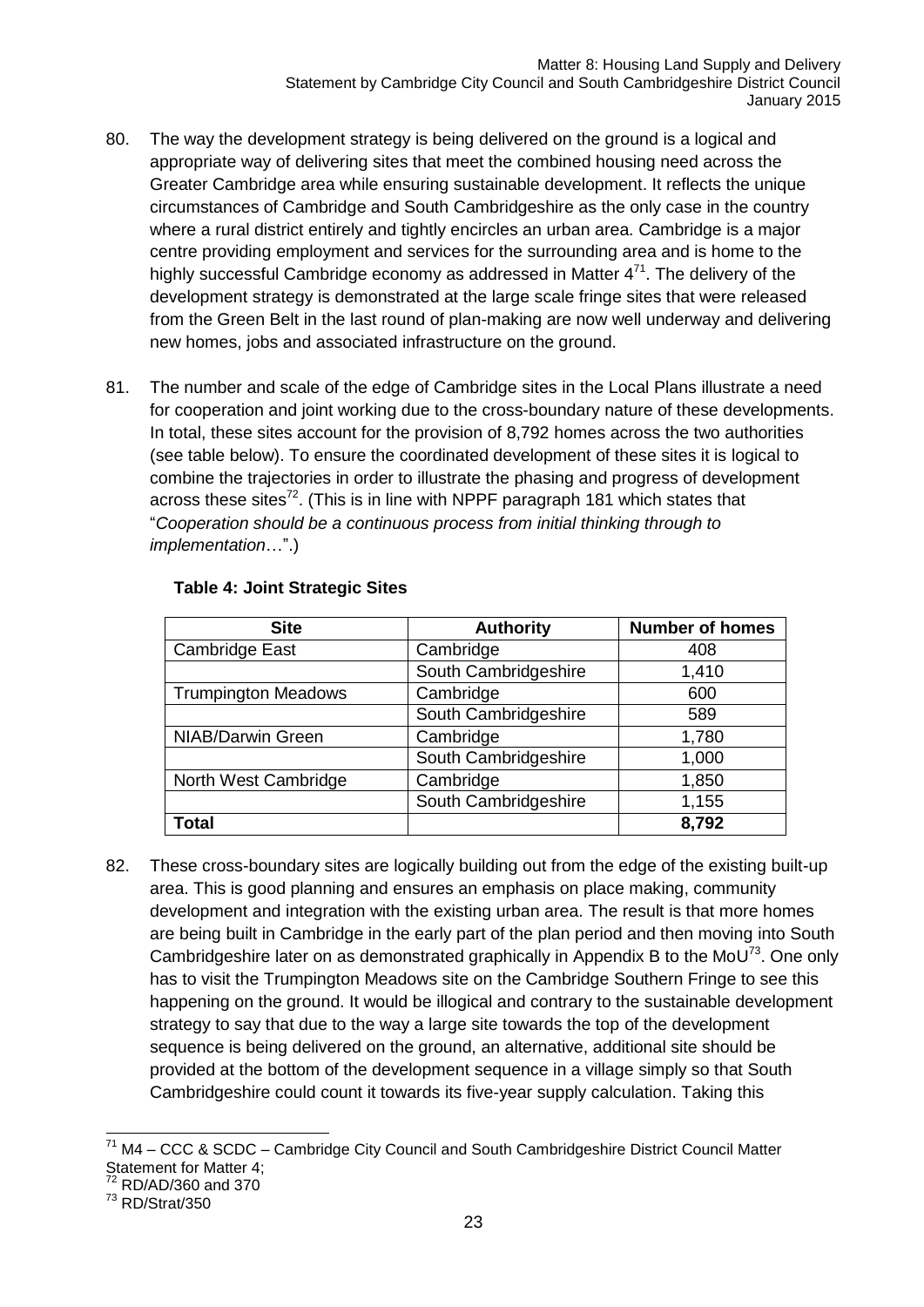80. The way the development strategy is being delivered on the ground is a logical and appropriate way of delivering sites that meet the combined housing need across the Greater Cambridge area while ensuring sustainable development. It reflects the unique circumstances of Cambridge and South Cambridgeshire as the only case in the country where a rural district entirely and tightly encircles an urban area. Cambridge is a major centre providing employment and services for the surrounding area and is home to the highly successful Cambridge economy as addressed in Matter 4[71]. The delivery of the development strategy is demonstrated at the large scale fringe sites that were released from the Green Belt in the last round of plan-making are now well underway and delivering new homes, jobs and associated infrastructure on the ground.

81. The number and scale of the edge of Cambridge sites in the Local Plans illustrate a need for cooperation and joint working due to the cross-boundary nature of these developments. In total, these sites account for the provision of 8,792 homes across the two authorities (see table below). To ensure the coordinated development of these sites it is logical to combine the trajectories in order to illustrate the phasing and progress of development across these sites[72]. (This is in line with NPPF paragraph 181 which states that "*Cooperation should be a continuous process from initial thinking through to implementation*…".)

**Table 4: Joint Strategic Sites**

| Site | Authority | Number of homes |
|---|---|---|
| Cambridge East | Cambridge | 408 |
| | South Cambridgeshire | 1,410 |
| Trumpington Meadows | Cambridge | 600 |
| | South Cambridgeshire | 589 |
| NIAB/Darwin Green | Cambridge | 1,780 |
| | South Cambridgeshire | 1,000 |
| North West Cambridge | Cambridge | 1,850 |
| | South Cambridgeshire | 1,155 |
| **Total** | | **8,792** |

82. These cross-boundary sites are logically building out from the edge of the existing built-up area. This is good planning and ensures an emphasis on place making, community development and integration with the existing urban area. The result is that more homes are being built in Cambridge in the early part of the plan period and then moving into South Cambridgeshire later on as demonstrated graphically in Appendix B to the MoU[73]. One only has to visit the Trumpington Meadows site on the Cambridge Southern Fringe to see this happening on the ground. It would be illogical and contrary to the sustainable development strategy to say that due to the way a large site towards the top of the development sequence is being delivered on the ground, an alternative, additional site should be provided at the bottom of the development sequence in a village simply so that South Cambridgeshire could count it towards its five-year supply calculation. Taking this

[71] M4 – CCC & SCDC – Cambridge City Council and South Cambridgeshire District Council Matter Statement for Matter 4;

[72] RD/AD/360 and 370

[73] RD/Strat/350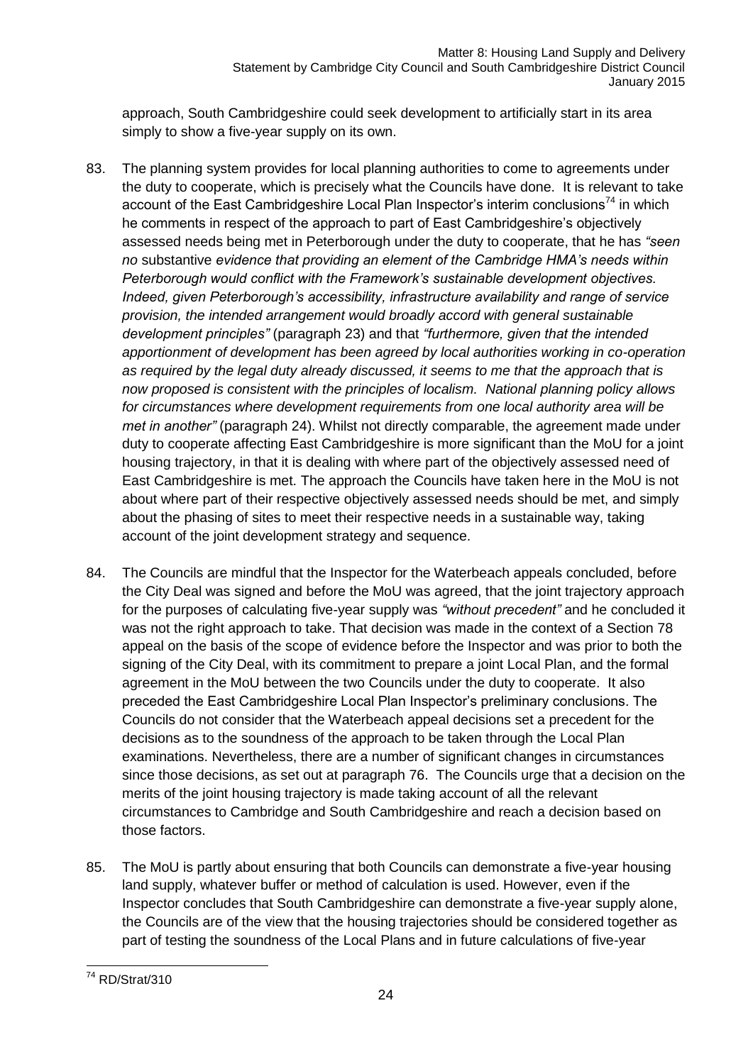approach, South Cambridgeshire could seek development to artificially start in its area simply to show a five-year supply on its own.

83. The planning system provides for local planning authorities to come to agreements under the duty to cooperate, which is precisely what the Councils have done. It is relevant to take account of the East Cambridgeshire Local Plan Inspector's interim conclusions[74] in which he comments in respect of the approach to part of East Cambridgeshire's objectively assessed needs being met in Peterborough under the duty to cooperate, that he has *"seen no* substantive *evidence that providing an element of the Cambridge HMA's needs within Peterborough would conflict with the Framework's sustainable development objectives. Indeed, given Peterborough's accessibility, infrastructure availability and range of service provision, the intended arrangement would broadly accord with general sustainable development principles"* (paragraph 23) and that *"furthermore, given that the intended apportionment of development has been agreed by local authorities working in co-operation as required by the legal duty already discussed, it seems to me that the approach that is now proposed is consistent with the principles of localism. National planning policy allows for circumstances where development requirements from one local authority area will be met in another"* (paragraph 24). Whilst not directly comparable, the agreement made under duty to cooperate affecting East Cambridgeshire is more significant than the MoU for a joint housing trajectory, in that it is dealing with where part of the objectively assessed need of East Cambridgeshire is met. The approach the Councils have taken here in the MoU is not about where part of their respective objectively assessed needs should be met, and simply about the phasing of sites to meet their respective needs in a sustainable way, taking account of the joint development strategy and sequence.

84. The Councils are mindful that the Inspector for the Waterbeach appeals concluded, before the City Deal was signed and before the MoU was agreed, that the joint trajectory approach for the purposes of calculating five-year supply was *"without precedent"* and he concluded it was not the right approach to take. That decision was made in the context of a Section 78 appeal on the basis of the scope of evidence before the Inspector and was prior to both the signing of the City Deal, with its commitment to prepare a joint Local Plan, and the formal agreement in the MoU between the two Councils under the duty to cooperate. It also preceded the East Cambridgeshire Local Plan Inspector's preliminary conclusions. The Councils do not consider that the Waterbeach appeal decisions set a precedent for the decisions as to the soundness of the approach to be taken through the Local Plan examinations. Nevertheless, there are a number of significant changes in circumstances since those decisions, as set out at paragraph 76. The Councils urge that a decision on the merits of the joint housing trajectory is made taking account of all the relevant circumstances to Cambridge and South Cambridgeshire and reach a decision based on those factors.

85. The MoU is partly about ensuring that both Councils can demonstrate a five-year housing land supply, whatever buffer or method of calculation is used. However, even if the Inspector concludes that South Cambridgeshire can demonstrate a five-year supply alone, the Councils are of the view that the housing trajectories should be considered together as part of testing the soundness of the Local Plans and in future calculations of five-year

---

[74] RD/Strat/310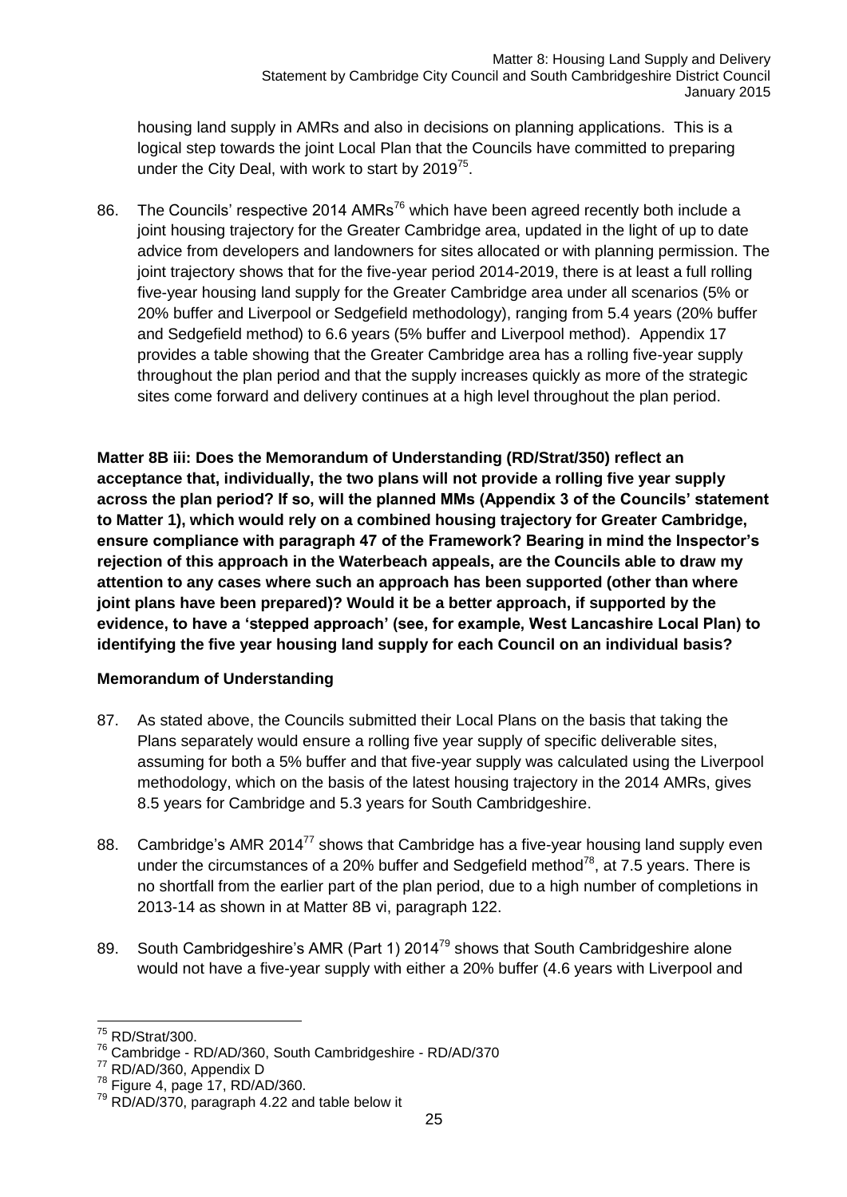housing land supply in AMRs and also in decisions on planning applications. This is a logical step towards the joint Local Plan that the Councils have committed to preparing under the City Deal, with work to start by 2019[75].

86. The Councils' respective 2014 AMRs[76] which have been agreed recently both include a joint housing trajectory for the Greater Cambridge area, updated in the light of up to date advice from developers and landowners for sites allocated or with planning permission. The joint trajectory shows that for the five-year period 2014-2019, there is at least a full rolling five-year housing land supply for the Greater Cambridge area under all scenarios (5% or 20% buffer and Liverpool or Sedgefield methodology), ranging from 5.4 years (20% buffer and Sedgefield method) to 6.6 years (5% buffer and Liverpool method). Appendix 17 provides a table showing that the Greater Cambridge area has a rolling five-year supply throughout the plan period and that the supply increases quickly as more of the strategic sites come forward and delivery continues at a high level throughout the plan period.

**Matter 8B iii: Does the Memorandum of Understanding (RD/Strat/350) reflect an acceptance that, individually, the two plans will not provide a rolling five year supply across the plan period? If so, will the planned MMs (Appendix 3 of the Councils' statement to Matter 1), which would rely on a combined housing trajectory for Greater Cambridge, ensure compliance with paragraph 47 of the Framework? Bearing in mind the Inspector's rejection of this approach in the Waterbeach appeals, are the Councils able to draw my attention to any cases where such an approach has been supported (other than where joint plans have been prepared)? Would it be a better approach, if supported by the evidence, to have a 'stepped approach' (see, for example, West Lancashire Local Plan) to identifying the five year housing land supply for each Council on an individual basis?**

**Memorandum of Understanding**

87. As stated above, the Councils submitted their Local Plans on the basis that taking the Plans separately would ensure a rolling five year supply of specific deliverable sites, assuming for both a 5% buffer and that five-year supply was calculated using the Liverpool methodology, which on the basis of the latest housing trajectory in the 2014 AMRs, gives 8.5 years for Cambridge and 5.3 years for South Cambridgeshire.

88. Cambridge's AMR 2014[77] shows that Cambridge has a five-year housing land supply even under the circumstances of a 20% buffer and Sedgefield method[78], at 7.5 years. There is no shortfall from the earlier part of the plan period, due to a high number of completions in 2013-14 as shown in at Matter 8B vi, paragraph 122.

89. South Cambridgeshire's AMR (Part 1) 2014[79] shows that South Cambridgeshire alone would not have a five-year supply with either a 20% buffer (4.6 years with Liverpool and

---

[75] RD/Strat/300.

[76] Cambridge - RD/AD/360, South Cambridgeshire - RD/AD/370

[77] RD/AD/360, Appendix D

[78] Figure 4, page 17, RD/AD/360.

[79] RD/AD/370, paragraph 4.22 and table below it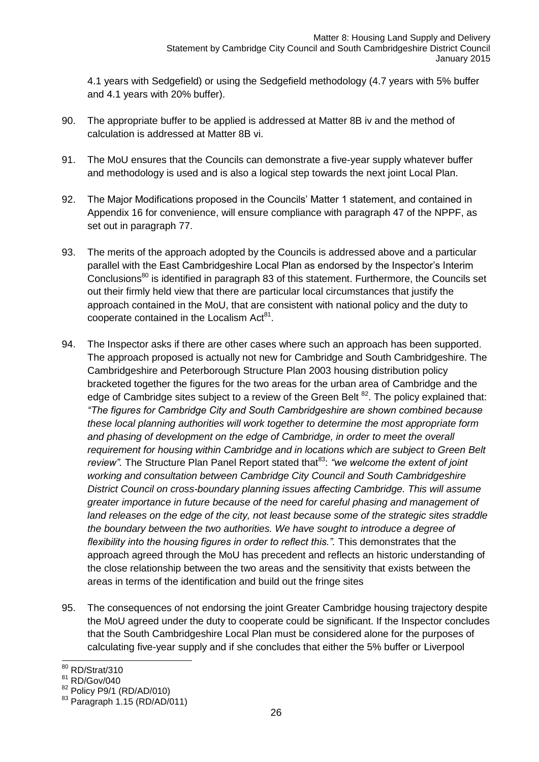4.1 years with Sedgefield) or using the Sedgefield methodology (4.7 years with 5% buffer and 4.1 years with 20% buffer).

90. The appropriate buffer to be applied is addressed at Matter 8B iv and the method of calculation is addressed at Matter 8B vi.

91. The MoU ensures that the Councils can demonstrate a five-year supply whatever buffer and methodology is used and is also a logical step towards the next joint Local Plan.

92. The Major Modifications proposed in the Councils' Matter 1 statement, and contained in Appendix 16 for convenience, will ensure compliance with paragraph 47 of the NPPF, as set out in paragraph 77.

93. The merits of the approach adopted by the Councils is addressed above and a particular parallel with the East Cambridgeshire Local Plan as endorsed by the Inspector's Interim Conclusions[80] is identified in paragraph 83 of this statement. Furthermore, the Councils set out their firmly held view that there are particular local circumstances that justify the approach contained in the MoU, that are consistent with national policy and the duty to cooperate contained in the Localism Act[81].

94. The Inspector asks if there are other cases where such an approach has been supported. The approach proposed is actually not new for Cambridge and South Cambridgeshire. The Cambridgeshire and Peterborough Structure Plan 2003 housing distribution policy bracketed together the figures for the two areas for the urban area of Cambridge and the edge of Cambridge sites subject to a review of the Green Belt [82]. The policy explained that: *"The figures for Cambridge City and South Cambridgeshire are shown combined because these local planning authorities will work together to determine the most appropriate form and phasing of development on the edge of Cambridge, in order to meet the overall requirement for housing within Cambridge and in locations which are subject to Green Belt review".* The Structure Plan Panel Report stated that[83]: *"we welcome the extent of joint working and consultation between Cambridge City Council and South Cambridgeshire District Council on cross-boundary planning issues affecting Cambridge. This will assume greater importance in future because of the need for careful phasing and management of land releases on the edge of the city, not least because some of the strategic sites straddle the boundary between the two authorities. We have sought to introduce a degree of flexibility into the housing figures in order to reflect this.".* This demonstrates that the approach agreed through the MoU has precedent and reflects an historic understanding of the close relationship between the two areas and the sensitivity that exists between the areas in terms of the identification and build out the fringe sites

95. The consequences of not endorsing the joint Greater Cambridge housing trajectory despite the MoU agreed under the duty to cooperate could be significant. If the Inspector concludes that the South Cambridgeshire Local Plan must be considered alone for the purposes of calculating five-year supply and if she concludes that either the 5% buffer or Liverpool

---

[80] RD/Strat/310

[81] RD/Gov/040

[82] Policy P9/1 (RD/AD/010)

[83] Paragraph 1.15 (RD/AD/011)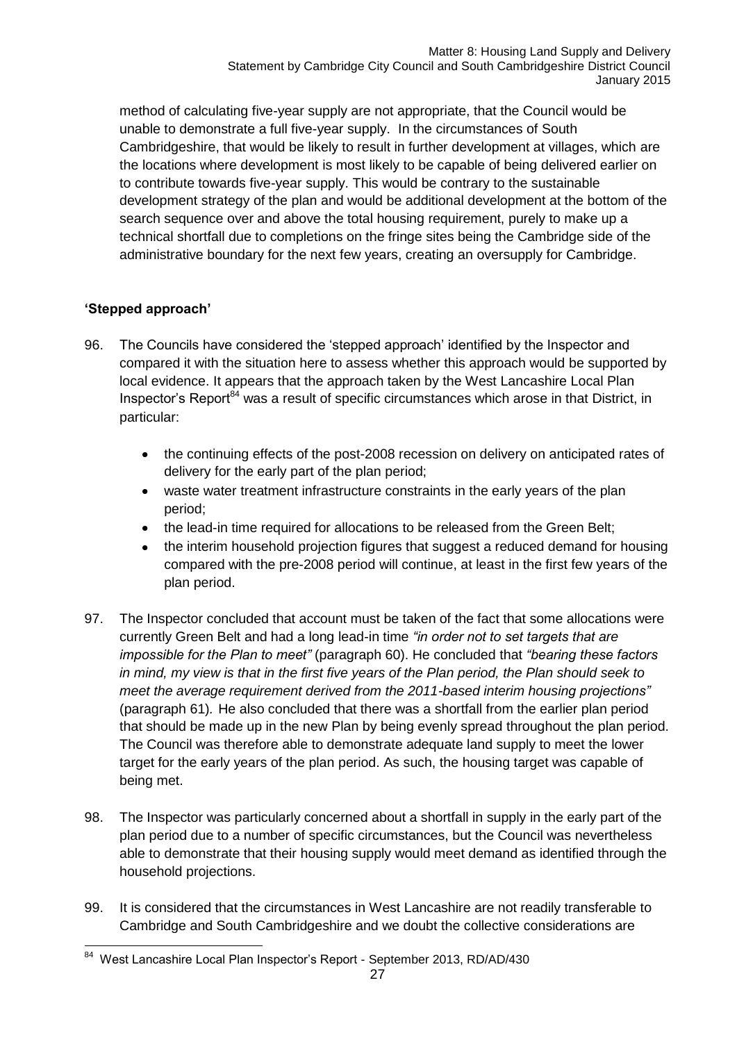method of calculating five-year supply are not appropriate, that the Council would be unable to demonstrate a full five-year supply. In the circumstances of South Cambridgeshire, that would be likely to result in further development at villages, which are the locations where development is most likely to be capable of being delivered earlier on to contribute towards five-year supply. This would be contrary to the sustainable development strategy of the plan and would be additional development at the bottom of the search sequence over and above the total housing requirement, purely to make up a technical shortfall due to completions on the fringe sites being the Cambridge side of the administrative boundary for the next few years, creating an oversupply for Cambridge.

**'Stepped approach'**

96. The Councils have considered the 'stepped approach' identified by the Inspector and compared it with the situation here to assess whether this approach would be supported by local evidence. It appears that the approach taken by the West Lancashire Local Plan Inspector's Report[84] was a result of specific circumstances which arose in that District, in particular:

    - the continuing effects of the post-2008 recession on delivery on anticipated rates of delivery for the early part of the plan period;
    - waste water treatment infrastructure constraints in the early years of the plan period;
    - the lead-in time required for allocations to be released from the Green Belt;
    - the interim household projection figures that suggest a reduced demand for housing compared with the pre-2008 period will continue, at least in the first few years of the plan period.

97. The Inspector concluded that account must be taken of the fact that some allocations were currently Green Belt and had a long lead-in time *"in order not to set targets that are impossible for the Plan to meet"* (paragraph 60). He concluded that *"bearing these factors in mind, my view is that in the first five years of the Plan period, the Plan should seek to meet the average requirement derived from the 2011-based interim housing projections"* (paragraph 61). He also concluded that there was a shortfall from the earlier plan period that should be made up in the new Plan by being evenly spread throughout the plan period. The Council was therefore able to demonstrate adequate land supply to meet the lower target for the early years of the plan period. As such, the housing target was capable of being met.

98. The Inspector was particularly concerned about a shortfall in supply in the early part of the plan period due to a number of specific circumstances, but the Council was nevertheless able to demonstrate that their housing supply would meet demand as identified through the household projections.

99. It is considered that the circumstances in West Lancashire are not readily transferable to Cambridge and South Cambridgeshire and we doubt the collective considerations are

---

[84] West Lancashire Local Plan Inspector's Report - September 2013, RD/AD/430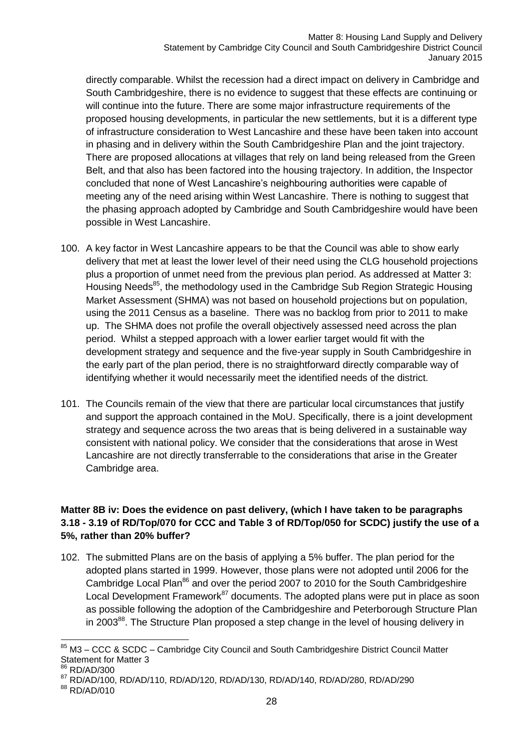directly comparable. Whilst the recession had a direct impact on delivery in Cambridge and South Cambridgeshire, there is no evidence to suggest that these effects are continuing or will continue into the future. There are some major infrastructure requirements of the proposed housing developments, in particular the new settlements, but it is a different type of infrastructure consideration to West Lancashire and these have been taken into account in phasing and in delivery within the South Cambridgeshire Plan and the joint trajectory. There are proposed allocations at villages that rely on land being released from the Green Belt, and that also has been factored into the housing trajectory. In addition, the Inspector concluded that none of West Lancashire's neighbouring authorities were capable of meeting any of the need arising within West Lancashire. There is nothing to suggest that the phasing approach adopted by Cambridge and South Cambridgeshire would have been possible in West Lancashire.

100. A key factor in West Lancashire appears to be that the Council was able to show early delivery that met at least the lower level of their need using the CLG household projections plus a proportion of unmet need from the previous plan period. As addressed at Matter 3: Housing Needs[85], the methodology used in the Cambridge Sub Region Strategic Housing Market Assessment (SHMA) was not based on household projections but on population, using the 2011 Census as a baseline. There was no backlog from prior to 2011 to make up. The SHMA does not profile the overall objectively assessed need across the plan period. Whilst a stepped approach with a lower earlier target would fit with the development strategy and sequence and the five-year supply in South Cambridgeshire in the early part of the plan period, there is no straightforward directly comparable way of identifying whether it would necessarily meet the identified needs of the district.

101. The Councils remain of the view that there are particular local circumstances that justify and support the approach contained in the MoU. Specifically, there is a joint development strategy and sequence across the two areas that is being delivered in a sustainable way consistent with national policy. We consider that the considerations that arose in West Lancashire are not directly transferrable to the considerations that arise in the Greater Cambridge area.

**Matter 8B iv: Does the evidence on past delivery, (which I have taken to be paragraphs 3.18 - 3.19 of RD/Top/070 for CCC and Table 3 of RD/Top/050 for SCDC) justify the use of a 5%, rather than 20% buffer?**

102. The submitted Plans are on the basis of applying a 5% buffer. The plan period for the adopted plans started in 1999. However, those plans were not adopted until 2006 for the Cambridge Local Plan[86] and over the period 2007 to 2010 for the South Cambridgeshire Local Development Framework[87] documents. The adopted plans were put in place as soon as possible following the adoption of the Cambridgeshire and Peterborough Structure Plan in 2003[88]. The Structure Plan proposed a step change in the level of housing delivery in

[85] M3 – CCC & SCDC – Cambridge City Council and South Cambridgeshire District Council Matter Statement for Matter 3

[86] RD/AD/300

[87] RD/AD/100, RD/AD/110, RD/AD/120, RD/AD/130, RD/AD/140, RD/AD/280, RD/AD/290

[88] RD/AD/010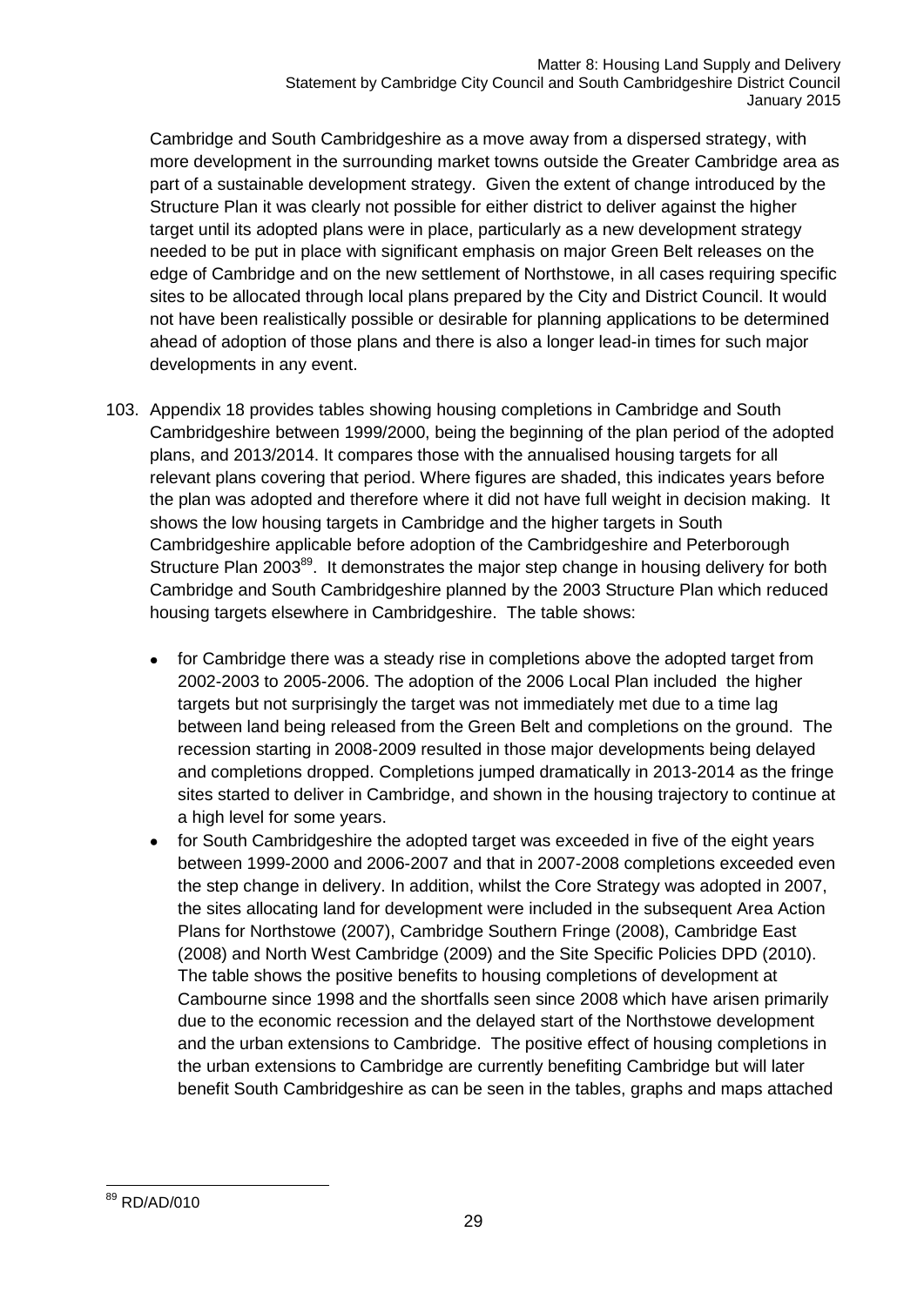Cambridge and South Cambridgeshire as a move away from a dispersed strategy, with more development in the surrounding market towns outside the Greater Cambridge area as part of a sustainable development strategy. Given the extent of change introduced by the Structure Plan it was clearly not possible for either district to deliver against the higher target until its adopted plans were in place, particularly as a new development strategy needed to be put in place with significant emphasis on major Green Belt releases on the edge of Cambridge and on the new settlement of Northstowe, in all cases requiring specific sites to be allocated through local plans prepared by the City and District Council. It would not have been realistically possible or desirable for planning applications to be determined ahead of adoption of those plans and there is also a longer lead-in times for such major developments in any event.

103. Appendix 18 provides tables showing housing completions in Cambridge and South Cambridgeshire between 1999/2000, being the beginning of the plan period of the adopted plans, and 2013/2014. It compares those with the annualised housing targets for all relevant plans covering that period. Where figures are shaded, this indicates years before the plan was adopted and therefore where it did not have full weight in decision making. It shows the low housing targets in Cambridge and the higher targets in South Cambridgeshire applicable before adoption of the Cambridgeshire and Peterborough Structure Plan 2003[89]. It demonstrates the major step change in housing delivery for both Cambridge and South Cambridgeshire planned by the 2003 Structure Plan which reduced housing targets elsewhere in Cambridgeshire. The table shows:

- for Cambridge there was a steady rise in completions above the adopted target from 2002-2003 to 2005-2006. The adoption of the 2006 Local Plan included the higher targets but not surprisingly the target was not immediately met due to a time lag between land being released from the Green Belt and completions on the ground. The recession starting in 2008-2009 resulted in those major developments being delayed and completions dropped. Completions jumped dramatically in 2013-2014 as the fringe sites started to deliver in Cambridge, and shown in the housing trajectory to continue at a high level for some years.
- for South Cambridgeshire the adopted target was exceeded in five of the eight years between 1999-2000 and 2006-2007 and that in 2007-2008 completions exceeded even the step change in delivery. In addition, whilst the Core Strategy was adopted in 2007, the sites allocating land for development were included in the subsequent Area Action Plans for Northstowe (2007), Cambridge Southern Fringe (2008), Cambridge East (2008) and North West Cambridge (2009) and the Site Specific Policies DPD (2010). The table shows the positive benefits to housing completions of development at Cambourne since 1998 and the shortfalls seen since 2008 which have arisen primarily due to the economic recession and the delayed start of the Northstowe development and the urban extensions to Cambridge. The positive effect of housing completions in the urban extensions to Cambridge are currently benefiting Cambridge but will later benefit South Cambridgeshire as can be seen in the tables, graphs and maps attached

[89] RD/AD/010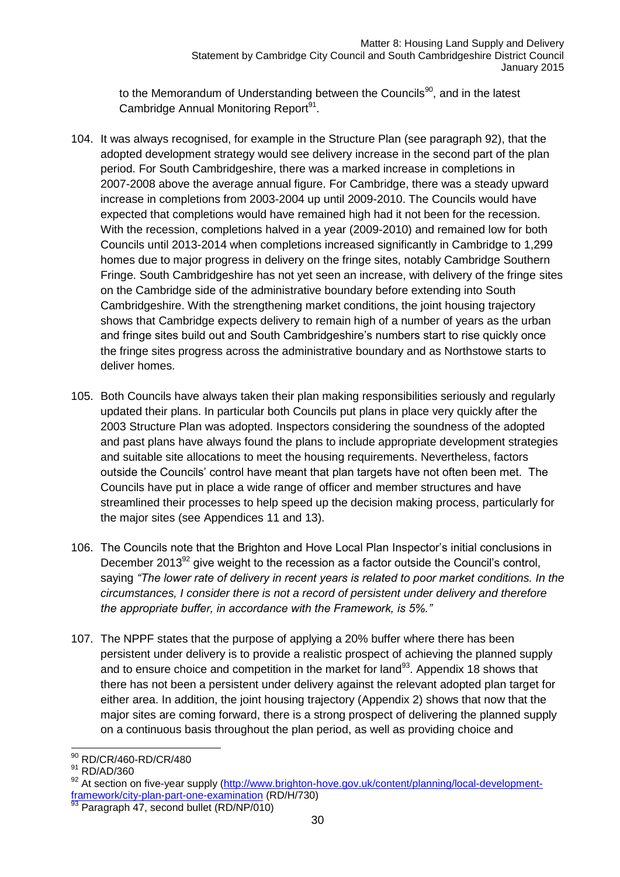to the Memorandum of Understanding between the Councils[90], and in the latest Cambridge Annual Monitoring Report[91].

104. It was always recognised, for example in the Structure Plan (see paragraph 92), that the adopted development strategy would see delivery increase in the second part of the plan period. For South Cambridgeshire, there was a marked increase in completions in 2007-2008 above the average annual figure. For Cambridge, there was a steady upward increase in completions from 2003-2004 up until 2009-2010. The Councils would have expected that completions would have remained high had it not been for the recession. With the recession, completions halved in a year (2009-2010) and remained low for both Councils until 2013-2014 when completions increased significantly in Cambridge to 1,299 homes due to major progress in delivery on the fringe sites, notably Cambridge Southern Fringe. South Cambridgeshire has not yet seen an increase, with delivery of the fringe sites on the Cambridge side of the administrative boundary before extending into South Cambridgeshire. With the strengthening market conditions, the joint housing trajectory shows that Cambridge expects delivery to remain high of a number of years as the urban and fringe sites build out and South Cambridgeshire's numbers start to rise quickly once the fringe sites progress across the administrative boundary and as Northstowe starts to deliver homes.

105. Both Councils have always taken their plan making responsibilities seriously and regularly updated their plans. In particular both Councils put plans in place very quickly after the 2003 Structure Plan was adopted. Inspectors considering the soundness of the adopted and past plans have always found the plans to include appropriate development strategies and suitable site allocations to meet the housing requirements. Nevertheless, factors outside the Councils' control have meant that plan targets have not often been met. The Councils have put in place a wide range of officer and member structures and have streamlined their processes to help speed up the decision making process, particularly for the major sites (see Appendices 11 and 13).

106. The Councils note that the Brighton and Hove Local Plan Inspector's initial conclusions in December 2013[92] give weight to the recession as a factor outside the Council's control, saying *"The lower rate of delivery in recent years is related to poor market conditions. In the circumstances, I consider there is not a record of persistent under delivery and therefore the appropriate buffer, in accordance with the Framework, is 5%."*

107. The NPPF states that the purpose of applying a 20% buffer where there has been persistent under delivery is to provide a realistic prospect of achieving the planned supply and to ensure choice and competition in the market for land[93]. Appendix 18 shows that there has not been a persistent under delivery against the relevant adopted plan target for either area. In addition, the joint housing trajectory (Appendix 2) shows that now that the major sites are coming forward, there is a strong prospect of delivering the planned supply on a continuous basis throughout the plan period, as well as providing choice and

---

[90] RD/CR/460-RD/CR/480

[91] RD/AD/360

[92] At section on five-year supply (http://www.brighton-hove.gov.uk/content/planning/local-development-framework/city-plan-part-one-examination) (RD/H/730)

[93] Paragraph 47, second bullet (RD/NP/010)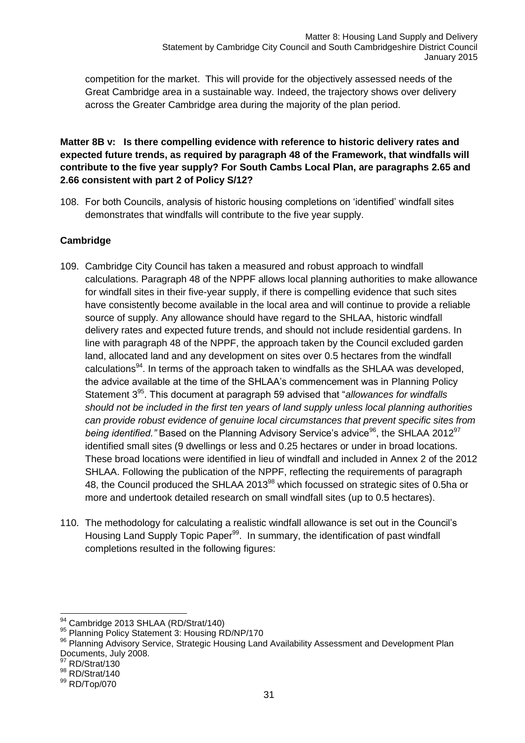competition for the market. This will provide for the objectively assessed needs of the Great Cambridge area in a sustainable way. Indeed, the trajectory shows over delivery across the Greater Cambridge area during the majority of the plan period.

**Matter 8B v: Is there compelling evidence with reference to historic delivery rates and expected future trends, as required by paragraph 48 of the Framework, that windfalls will contribute to the five year supply? For South Cambs Local Plan, are paragraphs 2.65 and 2.66 consistent with part 2 of Policy S/12?**

108. For both Councils, analysis of historic housing completions on 'identified' windfall sites demonstrates that windfalls will contribute to the five year supply.

**Cambridge**

109. Cambridge City Council has taken a measured and robust approach to windfall calculations. Paragraph 48 of the NPPF allows local planning authorities to make allowance for windfall sites in their five-year supply, if there is compelling evidence that such sites have consistently become available in the local area and will continue to provide a reliable source of supply. Any allowance should have regard to the SHLAA, historic windfall delivery rates and expected future trends, and should not include residential gardens. In line with paragraph 48 of the NPPF, the approach taken by the Council excluded garden land, allocated land and any development on sites over 0.5 hectares from the windfall calculations[94]. In terms of the approach taken to windfalls as the SHLAA was developed, the advice available at the time of the SHLAA's commencement was in Planning Policy Statement 3[95]. This document at paragraph 59 advised that "*allowances for windfalls should not be included in the first ten years of land supply unless local planning authorities can provide robust evidence of genuine local circumstances that prevent specific sites from being identified."* Based on the Planning Advisory Service's advice[96], the SHLAA 2012[97] identified small sites (9 dwellings or less and 0.25 hectares or under in broad locations. These broad locations were identified in lieu of windfall and included in Annex 2 of the 2012 SHLAA. Following the publication of the NPPF, reflecting the requirements of paragraph 48, the Council produced the SHLAA 2013[98] which focussed on strategic sites of 0.5ha or more and undertook detailed research on small windfall sites (up to 0.5 hectares).

110. The methodology for calculating a realistic windfall allowance is set out in the Council's Housing Land Supply Topic Paper[99]. In summary, the identification of past windfall completions resulted in the following figures:

---

[94] Cambridge 2013 SHLAA (RD/Strat/140)

[95] Planning Policy Statement 3: Housing RD/NP/170

[96] Planning Advisory Service, Strategic Housing Land Availability Assessment and Development Plan Documents, July 2008.

[97] RD/Strat/130

[98] RD/Strat/140

[99] RD/Top/070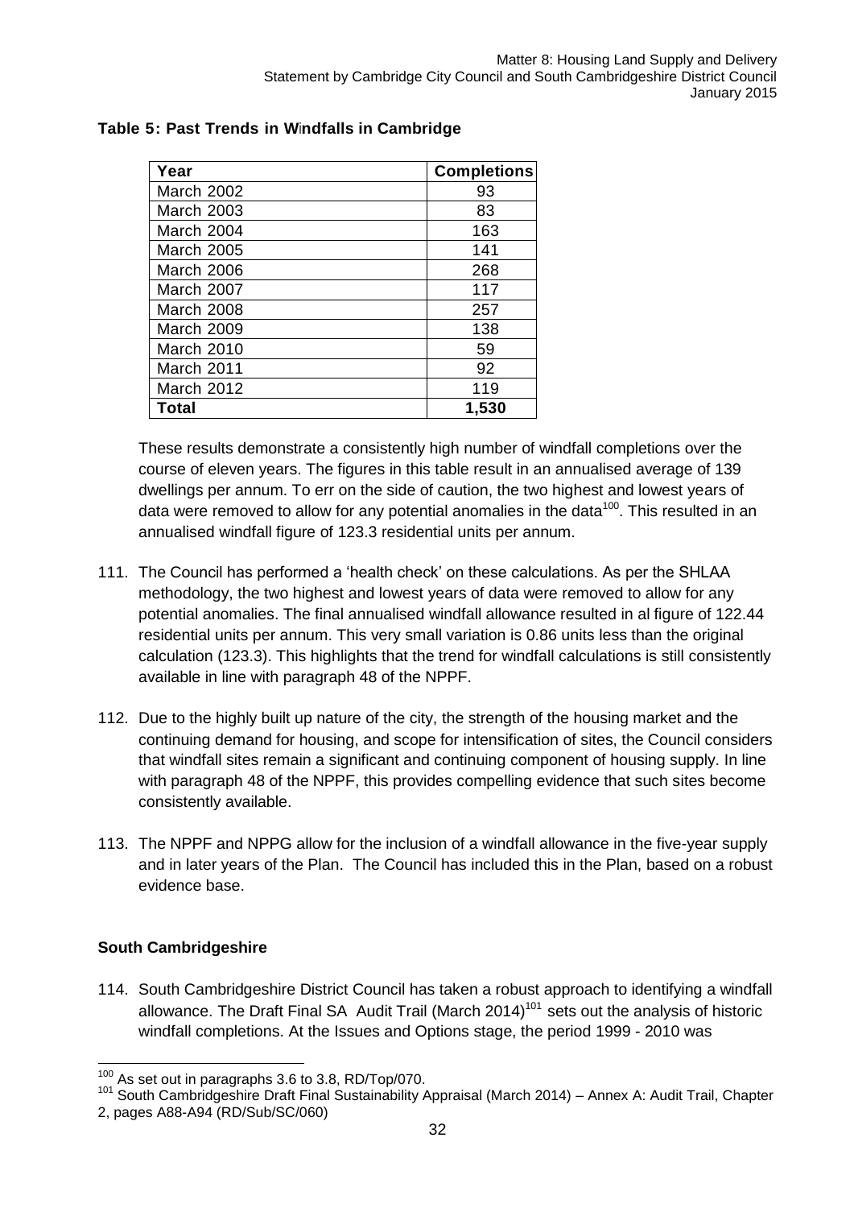**Table 5: Past Trends in Windfalls in Cambridge**

| Year | Completions |
|---|---|
| March 2002 | 93 |
| March 2003 | 83 |
| March 2004 | 163 |
| March 2005 | 141 |
| March 2006 | 268 |
| March 2007 | 117 |
| March 2008 | 257 |
| March 2009 | 138 |
| March 2010 | 59 |
| March 2011 | 92 |
| March 2012 | 119 |
| **Total** | **1,530** |

These results demonstrate a consistently high number of windfall completions over the course of eleven years. The figures in this table result in an annualised average of 139 dwellings per annum. To err on the side of caution, the two highest and lowest years of data were removed to allow for any potential anomalies in the data[100]. This resulted in an annualised windfall figure of 123.3 residential units per annum.

111. The Council has performed a 'health check' on these calculations. As per the SHLAA methodology, the two highest and lowest years of data were removed to allow for any potential anomalies. The final annualised windfall allowance resulted in al figure of 122.44 residential units per annum. This very small variation is 0.86 units less than the original calculation (123.3). This highlights that the trend for windfall calculations is still consistently available in line with paragraph 48 of the NPPF.

112. Due to the highly built up nature of the city, the strength of the housing market and the continuing demand for housing, and scope for intensification of sites, the Council considers that windfall sites remain a significant and continuing component of housing supply. In line with paragraph 48 of the NPPF, this provides compelling evidence that such sites become consistently available.

113. The NPPF and NPPG allow for the inclusion of a windfall allowance in the five-year supply and in later years of the Plan. The Council has included this in the Plan, based on a robust evidence base.

**South Cambridgeshire**

114. South Cambridgeshire District Council has taken a robust approach to identifying a windfall allowance. The Draft Final SA Audit Trail (March 2014)[101] sets out the analysis of historic windfall completions. At the Issues and Options stage, the period 1999 - 2010 was

[100] As set out in paragraphs 3.6 to 3.8, RD/Top/070.

[101] South Cambridgeshire Draft Final Sustainability Appraisal (March 2014) – Annex A: Audit Trail, Chapter 2, pages A88-A94 (RD/Sub/SC/060)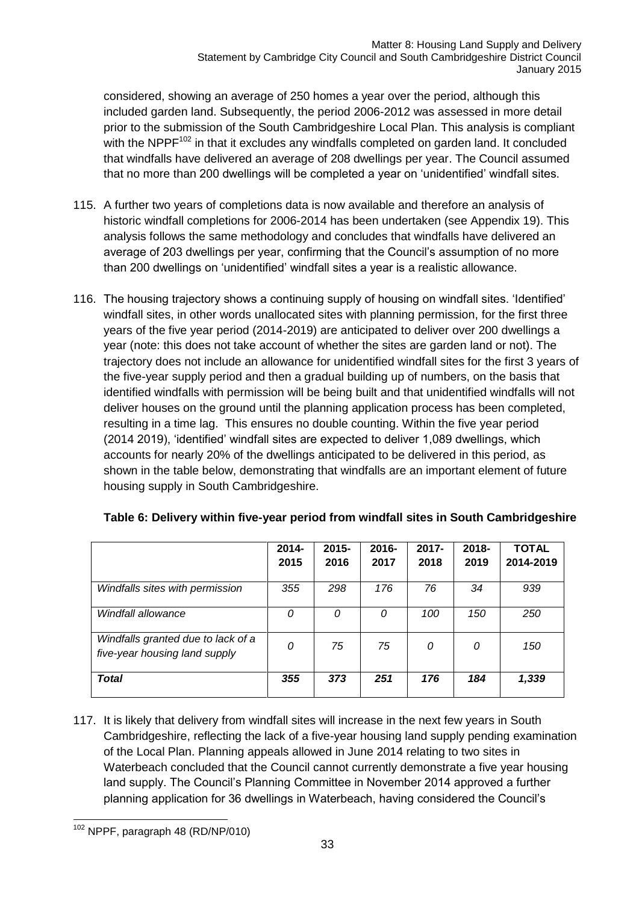considered, showing an average of 250 homes a year over the period, although this included garden land. Subsequently, the period 2006-2012 was assessed in more detail prior to the submission of the South Cambridgeshire Local Plan. This analysis is compliant with the NPPF[102] in that it excludes any windfalls completed on garden land. It concluded that windfalls have delivered an average of 208 dwellings per year. The Council assumed that no more than 200 dwellings will be completed a year on 'unidentified' windfall sites.

115. A further two years of completions data is now available and therefore an analysis of historic windfall completions for 2006-2014 has been undertaken (see Appendix 19). This analysis follows the same methodology and concludes that windfalls have delivered an average of 203 dwellings per year, confirming that the Council's assumption of no more than 200 dwellings on 'unidentified' windfall sites a year is a realistic allowance.

116. The housing trajectory shows a continuing supply of housing on windfall sites. 'Identified' windfall sites, in other words unallocated sites with planning permission, for the first three years of the five year period (2014-2019) are anticipated to deliver over 200 dwellings a year (note: this does not take account of whether the sites are garden land or not). The trajectory does not include an allowance for unidentified windfall sites for the first 3 years of the five-year supply period and then a gradual building up of numbers, on the basis that identified windfalls with permission will be being built and that unidentified windfalls will not deliver houses on the ground until the planning application process has been completed, resulting in a time lag. This ensures no double counting. Within the five year period (2014 2019), 'identified' windfall sites are expected to deliver 1,089 dwellings, which accounts for nearly 20% of the dwellings anticipated to be delivered in this period, as shown in the table below, demonstrating that windfalls are an important element of future housing supply in South Cambridgeshire.

**Table 6: Delivery within five-year period from windfall sites in South Cambridgeshire**

| | 2014-2015 | 2015-2016 | 2016-2017 | 2017-2018 | 2018-2019 | TOTAL 2014-2019 |
|---|---|---|---|---|---|---|
| *Windfalls sites with permission* | *355* | *298* | *176* | *76* | *34* | *939* |
| *Windfall allowance* | *0* | *0* | *0* | *100* | *150* | *250* |
| *Windfalls granted due to lack of a five-year housing land supply* | *0* | *75* | *75* | *0* | *0* | *150* |
| ***Total*** | ***355*** | ***373*** | ***251*** | ***176*** | ***184*** | ***1,339*** |

117. It is likely that delivery from windfall sites will increase in the next few years in South Cambridgeshire, reflecting the lack of a five-year housing land supply pending examination of the Local Plan. Planning appeals allowed in June 2014 relating to two sites in Waterbeach concluded that the Council cannot currently demonstrate a five year housing land supply. The Council's Planning Committee in November 2014 approved a further planning application for 36 dwellings in Waterbeach, having considered the Council's

[102] NPPF, paragraph 48 (RD/NP/010)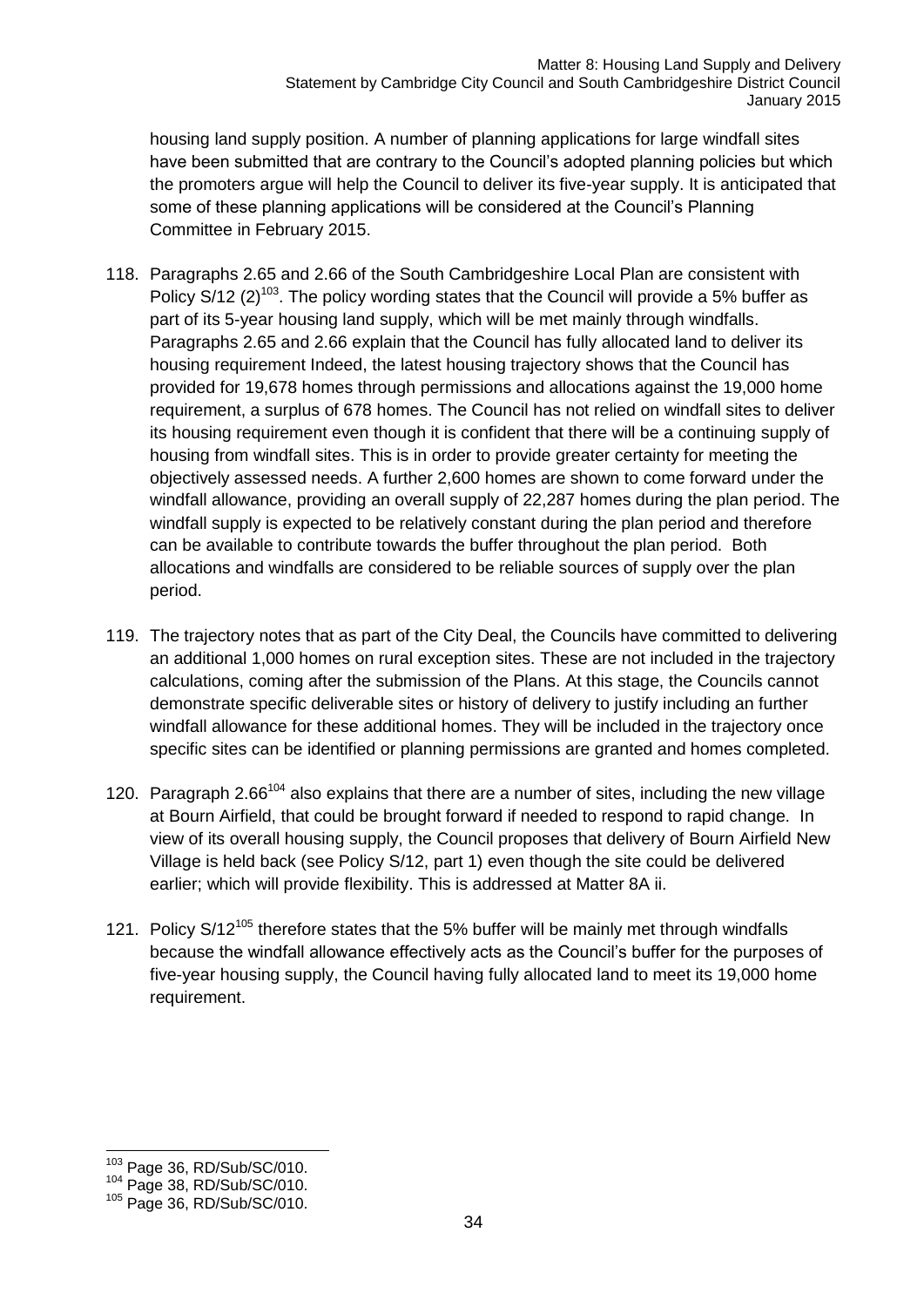housing land supply position. A number of planning applications for large windfall sites have been submitted that are contrary to the Council's adopted planning policies but which the promoters argue will help the Council to deliver its five-year supply. It is anticipated that some of these planning applications will be considered at the Council's Planning Committee in February 2015.

118. Paragraphs 2.65 and 2.66 of the South Cambridgeshire Local Plan are consistent with Policy S/12 (2)[103]. The policy wording states that the Council will provide a 5% buffer as part of its 5-year housing land supply, which will be met mainly through windfalls. Paragraphs 2.65 and 2.66 explain that the Council has fully allocated land to deliver its housing requirement Indeed, the latest housing trajectory shows that the Council has provided for 19,678 homes through permissions and allocations against the 19,000 home requirement, a surplus of 678 homes. The Council has not relied on windfall sites to deliver its housing requirement even though it is confident that there will be a continuing supply of housing from windfall sites. This is in order to provide greater certainty for meeting the objectively assessed needs. A further 2,600 homes are shown to come forward under the windfall allowance, providing an overall supply of 22,287 homes during the plan period. The windfall supply is expected to be relatively constant during the plan period and therefore can be available to contribute towards the buffer throughout the plan period. Both allocations and windfalls are considered to be reliable sources of supply over the plan period.

119. The trajectory notes that as part of the City Deal, the Councils have committed to delivering an additional 1,000 homes on rural exception sites. These are not included in the trajectory calculations, coming after the submission of the Plans. At this stage, the Councils cannot demonstrate specific deliverable sites or history of delivery to justify including an further windfall allowance for these additional homes. They will be included in the trajectory once specific sites can be identified or planning permissions are granted and homes completed.

120. Paragraph 2.66[104] also explains that there are a number of sites, including the new village at Bourn Airfield, that could be brought forward if needed to respond to rapid change. In view of its overall housing supply, the Council proposes that delivery of Bourn Airfield New Village is held back (see Policy S/12, part 1) even though the site could be delivered earlier; which will provide flexibility. This is addressed at Matter 8A ii.

121. Policy S/12[105] therefore states that the 5% buffer will be mainly met through windfalls because the windfall allowance effectively acts as the Council's buffer for the purposes of five-year housing supply, the Council having fully allocated land to meet its 19,000 home requirement.

---

[103] Page 36, RD/Sub/SC/010.

[104] Page 38, RD/Sub/SC/010.

[105] Page 36, RD/Sub/SC/010.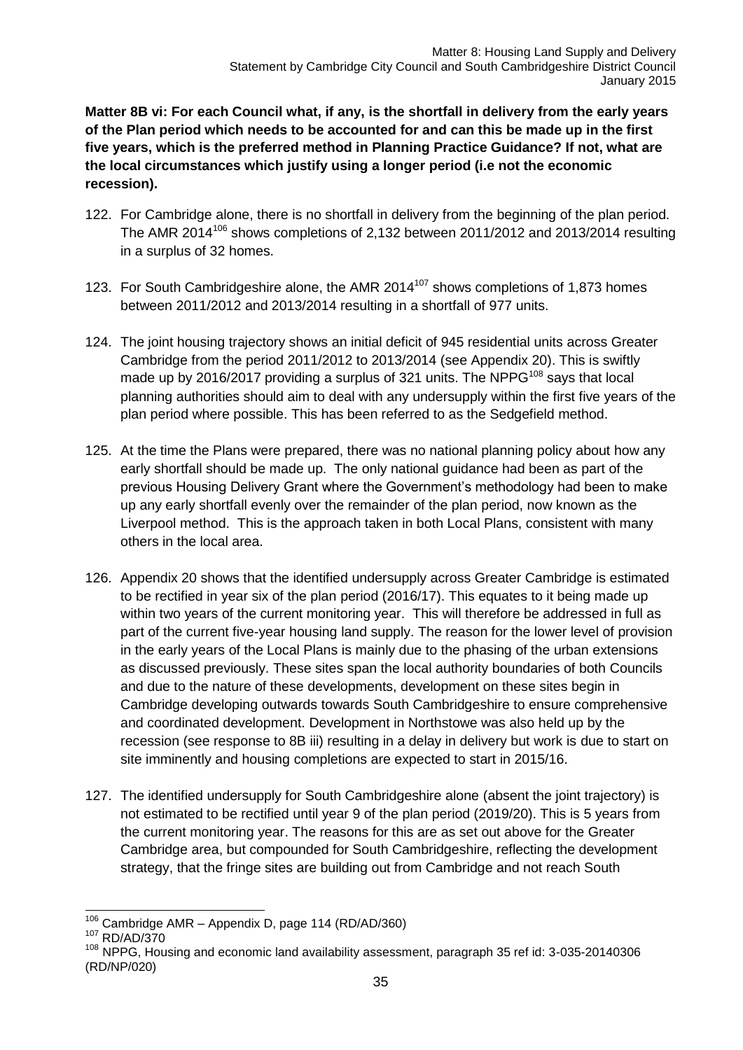**Matter 8B vi: For each Council what, if any, is the shortfall in delivery from the early years of the Plan period which needs to be accounted for and can this be made up in the first five years, which is the preferred method in Planning Practice Guidance? If not, what are the local circumstances which justify using a longer period (i.e not the economic recession).**

122. For Cambridge alone, there is no shortfall in delivery from the beginning of the plan period. The AMR 2014[106] shows completions of 2,132 between 2011/2012 and 2013/2014 resulting in a surplus of 32 homes.

123. For South Cambridgeshire alone, the AMR 2014[107] shows completions of 1,873 homes between 2011/2012 and 2013/2014 resulting in a shortfall of 977 units.

124. The joint housing trajectory shows an initial deficit of 945 residential units across Greater Cambridge from the period 2011/2012 to 2013/2014 (see Appendix 20). This is swiftly made up by 2016/2017 providing a surplus of 321 units. The NPPG[108] says that local planning authorities should aim to deal with any undersupply within the first five years of the plan period where possible. This has been referred to as the Sedgefield method.

125. At the time the Plans were prepared, there was no national planning policy about how any early shortfall should be made up. The only national guidance had been as part of the previous Housing Delivery Grant where the Government's methodology had been to make up any early shortfall evenly over the remainder of the plan period, now known as the Liverpool method. This is the approach taken in both Local Plans, consistent with many others in the local area.

126. Appendix 20 shows that the identified undersupply across Greater Cambridge is estimated to be rectified in year six of the plan period (2016/17). This equates to it being made up within two years of the current monitoring year. This will therefore be addressed in full as part of the current five-year housing land supply. The reason for the lower level of provision in the early years of the Local Plans is mainly due to the phasing of the urban extensions as discussed previously. These sites span the local authority boundaries of both Councils and due to the nature of these developments, development on these sites begin in Cambridge developing outwards towards South Cambridgeshire to ensure comprehensive and coordinated development. Development in Northstowe was also held up by the recession (see response to 8B iii) resulting in a delay in delivery but work is due to start on site imminently and housing completions are expected to start in 2015/16.

127. The identified undersupply for South Cambridgeshire alone (absent the joint trajectory) is not estimated to be rectified until year 9 of the plan period (2019/20). This is 5 years from the current monitoring year. The reasons for this are as set out above for the Greater Cambridge area, but compounded for South Cambridgeshire, reflecting the development strategy, that the fringe sites are building out from Cambridge and not reach South

---

[106] Cambridge AMR – Appendix D, page 114 (RD/AD/360)

[107] RD/AD/370

[108] NPPG, Housing and economic land availability assessment, paragraph 35 ref id: 3-035-20140306 (RD/NP/020)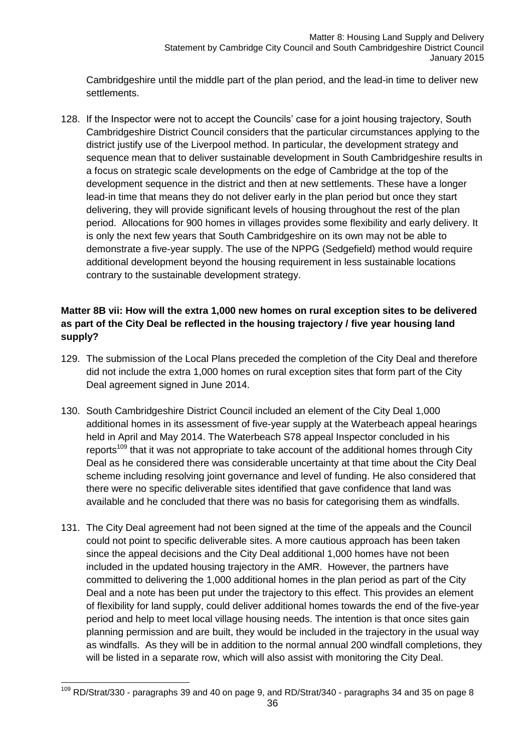Cambridgeshire until the middle part of the plan period, and the lead-in time to deliver new settlements.

128. If the Inspector were not to accept the Councils' case for a joint housing trajectory, South Cambridgeshire District Council considers that the particular circumstances applying to the district justify use of the Liverpool method. In particular, the development strategy and sequence mean that to deliver sustainable development in South Cambridgeshire results in a focus on strategic scale developments on the edge of Cambridge at the top of the development sequence in the district and then at new settlements. These have a longer lead-in time that means they do not deliver early in the plan period but once they start delivering, they will provide significant levels of housing throughout the rest of the plan period. Allocations for 900 homes in villages provides some flexibility and early delivery. It is only the next few years that South Cambridgeshire on its own may not be able to demonstrate a five-year supply. The use of the NPPG (Sedgefield) method would require additional development beyond the housing requirement in less sustainable locations contrary to the sustainable development strategy.

**Matter 8B vii: How will the extra 1,000 new homes on rural exception sites to be delivered as part of the City Deal be reflected in the housing trajectory / five year housing land supply?**

129. The submission of the Local Plans preceded the completion of the City Deal and therefore did not include the extra 1,000 homes on rural exception sites that form part of the City Deal agreement signed in June 2014.

130. South Cambridgeshire District Council included an element of the City Deal 1,000 additional homes in its assessment of five-year supply at the Waterbeach appeal hearings held in April and May 2014. The Waterbeach S78 appeal Inspector concluded in his reports[109] that it was not appropriate to take account of the additional homes through City Deal as he considered there was considerable uncertainty at that time about the City Deal scheme including resolving joint governance and level of funding. He also considered that there were no specific deliverable sites identified that gave confidence that land was available and he concluded that there was no basis for categorising them as windfalls.

131. The City Deal agreement had not been signed at the time of the appeals and the Council could not point to specific deliverable sites. A more cautious approach has been taken since the appeal decisions and the City Deal additional 1,000 homes have not been included in the updated housing trajectory in the AMR. However, the partners have committed to delivering the 1,000 additional homes in the plan period as part of the City Deal and a note has been put under the trajectory to this effect. This provides an element of flexibility for land supply, could deliver additional homes towards the end of the five-year period and help to meet local village housing needs. The intention is that once sites gain planning permission and are built, they would be included in the trajectory in the usual way as windfalls. As they will be in addition to the normal annual 200 windfall completions, they will be listed in a separate row, which will also assist with monitoring the City Deal.

---

[109] RD/Strat/330 - paragraphs 39 and 40 on page 9, and RD/Strat/340 - paragraphs 34 and 35 on page 8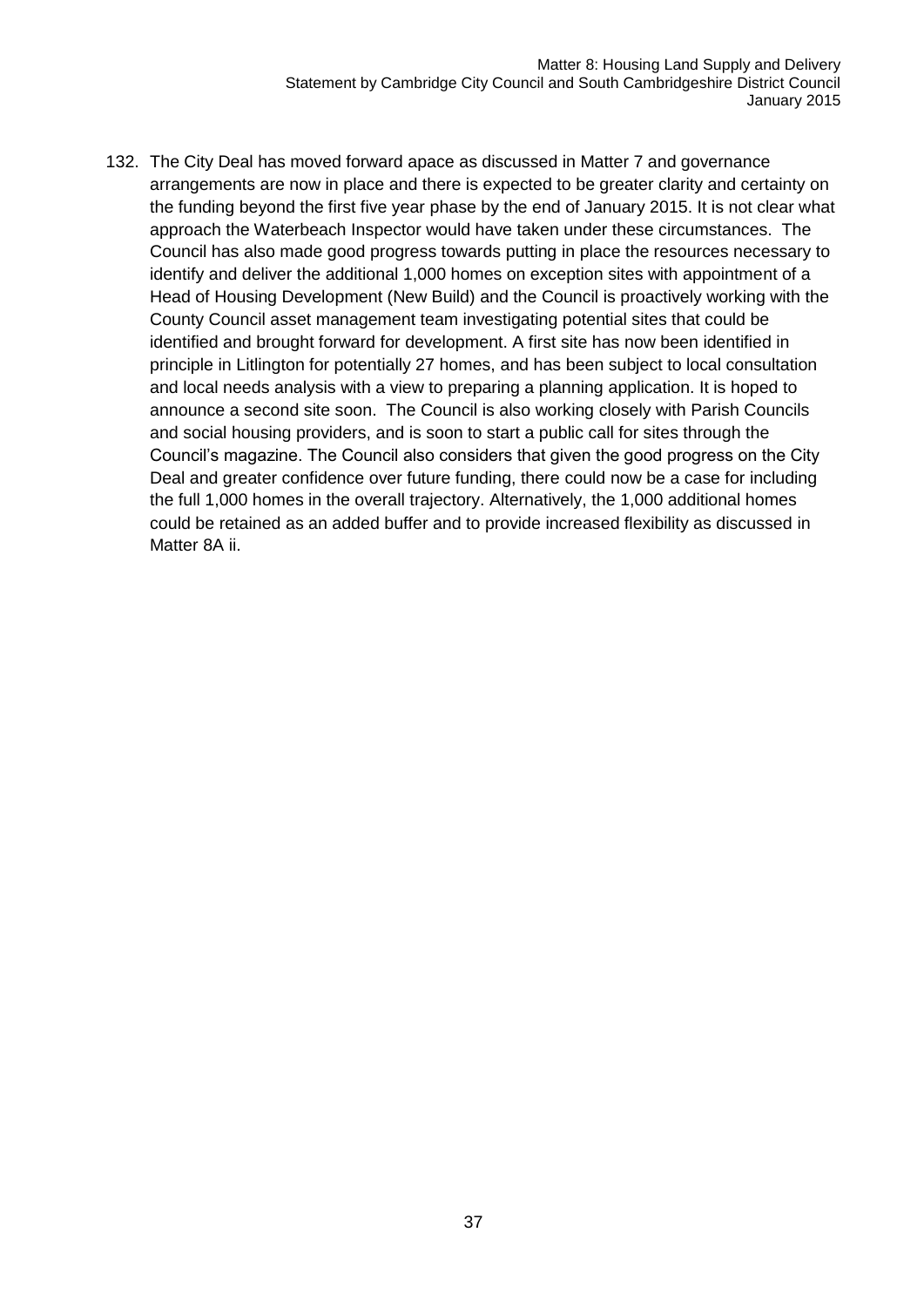132. The City Deal has moved forward apace as discussed in Matter 7 and governance arrangements are now in place and there is expected to be greater clarity and certainty on the funding beyond the first five year phase by the end of January 2015. It is not clear what approach the Waterbeach Inspector would have taken under these circumstances. The Council has also made good progress towards putting in place the resources necessary to identify and deliver the additional 1,000 homes on exception sites with appointment of a Head of Housing Development (New Build) and the Council is proactively working with the County Council asset management team investigating potential sites that could be identified and brought forward for development. A first site has now been identified in principle in Litlington for potentially 27 homes, and has been subject to local consultation and local needs analysis with a view to preparing a planning application. It is hoped to announce a second site soon. The Council is also working closely with Parish Councils and social housing providers, and is soon to start a public call for sites through the Council's magazine. The Council also considers that given the good progress on the City Deal and greater confidence over future funding, there could now be a case for including the full 1,000 homes in the overall trajectory. Alternatively, the 1,000 additional homes could be retained as an added buffer and to provide increased flexibility as discussed in Matter 8A ii.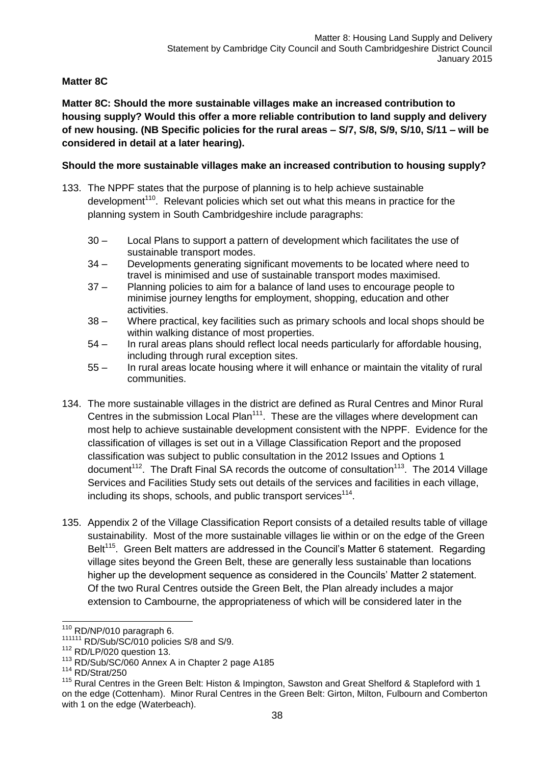**Matter 8C**

**Matter 8C: Should the more sustainable villages make an increased contribution to housing supply? Would this offer a more reliable contribution to land supply and delivery of new housing. (NB Specific policies for the rural areas – S/7, S/8, S/9, S/10, S/11 – will be considered in detail at a later hearing).**

**Should the more sustainable villages make an increased contribution to housing supply?**

133. The NPPF states that the purpose of planning is to help achieve sustainable development[110]. Relevant policies which set out what this means in practice for the planning system in South Cambridgeshire include paragraphs:

   30 – Local Plans to support a pattern of development which facilitates the use of sustainable transport modes.
   
   34 – Developments generating significant movements to be located where need to travel is minimised and use of sustainable transport modes maximised.
   
   37 – Planning policies to aim for a balance of land uses to encourage people to minimise journey lengths for employment, shopping, education and other activities.
   
   38 – Where practical, key facilities such as primary schools and local shops should be within walking distance of most properties.
   
   54 – In rural areas plans should reflect local needs particularly for affordable housing, including through rural exception sites.
   
   55 – In rural areas locate housing where it will enhance or maintain the vitality of rural communities.

134. The more sustainable villages in the district are defined as Rural Centres and Minor Rural Centres in the submission Local Plan[111]. These are the villages where development can most help to achieve sustainable development consistent with the NPPF. Evidence for the classification of villages is set out in a Village Classification Report and the proposed classification was subject to public consultation in the 2012 Issues and Options 1 document[112]. The Draft Final SA records the outcome of consultation[113]. The 2014 Village Services and Facilities Study sets out details of the services and facilities in each village, including its shops, schools, and public transport services[114].

135. Appendix 2 of the Village Classification Report consists of a detailed results table of village sustainability. Most of the more sustainable villages lie within or on the edge of the Green Belt[115]. Green Belt matters are addressed in the Council's Matter 6 statement. Regarding village sites beyond the Green Belt, these are generally less sustainable than locations higher up the development sequence as considered in the Councils' Matter 2 statement. Of the two Rural Centres outside the Green Belt, the Plan already includes a major extension to Cambourne, the appropriateness of which will be considered later in the

---

[110] RD/NP/010 paragraph 6.

[111111] RD/Sub/SC/010 policies S/8 and S/9.

[112] RD/LP/020 question 13.

[113] RD/Sub/SC/060 Annex A in Chapter 2 page A185

[114] RD/Strat/250

[115] Rural Centres in the Green Belt: Histon & Impington, Sawston and Great Shelford & Stapleford with 1 on the edge (Cottenham). Minor Rural Centres in the Green Belt: Girton, Milton, Fulbourn and Comberton with 1 on the edge (Waterbeach).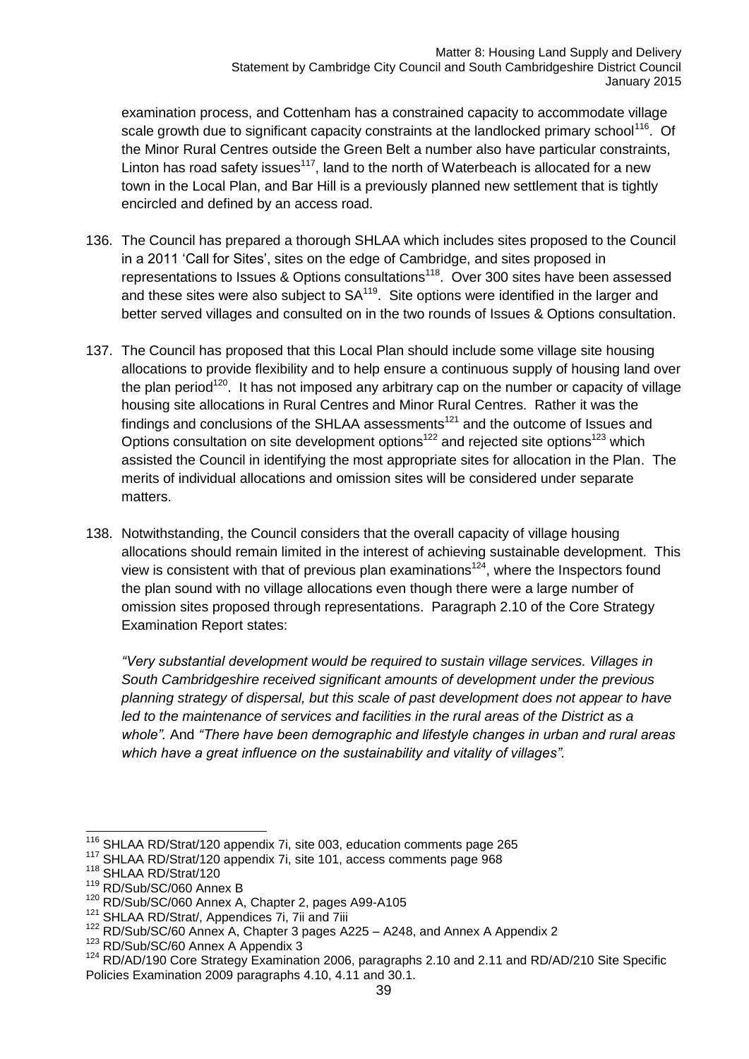examination process, and Cottenham has a constrained capacity to accommodate village scale growth due to significant capacity constraints at the landlocked primary school[116]. Of the Minor Rural Centres outside the Green Belt a number also have particular constraints, Linton has road safety issues[117], land to the north of Waterbeach is allocated for a new town in the Local Plan, and Bar Hill is a previously planned new settlement that is tightly encircled and defined by an access road.

136. The Council has prepared a thorough SHLAA which includes sites proposed to the Council in a 2011 'Call for Sites', sites on the edge of Cambridge, and sites proposed in representations to Issues & Options consultations[118]. Over 300 sites have been assessed and these sites were also subject to SA[119]. Site options were identified in the larger and better served villages and consulted on in the two rounds of Issues & Options consultation.

137. The Council has proposed that this Local Plan should include some village site housing allocations to provide flexibility and to help ensure a continuous supply of housing land over the plan period[120]. It has not imposed any arbitrary cap on the number or capacity of village housing site allocations in Rural Centres and Minor Rural Centres. Rather it was the findings and conclusions of the SHLAA assessments[121] and the outcome of Issues and Options consultation on site development options[122] and rejected site options[123] which assisted the Council in identifying the most appropriate sites for allocation in the Plan. The merits of individual allocations and omission sites will be considered under separate matters.

138. Notwithstanding, the Council considers that the overall capacity of village housing allocations should remain limited in the interest of achieving sustainable development. This view is consistent with that of previous plan examinations[124], where the Inspectors found the plan sound with no village allocations even though there were a large number of omission sites proposed through representations. Paragraph 2.10 of the Core Strategy Examination Report states:

*"Very substantial development would be required to sustain village services. Villages in South Cambridgeshire received significant amounts of development under the previous planning strategy of dispersal, but this scale of past development does not appear to have led to the maintenance of services and facilities in the rural areas of the District as a whole".* And *"There have been demographic and lifestyle changes in urban and rural areas which have a great influence on the sustainability and vitality of villages".*

---

[116] SHLAA RD/Strat/120 appendix 7i, site 003, education comments page 265
[117] SHLAA RD/Strat/120 appendix 7i, site 101, access comments page 968
[118] SHLAA RD/Strat/120
[119] RD/Sub/SC/060 Annex B
[120] RD/Sub/SC/060 Annex A, Chapter 2, pages A99-A105
[121] SHLAA RD/Strat/, Appendices 7i, 7ii and 7iii
[122] RD/Sub/SC/60 Annex A, Chapter 3 pages A225 – A248, and Annex A Appendix 2
[123] RD/Sub/SC/60 Annex A Appendix 3
[124] RD/AD/190 Core Strategy Examination 2006, paragraphs 2.10 and 2.11 and RD/AD/210 Site Specific Policies Examination 2009 paragraphs 4.10, 4.11 and 30.1.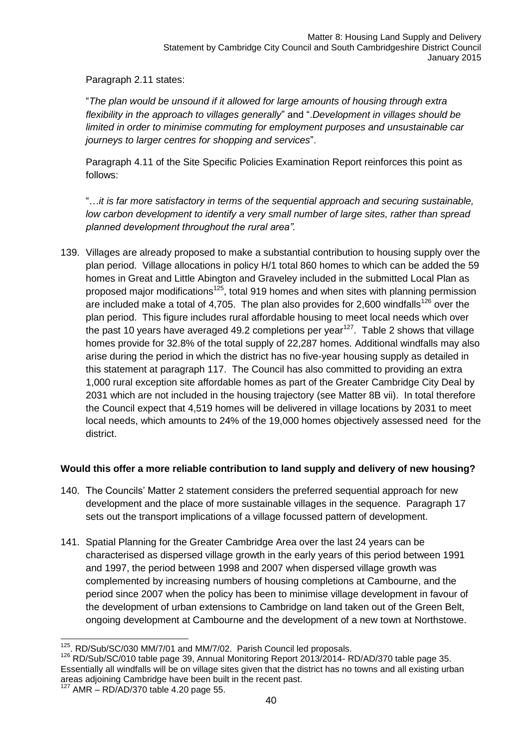Paragraph 2.11 states:

"*The plan would be unsound if it allowed for large amounts of housing through extra flexibility in the approach to villages generally*" and ".*Development in villages should be limited in order to minimise commuting for employment purposes and unsustainable car journeys to larger centres for shopping and services*".

Paragraph 4.11 of the Site Specific Policies Examination Report reinforces this point as follows:

"…*it is far more satisfactory in terms of the sequential approach and securing sustainable, low carbon development to identify a very small number of large sites, rather than spread planned development throughout the rural area".*

139. Villages are already proposed to make a substantial contribution to housing supply over the plan period. Village allocations in policy H/1 total 860 homes to which can be added the 59 homes in Great and Little Abington and Graveley included in the submitted Local Plan as proposed major modifications[125], total 919 homes and when sites with planning permission are included make a total of 4,705. The plan also provides for 2,600 windfalls[126] over the plan period. This figure includes rural affordable housing to meet local needs which over the past 10 years have averaged 49.2 completions per year[127]. Table 2 shows that village homes provide for 32.8% of the total supply of 22,287 homes. Additional windfalls may also arise during the period in which the district has no five-year housing supply as detailed in this statement at paragraph 117. The Council has also committed to providing an extra 1,000 rural exception site affordable homes as part of the Greater Cambridge City Deal by 2031 which are not included in the housing trajectory (see Matter 8B vii). In total therefore the Council expect that 4,519 homes will be delivered in village locations by 2031 to meet local needs, which amounts to 24% of the 19,000 homes objectively assessed need for the district.

**Would this offer a more reliable contribution to land supply and delivery of new housing?**

140. The Councils' Matter 2 statement considers the preferred sequential approach for new development and the place of more sustainable villages in the sequence. Paragraph 17 sets out the transport implications of a village focussed pattern of development.

141. Spatial Planning for the Greater Cambridge Area over the last 24 years can be characterised as dispersed village growth in the early years of this period between 1991 and 1997, the period between 1998 and 2007 when dispersed village growth was complemented by increasing numbers of housing completions at Cambourne, and the period since 2007 when the policy has been to minimise village development in favour of the development of urban extensions to Cambridge on land taken out of the Green Belt, ongoing development at Cambourne and the development of a new town at Northstowe.

---

[125]. RD/Sub/SC/030 MM/7/01 and MM/7/02. Parish Council led proposals.

[126] RD/Sub/SC/010 table page 39, Annual Monitoring Report 2013/2014- RD/AD/370 table page 35. Essentially all windfalls will be on village sites given that the district has no towns and all existing urban areas adjoining Cambridge have been built in the recent past.

[127] AMR – RD/AD/370 table 4.20 page 55.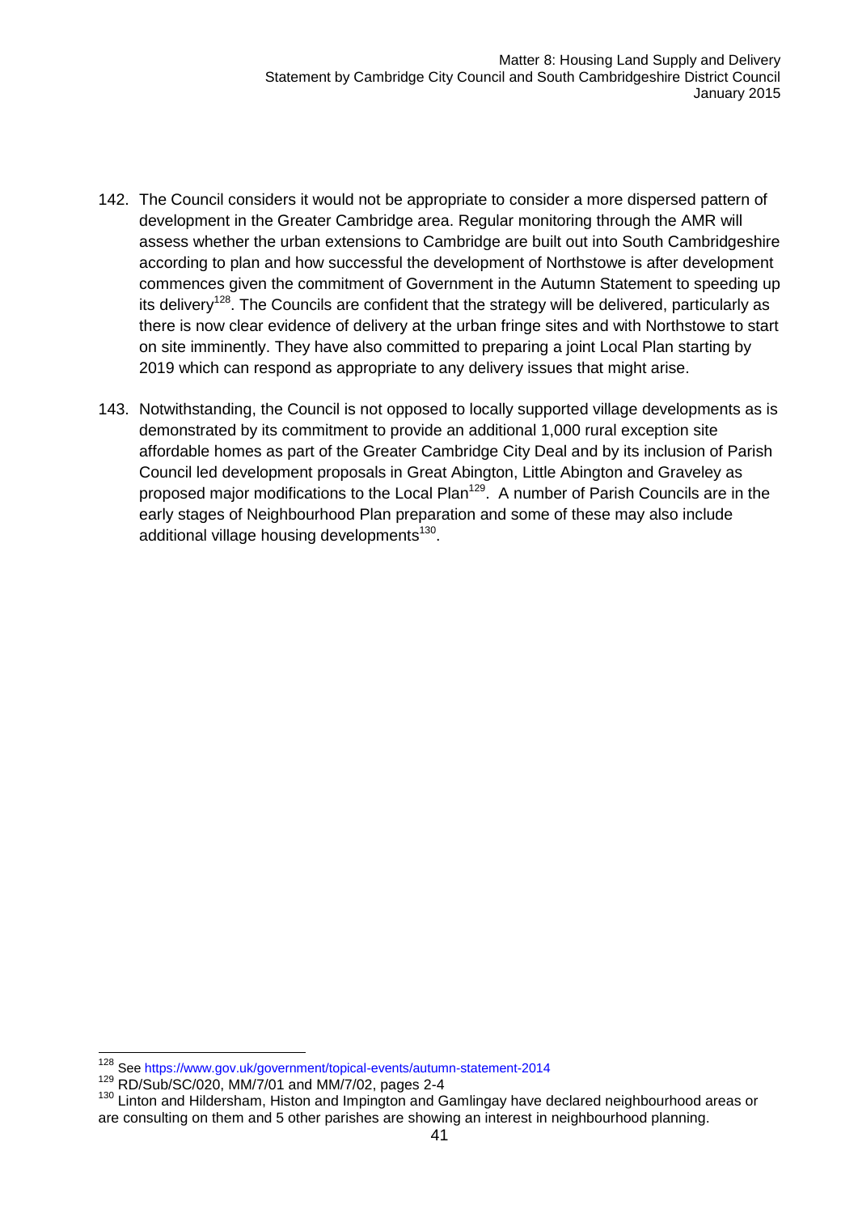142. The Council considers it would not be appropriate to consider a more dispersed pattern of development in the Greater Cambridge area. Regular monitoring through the AMR will assess whether the urban extensions to Cambridge are built out into South Cambridgeshire according to plan and how successful the development of Northstowe is after development commences given the commitment of Government in the Autumn Statement to speeding up its delivery[128]. The Councils are confident that the strategy will be delivered, particularly as there is now clear evidence of delivery at the urban fringe sites and with Northstowe to start on site imminently. They have also committed to preparing a joint Local Plan starting by 2019 which can respond as appropriate to any delivery issues that might arise.

143. Notwithstanding, the Council is not opposed to locally supported village developments as is demonstrated by its commitment to provide an additional 1,000 rural exception site affordable homes as part of the Greater Cambridge City Deal and by its inclusion of Parish Council led development proposals in Great Abington, Little Abington and Graveley as proposed major modifications to the Local Plan[129]. A number of Parish Councils are in the early stages of Neighbourhood Plan preparation and some of these may also include additional village housing developments[130].

---

[128] See https://www.gov.uk/government/topical-events/autumn-statement-2014

[129] RD/Sub/SC/020, MM/7/01 and MM/7/02, pages 2-4

[130] Linton and Hildersham, Histon and Impington and Gamlingay have declared neighbourhood areas or are consulting on them and 5 other parishes are showing an interest in neighbourhood planning.